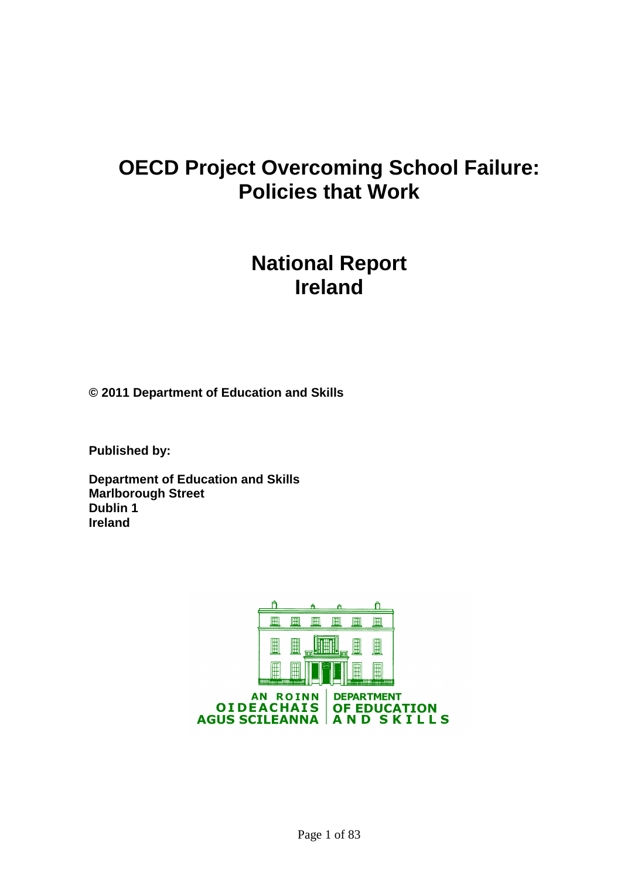# OECD Project Overcoming School Failure: Policies that Work

# National Report Ireland

**© 2011 Department of Education and Skills**

**Published by:**

**Department of Education and Skills**
**Marlborough Street**
**Dublin 1**
**Ireland**

AN ROINN OIDEACHAIS AGUS SCILEANNA | DEPARTMENT OF EDUCATION AND SKILLS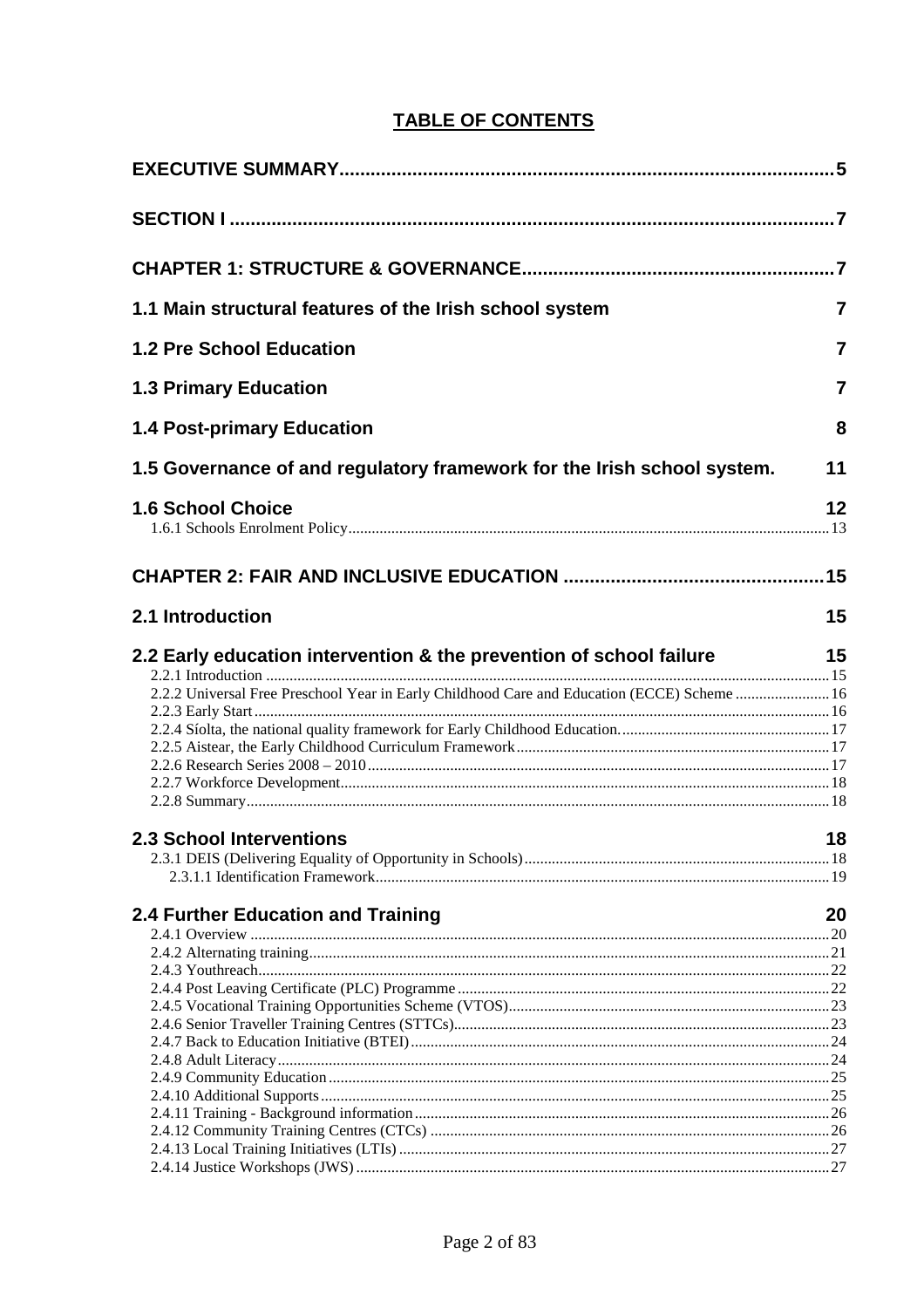# TABLE OF CONTENTS

**EXECUTIVE SUMMARY** ..... 5

**SECTION I** ..... 7

**CHAPTER 1: STRUCTURE & GOVERNANCE** ..... 7

**1.1 Main structural features of the Irish school system** ..... 7

**1.2 Pre School Education** ..... 7

**1.3 Primary Education** ..... 7

**1.4 Post-primary Education** ..... 8

**1.5 Governance of and regulatory framework for the Irish school system.** ..... 11

**1.6 School Choice** ..... 12
- 1.6.1 Schools Enrolment Policy ..... 13

**CHAPTER 2: FAIR AND INCLUSIVE EDUCATION** ..... 15

**2.1 Introduction** ..... 15

**2.2 Early education intervention & the prevention of school failure** ..... 15
- 2.2.1 Introduction ..... 15
- 2.2.2 Universal Free Preschool Year in Early Childhood Care and Education (ECCE) Scheme ..... 16
- 2.2.3 Early Start ..... 16
- 2.2.4 Síolta, the national quality framework for Early Childhood Education. ..... 17
- 2.2.5 Aistear, the Early Childhood Curriculum Framework ..... 17
- 2.2.6 Research Series 2008 – 2010 ..... 17
- 2.2.7 Workforce Development ..... 18
- 2.2.8 Summary ..... 18

**2.3 School Interventions** ..... 18
- 2.3.1 DEIS (Delivering Equality of Opportunity in Schools) ..... 18
  - 2.3.1.1 Identification Framework ..... 19

**2.4 Further Education and Training** ..... 20
- 2.4.1 Overview ..... 20
- 2.4.2 Alternating training ..... 21
- 2.4.3 Youthreach ..... 22
- 2.4.4 Post Leaving Certificate (PLC) Programme ..... 22
- 2.4.5 Vocational Training Opportunities Scheme (VTOS) ..... 23
- 2.4.6 Senior Traveller Training Centres (STTCs) ..... 23
- 2.4.7 Back to Education Initiative (BTEI) ..... 24
- 2.4.8 Adult Literacy ..... 24
- 2.4.9 Community Education ..... 25
- 2.4.10 Additional Supports ..... 25
- 2.4.11 Training - Background information ..... 26
- 2.4.12 Community Training Centres (CTCs) ..... 26
- 2.4.13 Local Training Initiatives (LTIs) ..... 27
- 2.4.14 Justice Workshops (JWS) ..... 27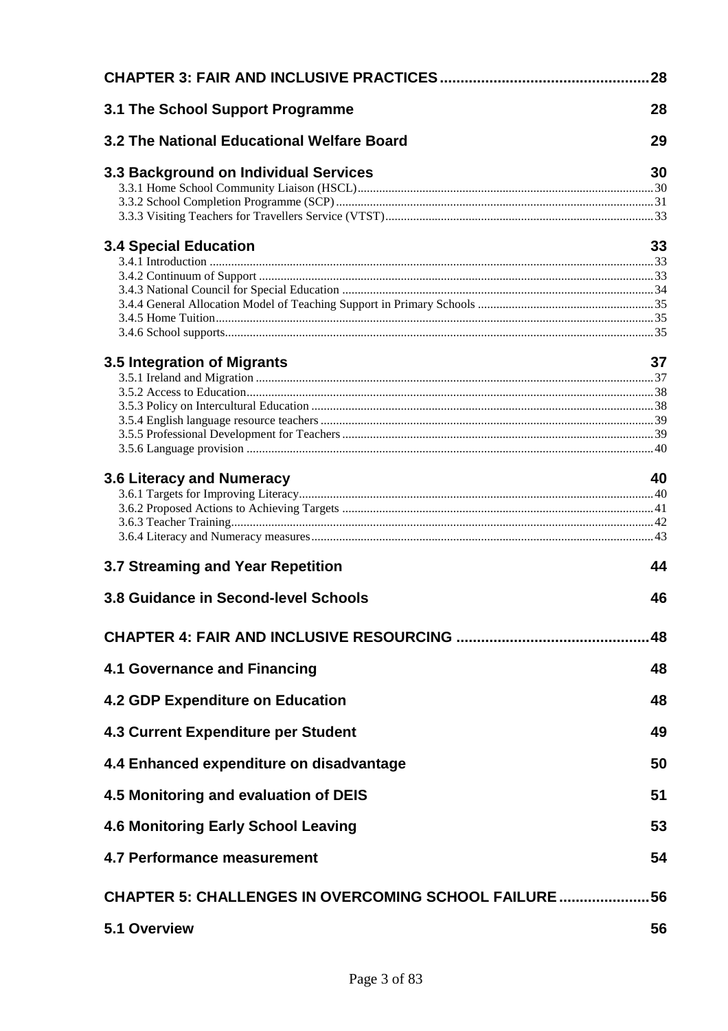CHAPTER 3: FAIR AND INCLUSIVE PRACTICES .................................................. 28

3.1 The School Support Programme 28

3.2 The National Educational Welfare Board 29

3.3 Background on Individual Services 30

3.3.1 Home School Community Liaison (HSCL) ........................................................ 30
3.3.2 School Completion Programme (SCP) ........................................................ 31
3.3.3 Visiting Teachers for Travellers Service (VTST) ........................................................ 33

3.4 Special Education 33

3.4.1 Introduction ........................................................ 33
3.4.2 Continuum of Support ........................................................ 33
3.4.3 National Council for Special Education ........................................................ 34
3.4.4 General Allocation Model of Teaching Support in Primary Schools ........................................................ 35
3.4.5 Home Tuition ........................................................ 35
3.4.6 School supports ........................................................ 35

3.5 Integration of Migrants 37

3.5.1 Ireland and Migration ........................................................ 37
3.5.2 Access to Education ........................................................ 38
3.5.3 Policy on Intercultural Education ........................................................ 38
3.5.4 English language resource teachers ........................................................ 39
3.5.5 Professional Development for Teachers ........................................................ 39
3.5.6 Language provision ........................................................ 40

3.6 Literacy and Numeracy 40

3.6.1 Targets for Improving Literacy ........................................................ 40
3.6.2 Proposed Actions to Achieving Targets ........................................................ 41
3.6.3 Teacher Training ........................................................ 42
3.6.4 Literacy and Numeracy measures ........................................................ 43

3.7 Streaming and Year Repetition 44

3.8 Guidance in Second-level Schools 46

CHAPTER 4: FAIR AND INCLUSIVE RESOURCING .................................................. 48

4.1 Governance and Financing 48

4.2 GDP Expenditure on Education 48

4.3 Current Expenditure per Student 49

4.4 Enhanced expenditure on disadvantage 50

4.5 Monitoring and evaluation of DEIS 51

4.6 Monitoring Early School Leaving 53

4.7 Performance measurement 54

CHAPTER 5: CHALLENGES IN OVERCOMING SCHOOL FAILURE ...................... 56

5.1 Overview 56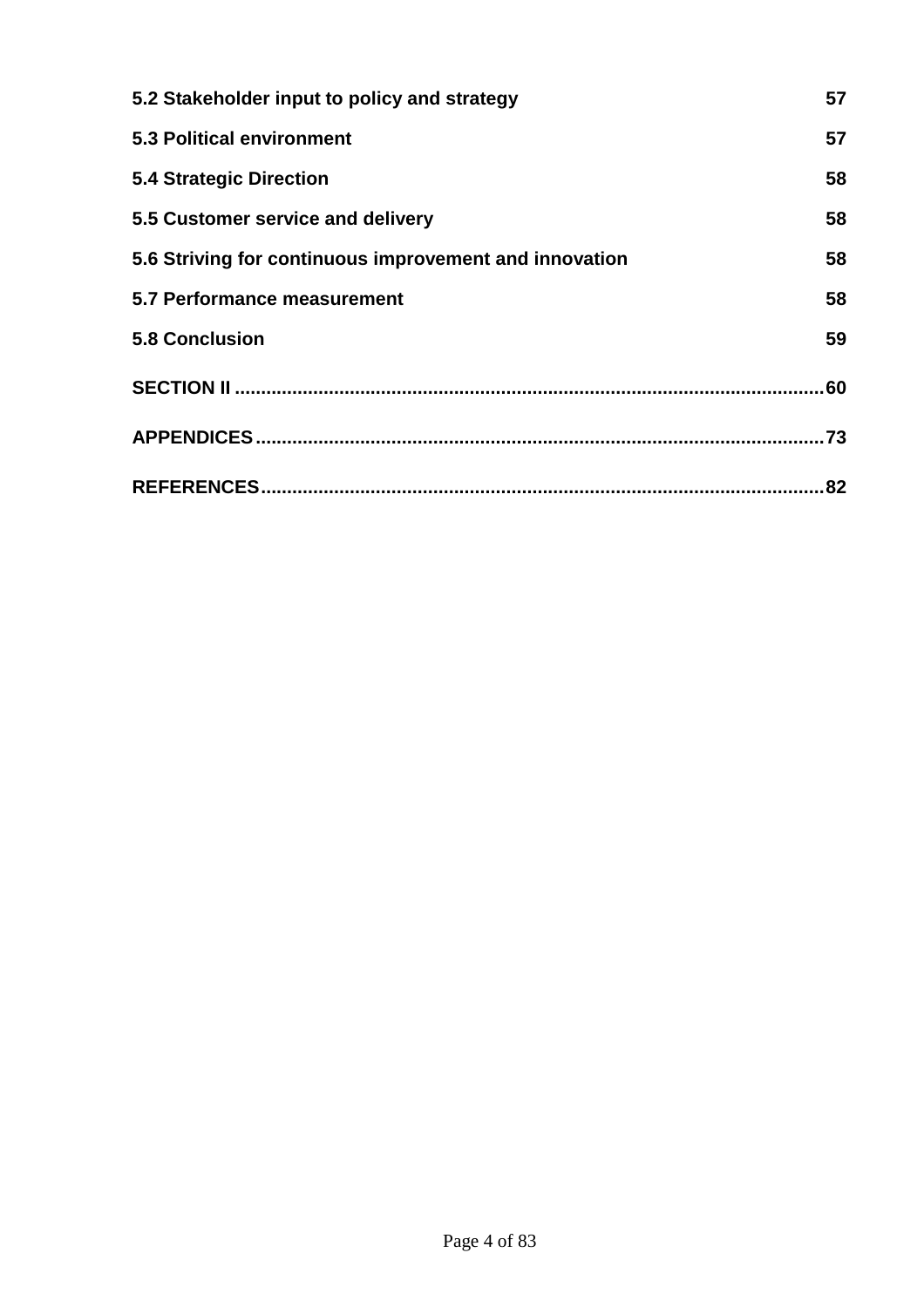**5.2 Stakeholder input to policy and strategy** 57

**5.3 Political environment** 57

**5.4 Strategic Direction** 58

**5.5 Customer service and delivery** 58

**5.6 Striving for continuous improvement and innovation** 58

**5.7 Performance measurement** 58

**5.8 Conclusion** 59

**SECTION II** ............................................................................................................ 60

**APPENDICES** ......................................................................................................... 73

**REFERENCES** ........................................................................................................ 82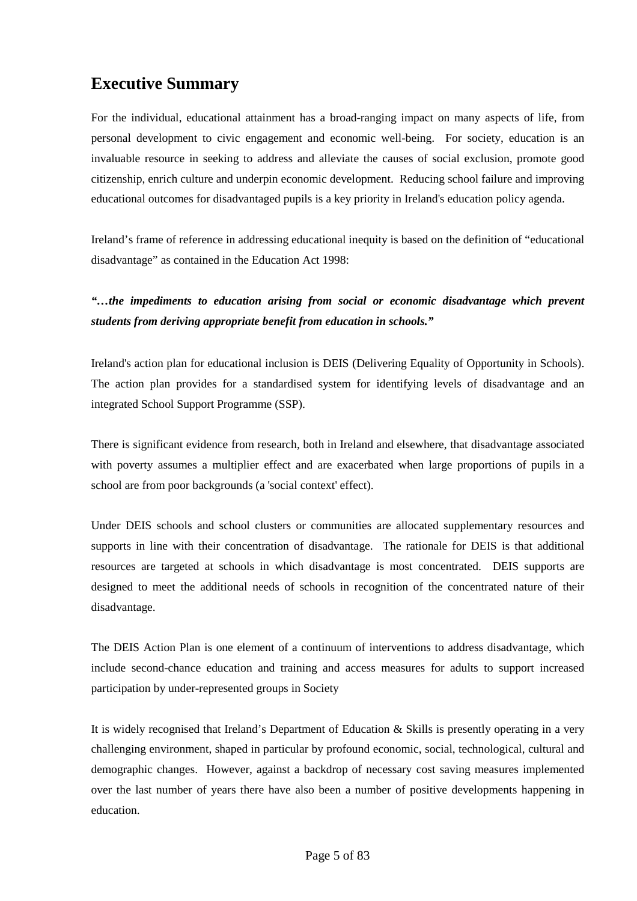## Executive Summary

For the individual, educational attainment has a broad-ranging impact on many aspects of life, from personal development to civic engagement and economic well-being. For society, education is an invaluable resource in seeking to address and alleviate the causes of social exclusion, promote good citizenship, enrich culture and underpin economic development. Reducing school failure and improving educational outcomes for disadvantaged pupils is a key priority in Ireland's education policy agenda.

Ireland's frame of reference in addressing educational inequity is based on the definition of "educational disadvantage" as contained in the Education Act 1998:

***"…the impediments to education arising from social or economic disadvantage which prevent students from deriving appropriate benefit from education in schools."***

Ireland's action plan for educational inclusion is DEIS (Delivering Equality of Opportunity in Schools). The action plan provides for a standardised system for identifying levels of disadvantage and an integrated School Support Programme (SSP).

There is significant evidence from research, both in Ireland and elsewhere, that disadvantage associated with poverty assumes a multiplier effect and are exacerbated when large proportions of pupils in a school are from poor backgrounds (a 'social context' effect).

Under DEIS schools and school clusters or communities are allocated supplementary resources and supports in line with their concentration of disadvantage. The rationale for DEIS is that additional resources are targeted at schools in which disadvantage is most concentrated. DEIS supports are designed to meet the additional needs of schools in recognition of the concentrated nature of their disadvantage.

The DEIS Action Plan is one element of a continuum of interventions to address disadvantage, which include second-chance education and training and access measures for adults to support increased participation by under-represented groups in Society

It is widely recognised that Ireland's Department of Education & Skills is presently operating in a very challenging environment, shaped in particular by profound economic, social, technological, cultural and demographic changes. However, against a backdrop of necessary cost saving measures implemented over the last number of years there have also been a number of positive developments happening in education.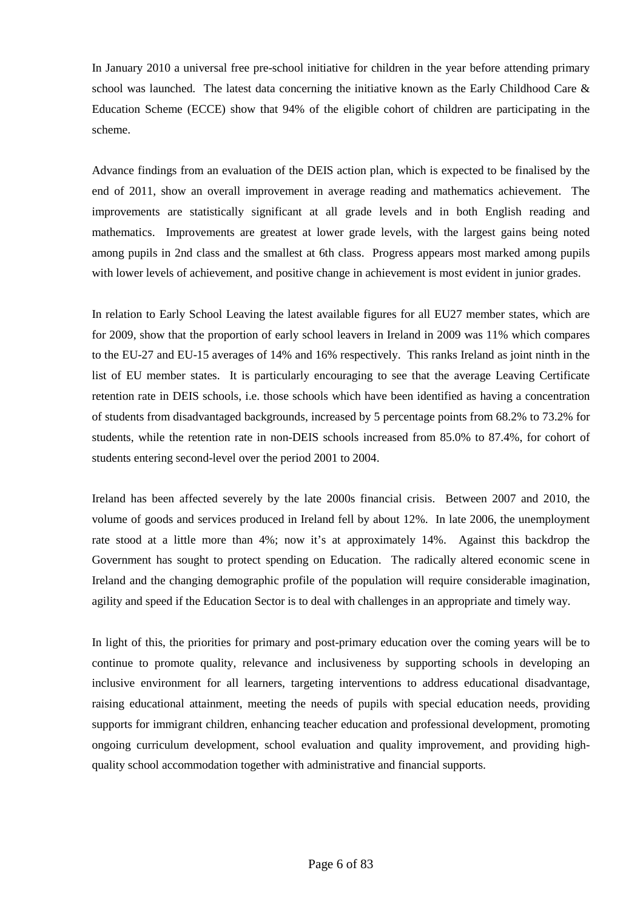In January 2010 a universal free pre-school initiative for children in the year before attending primary school was launched. The latest data concerning the initiative known as the Early Childhood Care & Education Scheme (ECCE) show that 94% of the eligible cohort of children are participating in the scheme.

Advance findings from an evaluation of the DEIS action plan, which is expected to be finalised by the end of 2011, show an overall improvement in average reading and mathematics achievement. The improvements are statistically significant at all grade levels and in both English reading and mathematics. Improvements are greatest at lower grade levels, with the largest gains being noted among pupils in 2nd class and the smallest at 6th class. Progress appears most marked among pupils with lower levels of achievement, and positive change in achievement is most evident in junior grades.

In relation to Early School Leaving the latest available figures for all EU27 member states, which are for 2009, show that the proportion of early school leavers in Ireland in 2009 was 11% which compares to the EU-27 and EU-15 averages of 14% and 16% respectively. This ranks Ireland as joint ninth in the list of EU member states. It is particularly encouraging to see that the average Leaving Certificate retention rate in DEIS schools, i.e. those schools which have been identified as having a concentration of students from disadvantaged backgrounds, increased by 5 percentage points from 68.2% to 73.2% for students, while the retention rate in non-DEIS schools increased from 85.0% to 87.4%, for cohort of students entering second-level over the period 2001 to 2004.

Ireland has been affected severely by the late 2000s financial crisis. Between 2007 and 2010, the volume of goods and services produced in Ireland fell by about 12%. In late 2006, the unemployment rate stood at a little more than 4%; now it's at approximately 14%. Against this backdrop the Government has sought to protect spending on Education. The radically altered economic scene in Ireland and the changing demographic profile of the population will require considerable imagination, agility and speed if the Education Sector is to deal with challenges in an appropriate and timely way.

In light of this, the priorities for primary and post-primary education over the coming years will be to continue to promote quality, relevance and inclusiveness by supporting schools in developing an inclusive environment for all learners, targeting interventions to address educational disadvantage, raising educational attainment, meeting the needs of pupils with special education needs, providing supports for immigrant children, enhancing teacher education and professional development, promoting ongoing curriculum development, school evaluation and quality improvement, and providing high-quality school accommodation together with administrative and financial supports.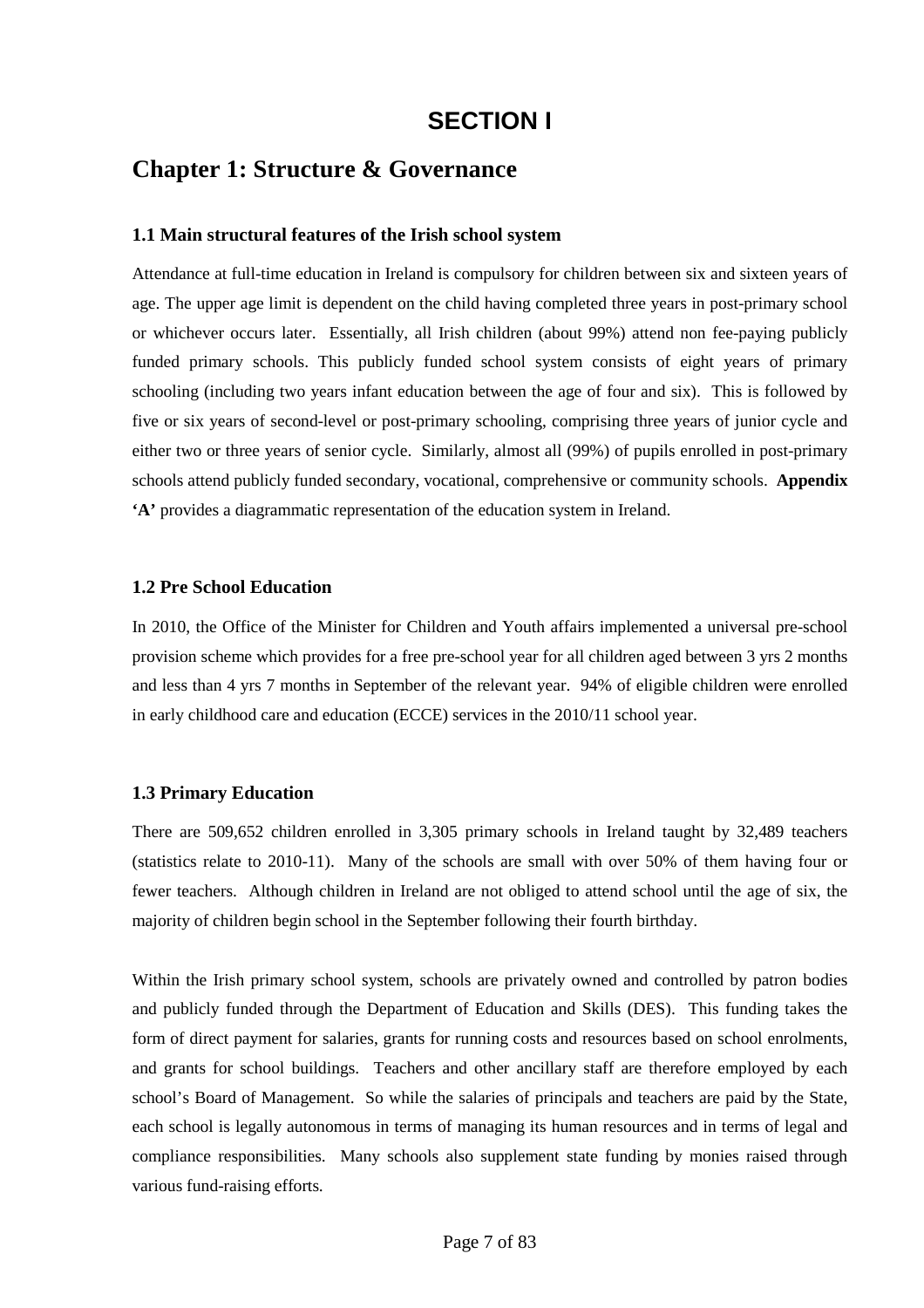# SECTION I

## Chapter 1: Structure & Governance

### 1.1 Main structural features of the Irish school system

Attendance at full-time education in Ireland is compulsory for children between six and sixteen years of age. The upper age limit is dependent on the child having completed three years in post-primary school or whichever occurs later. Essentially, all Irish children (about 99%) attend non fee-paying publicly funded primary schools. This publicly funded school system consists of eight years of primary schooling (including two years infant education between the age of four and six). This is followed by five or six years of second-level or post-primary schooling, comprising three years of junior cycle and either two or three years of senior cycle. Similarly, almost all (99%) of pupils enrolled in post-primary schools attend publicly funded secondary, vocational, comprehensive or community schools. **Appendix 'A'** provides a diagrammatic representation of the education system in Ireland.

### 1.2 Pre School Education

In 2010, the Office of the Minister for Children and Youth affairs implemented a universal pre-school provision scheme which provides for a free pre-school year for all children aged between 3 yrs 2 months and less than 4 yrs 7 months in September of the relevant year. 94% of eligible children were enrolled in early childhood care and education (ECCE) services in the 2010/11 school year.

### 1.3 Primary Education

There are 509,652 children enrolled in 3,305 primary schools in Ireland taught by 32,489 teachers (statistics relate to 2010-11). Many of the schools are small with over 50% of them having four or fewer teachers. Although children in Ireland are not obliged to attend school until the age of six, the majority of children begin school in the September following their fourth birthday.

Within the Irish primary school system, schools are privately owned and controlled by patron bodies and publicly funded through the Department of Education and Skills (DES). This funding takes the form of direct payment for salaries, grants for running costs and resources based on school enrolments, and grants for school buildings. Teachers and other ancillary staff are therefore employed by each school's Board of Management. So while the salaries of principals and teachers are paid by the State, each school is legally autonomous in terms of managing its human resources and in terms of legal and compliance responsibilities. Many schools also supplement state funding by monies raised through various fund-raising efforts.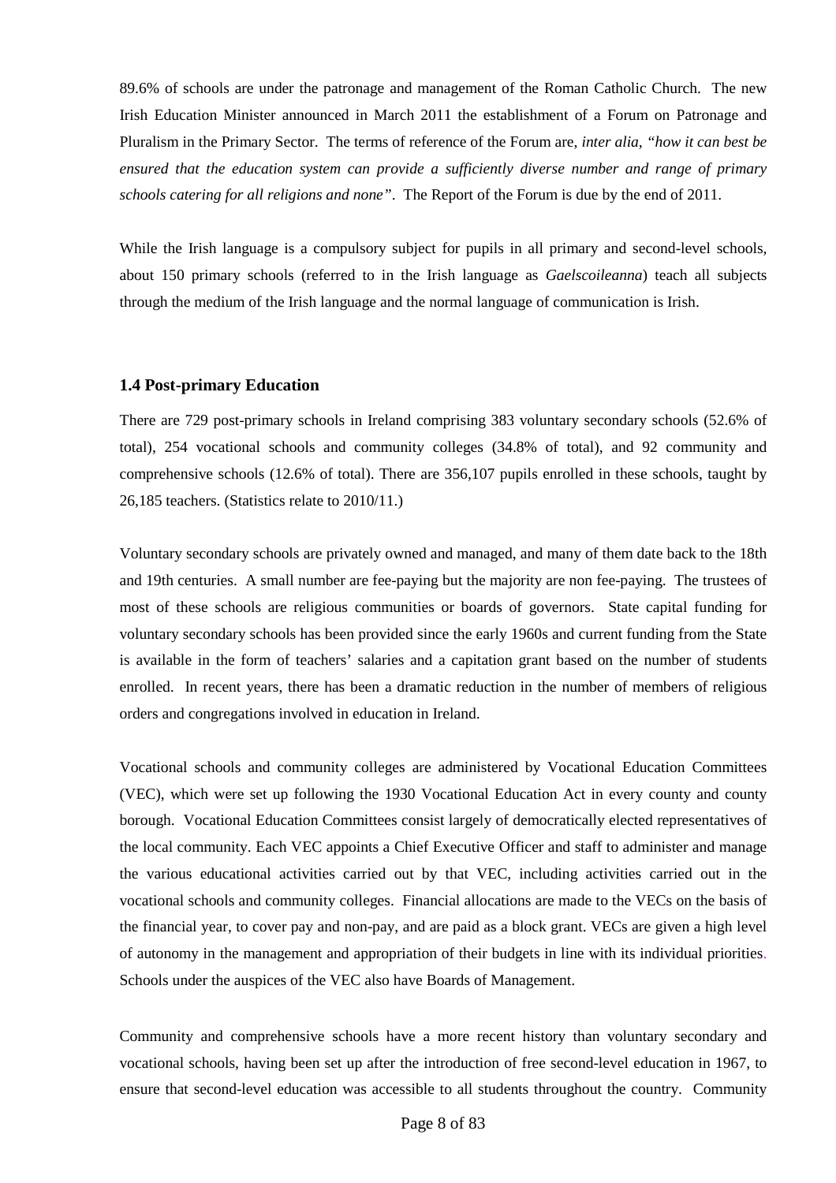89.6% of schools are under the patronage and management of the Roman Catholic Church. The new Irish Education Minister announced in March 2011 the establishment of a Forum on Patronage and Pluralism in the Primary Sector. The terms of reference of the Forum are, *inter alia*, *"how it can best be ensured that the education system can provide a sufficiently diverse number and range of primary schools catering for all religions and none"*. The Report of the Forum is due by the end of 2011.

While the Irish language is a compulsory subject for pupils in all primary and second-level schools, about 150 primary schools (referred to in the Irish language as *Gaelscoileanna*) teach all subjects through the medium of the Irish language and the normal language of communication is Irish.

### 1.4 Post-primary Education

There are 729 post-primary schools in Ireland comprising 383 voluntary secondary schools (52.6% of total), 254 vocational schools and community colleges (34.8% of total), and 92 community and comprehensive schools (12.6% of total). There are 356,107 pupils enrolled in these schools, taught by 26,185 teachers. (Statistics relate to 2010/11.)

Voluntary secondary schools are privately owned and managed, and many of them date back to the 18th and 19th centuries. A small number are fee-paying but the majority are non fee-paying. The trustees of most of these schools are religious communities or boards of governors. State capital funding for voluntary secondary schools has been provided since the early 1960s and current funding from the State is available in the form of teachers' salaries and a capitation grant based on the number of students enrolled. In recent years, there has been a dramatic reduction in the number of members of religious orders and congregations involved in education in Ireland.

Vocational schools and community colleges are administered by Vocational Education Committees (VEC), which were set up following the 1930 Vocational Education Act in every county and county borough. Vocational Education Committees consist largely of democratically elected representatives of the local community. Each VEC appoints a Chief Executive Officer and staff to administer and manage the various educational activities carried out by that VEC, including activities carried out in the vocational schools and community colleges. Financial allocations are made to the VECs on the basis of the financial year, to cover pay and non-pay, and are paid as a block grant. VECs are given a high level of autonomy in the management and appropriation of their budgets in line with its individual priorities. Schools under the auspices of the VEC also have Boards of Management.

Community and comprehensive schools have a more recent history than voluntary secondary and vocational schools, having been set up after the introduction of free second-level education in 1967, to ensure that second-level education was accessible to all students throughout the country. Community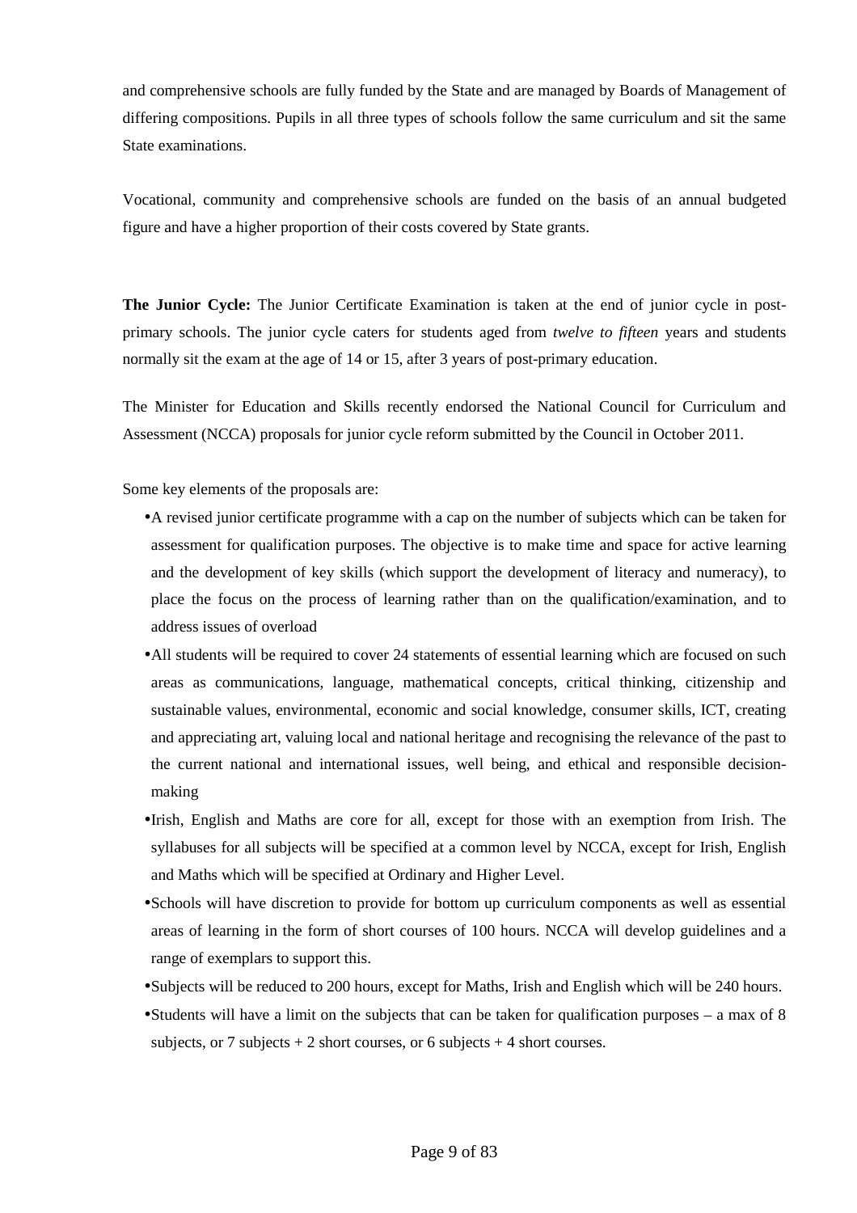and comprehensive schools are fully funded by the State and are managed by Boards of Management of differing compositions. Pupils in all three types of schools follow the same curriculum and sit the same State examinations.

Vocational, community and comprehensive schools are funded on the basis of an annual budgeted figure and have a higher proportion of their costs covered by State grants.

**The Junior Cycle:** The Junior Certificate Examination is taken at the end of junior cycle in post-primary schools. The junior cycle caters for students aged from *twelve to fifteen* years and students normally sit the exam at the age of 14 or 15, after 3 years of post-primary education.

The Minister for Education and Skills recently endorsed the National Council for Curriculum and Assessment (NCCA) proposals for junior cycle reform submitted by the Council in October 2011.

Some key elements of the proposals are:

- A revised junior certificate programme with a cap on the number of subjects which can be taken for assessment for qualification purposes. The objective is to make time and space for active learning and the development of key skills (which support the development of literacy and numeracy), to place the focus on the process of learning rather than on the qualification/examination, and to address issues of overload
- All students will be required to cover 24 statements of essential learning which are focused on such areas as communications, language, mathematical concepts, critical thinking, citizenship and sustainable values, environmental, economic and social knowledge, consumer skills, ICT, creating and appreciating art, valuing local and national heritage and recognising the relevance of the past to the current national and international issues, well being, and ethical and responsible decision-making
- Irish, English and Maths are core for all, except for those with an exemption from Irish. The syllabuses for all subjects will be specified at a common level by NCCA, except for Irish, English and Maths which will be specified at Ordinary and Higher Level.
- Schools will have discretion to provide for bottom up curriculum components as well as essential areas of learning in the form of short courses of 100 hours. NCCA will develop guidelines and a range of exemplars to support this.
- Subjects will be reduced to 200 hours, except for Maths, Irish and English which will be 240 hours.
- Students will have a limit on the subjects that can be taken for qualification purposes – a max of 8 subjects, or 7 subjects + 2 short courses, or 6 subjects + 4 short courses.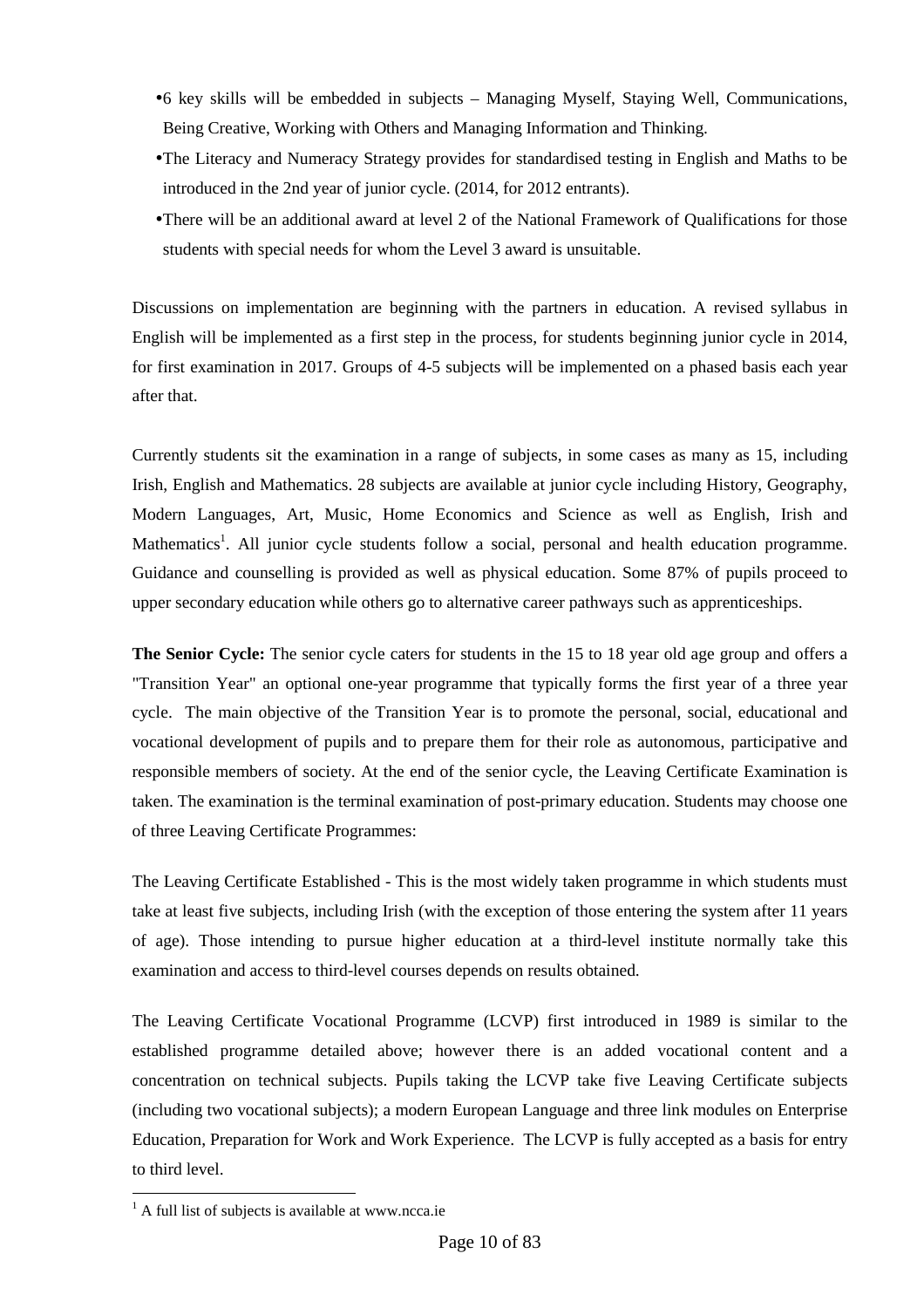- 6 key skills will be embedded in subjects – Managing Myself, Staying Well, Communications, Being Creative, Working with Others and Managing Information and Thinking.
- The Literacy and Numeracy Strategy provides for standardised testing in English and Maths to be introduced in the 2nd year of junior cycle. (2014, for 2012 entrants).
- There will be an additional award at level 2 of the National Framework of Qualifications for those students with special needs for whom the Level 3 award is unsuitable.

Discussions on implementation are beginning with the partners in education. A revised syllabus in English will be implemented as a first step in the process, for students beginning junior cycle in 2014, for first examination in 2017. Groups of 4-5 subjects will be implemented on a phased basis each year after that.

Currently students sit the examination in a range of subjects, in some cases as many as 15, including Irish, English and Mathematics. 28 subjects are available at junior cycle including History, Geography, Modern Languages, Art, Music, Home Economics and Science as well as English, Irish and Mathematics[1]. All junior cycle students follow a social, personal and health education programme. Guidance and counselling is provided as well as physical education. Some 87% of pupils proceed to upper secondary education while others go to alternative career pathways such as apprenticeships.

**The Senior Cycle:** The senior cycle caters for students in the 15 to 18 year old age group and offers a "Transition Year" an optional one-year programme that typically forms the first year of a three year cycle. The main objective of the Transition Year is to promote the personal, social, educational and vocational development of pupils and to prepare them for their role as autonomous, participative and responsible members of society. At the end of the senior cycle, the Leaving Certificate Examination is taken. The examination is the terminal examination of post-primary education. Students may choose one of three Leaving Certificate Programmes:

The Leaving Certificate Established - This is the most widely taken programme in which students must take at least five subjects, including Irish (with the exception of those entering the system after 11 years of age). Those intending to pursue higher education at a third-level institute normally take this examination and access to third-level courses depends on results obtained.

The Leaving Certificate Vocational Programme (LCVP) first introduced in 1989 is similar to the established programme detailed above; however there is an added vocational content and a concentration on technical subjects. Pupils taking the LCVP take five Leaving Certificate subjects (including two vocational subjects); a modern European Language and three link modules on Enterprise Education, Preparation for Work and Work Experience. The LCVP is fully accepted as a basis for entry to third level.

[1] A full list of subjects is available at www.ncca.ie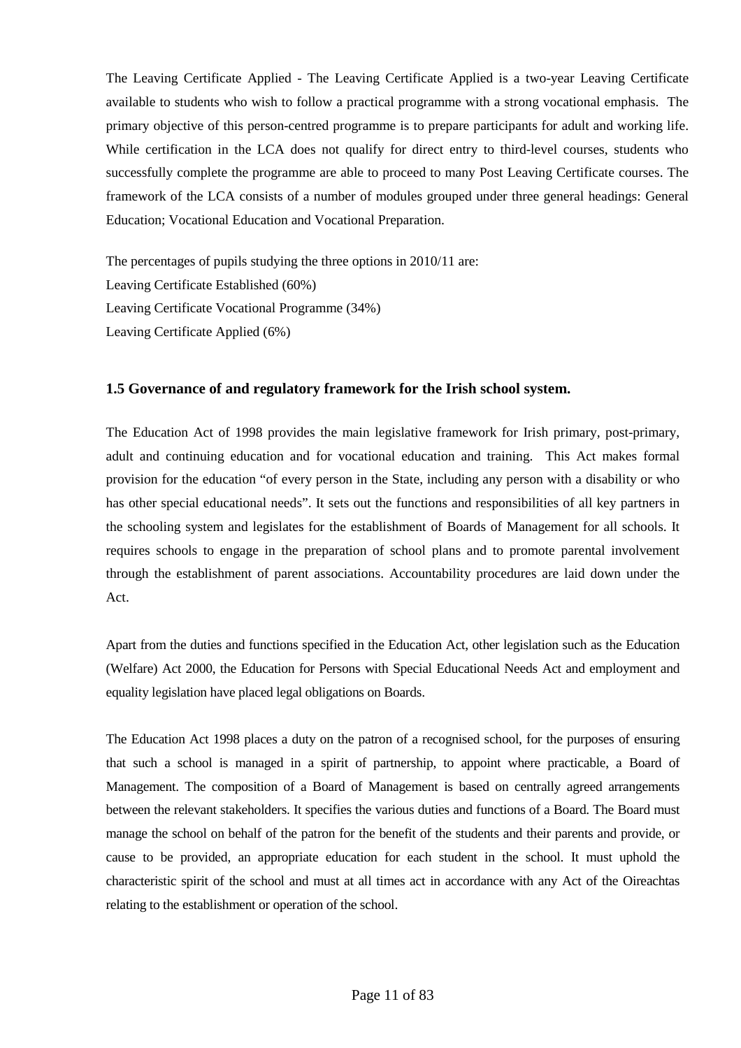The Leaving Certificate Applied - The Leaving Certificate Applied is a two-year Leaving Certificate available to students who wish to follow a practical programme with a strong vocational emphasis. The primary objective of this person-centred programme is to prepare participants for adult and working life. While certification in the LCA does not qualify for direct entry to third-level courses, students who successfully complete the programme are able to proceed to many Post Leaving Certificate courses. The framework of the LCA consists of a number of modules grouped under three general headings: General Education; Vocational Education and Vocational Preparation.

The percentages of pupils studying the three options in 2010/11 are:
Leaving Certificate Established (60%)
Leaving Certificate Vocational Programme (34%)
Leaving Certificate Applied (6%)

### 1.5 Governance of and regulatory framework for the Irish school system.

The Education Act of 1998 provides the main legislative framework for Irish primary, post-primary, adult and continuing education and for vocational education and training. This Act makes formal provision for the education "of every person in the State, including any person with a disability or who has other special educational needs". It sets out the functions and responsibilities of all key partners in the schooling system and legislates for the establishment of Boards of Management for all schools. It requires schools to engage in the preparation of school plans and to promote parental involvement through the establishment of parent associations. Accountability procedures are laid down under the Act.

Apart from the duties and functions specified in the Education Act, other legislation such as the Education (Welfare) Act 2000, the Education for Persons with Special Educational Needs Act and employment and equality legislation have placed legal obligations on Boards.

The Education Act 1998 places a duty on the patron of a recognised school, for the purposes of ensuring that such a school is managed in a spirit of partnership, to appoint where practicable, a Board of Management. The composition of a Board of Management is based on centrally agreed arrangements between the relevant stakeholders. It specifies the various duties and functions of a Board. The Board must manage the school on behalf of the patron for the benefit of the students and their parents and provide, or cause to be provided, an appropriate education for each student in the school. It must uphold the characteristic spirit of the school and must at all times act in accordance with any Act of the Oireachtas relating to the establishment or operation of the school.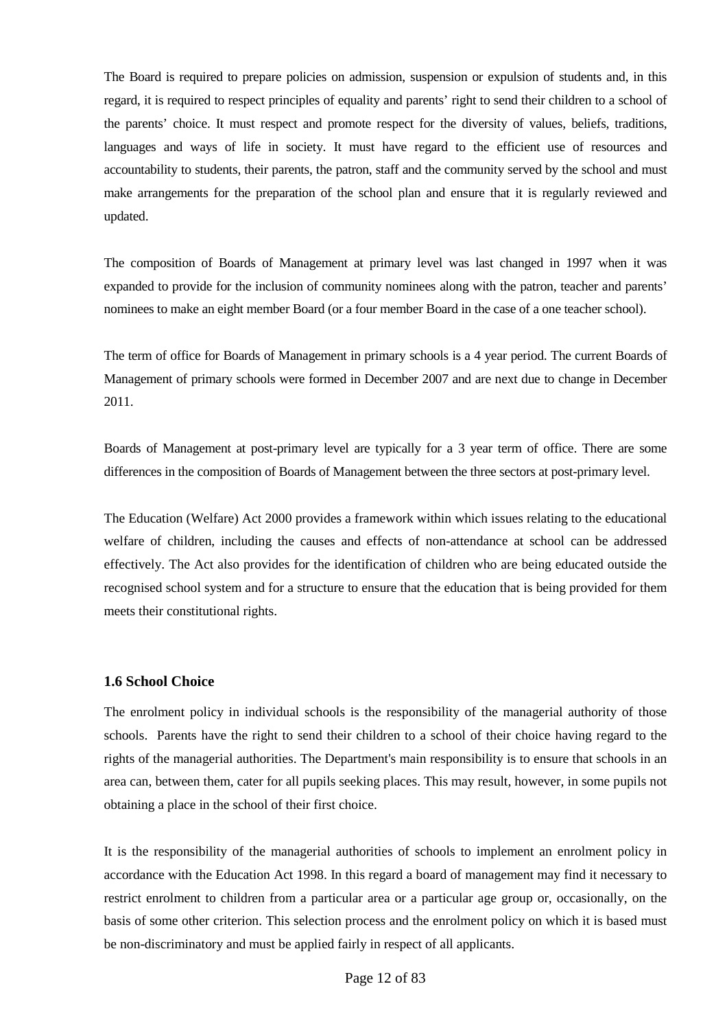The Board is required to prepare policies on admission, suspension or expulsion of students and, in this regard, it is required to respect principles of equality and parents' right to send their children to a school of the parents' choice. It must respect and promote respect for the diversity of values, beliefs, traditions, languages and ways of life in society. It must have regard to the efficient use of resources and accountability to students, their parents, the patron, staff and the community served by the school and must make arrangements for the preparation of the school plan and ensure that it is regularly reviewed and updated.

The composition of Boards of Management at primary level was last changed in 1997 when it was expanded to provide for the inclusion of community nominees along with the patron, teacher and parents' nominees to make an eight member Board (or a four member Board in the case of a one teacher school).

The term of office for Boards of Management in primary schools is a 4 year period. The current Boards of Management of primary schools were formed in December 2007 and are next due to change in December 2011.

Boards of Management at post-primary level are typically for a 3 year term of office. There are some differences in the composition of Boards of Management between the three sectors at post-primary level.

The Education (Welfare) Act 2000 provides a framework within which issues relating to the educational welfare of children, including the causes and effects of non-attendance at school can be addressed effectively. The Act also provides for the identification of children who are being educated outside the recognised school system and for a structure to ensure that the education that is being provided for them meets their constitutional rights.

### 1.6 School Choice

The enrolment policy in individual schools is the responsibility of the managerial authority of those schools. Parents have the right to send their children to a school of their choice having regard to the rights of the managerial authorities. The Department's main responsibility is to ensure that schools in an area can, between them, cater for all pupils seeking places. This may result, however, in some pupils not obtaining a place in the school of their first choice.

It is the responsibility of the managerial authorities of schools to implement an enrolment policy in accordance with the Education Act 1998. In this regard a board of management may find it necessary to restrict enrolment to children from a particular area or a particular age group or, occasionally, on the basis of some other criterion. This selection process and the enrolment policy on which it is based must be non-discriminatory and must be applied fairly in respect of all applicants.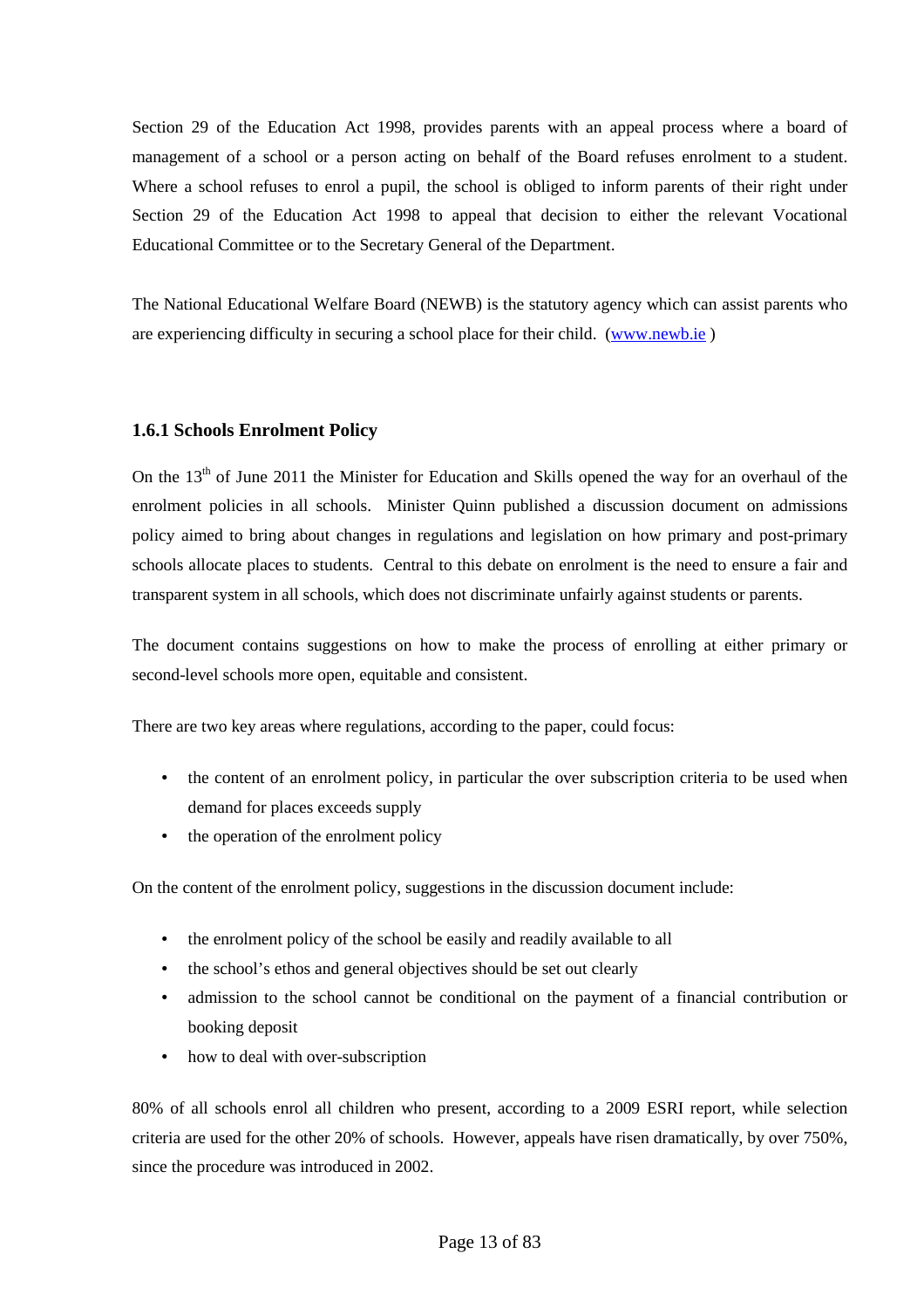Section 29 of the Education Act 1998, provides parents with an appeal process where a board of management of a school or a person acting on behalf of the Board refuses enrolment to a student. Where a school refuses to enrol a pupil, the school is obliged to inform parents of their right under Section 29 of the Education Act 1998 to appeal that decision to either the relevant Vocational Educational Committee or to the Secretary General of the Department.

The National Educational Welfare Board (NEWB) is the statutory agency which can assist parents who are experiencing difficulty in securing a school place for their child. (www.newb.ie )

### 1.6.1 Schools Enrolment Policy

On the 13th of June 2011 the Minister for Education and Skills opened the way for an overhaul of the enrolment policies in all schools. Minister Quinn published a discussion document on admissions policy aimed to bring about changes in regulations and legislation on how primary and post-primary schools allocate places to students. Central to this debate on enrolment is the need to ensure a fair and transparent system in all schools, which does not discriminate unfairly against students or parents.

The document contains suggestions on how to make the process of enrolling at either primary or second-level schools more open, equitable and consistent.

There are two key areas where regulations, according to the paper, could focus:

- the content of an enrolment policy, in particular the over subscription criteria to be used when demand for places exceeds supply
- the operation of the enrolment policy

On the content of the enrolment policy, suggestions in the discussion document include:

- the enrolment policy of the school be easily and readily available to all
- the school's ethos and general objectives should be set out clearly
- admission to the school cannot be conditional on the payment of a financial contribution or booking deposit
- how to deal with over-subscription

80% of all schools enrol all children who present, according to a 2009 ESRI report, while selection criteria are used for the other 20% of schools. However, appeals have risen dramatically, by over 750%, since the procedure was introduced in 2002.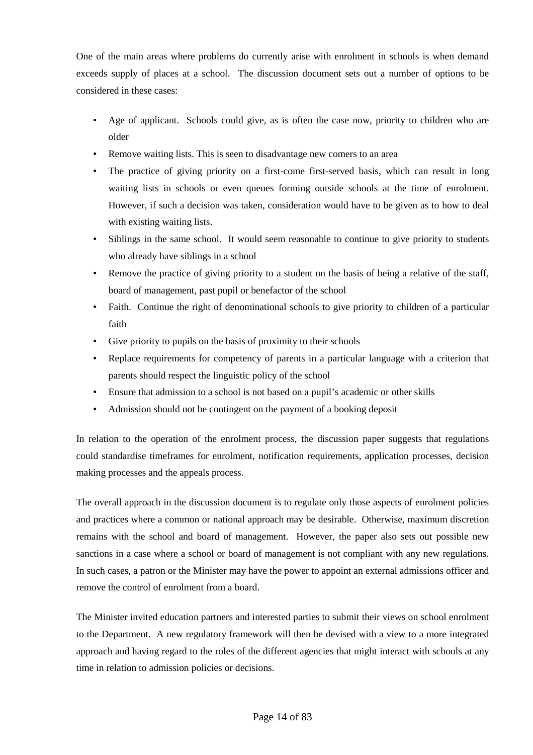One of the main areas where problems do currently arise with enrolment in schools is when demand exceeds supply of places at a school. The discussion document sets out a number of options to be considered in these cases:

- Age of applicant. Schools could give, as is often the case now, priority to children who are older
- Remove waiting lists. This is seen to disadvantage new comers to an area
- The practice of giving priority on a first-come first-served basis, which can result in long waiting lists in schools or even queues forming outside schools at the time of enrolment. However, if such a decision was taken, consideration would have to be given as to how to deal with existing waiting lists.
- Siblings in the same school. It would seem reasonable to continue to give priority to students who already have siblings in a school
- Remove the practice of giving priority to a student on the basis of being a relative of the staff, board of management, past pupil or benefactor of the school
- Faith. Continue the right of denominational schools to give priority to children of a particular faith
- Give priority to pupils on the basis of proximity to their schools
- Replace requirements for competency of parents in a particular language with a criterion that parents should respect the linguistic policy of the school
- Ensure that admission to a school is not based on a pupil's academic or other skills
- Admission should not be contingent on the payment of a booking deposit

In relation to the operation of the enrolment process, the discussion paper suggests that regulations could standardise timeframes for enrolment, notification requirements, application processes, decision making processes and the appeals process.

The overall approach in the discussion document is to regulate only those aspects of enrolment policies and practices where a common or national approach may be desirable. Otherwise, maximum discretion remains with the school and board of management. However, the paper also sets out possible new sanctions in a case where a school or board of management is not compliant with any new regulations. In such cases, a patron or the Minister may have the power to appoint an external admissions officer and remove the control of enrolment from a board.

The Minister invited education partners and interested parties to submit their views on school enrolment to the Department. A new regulatory framework will then be devised with a view to a more integrated approach and having regard to the roles of the different agencies that might interact with schools at any time in relation to admission policies or decisions.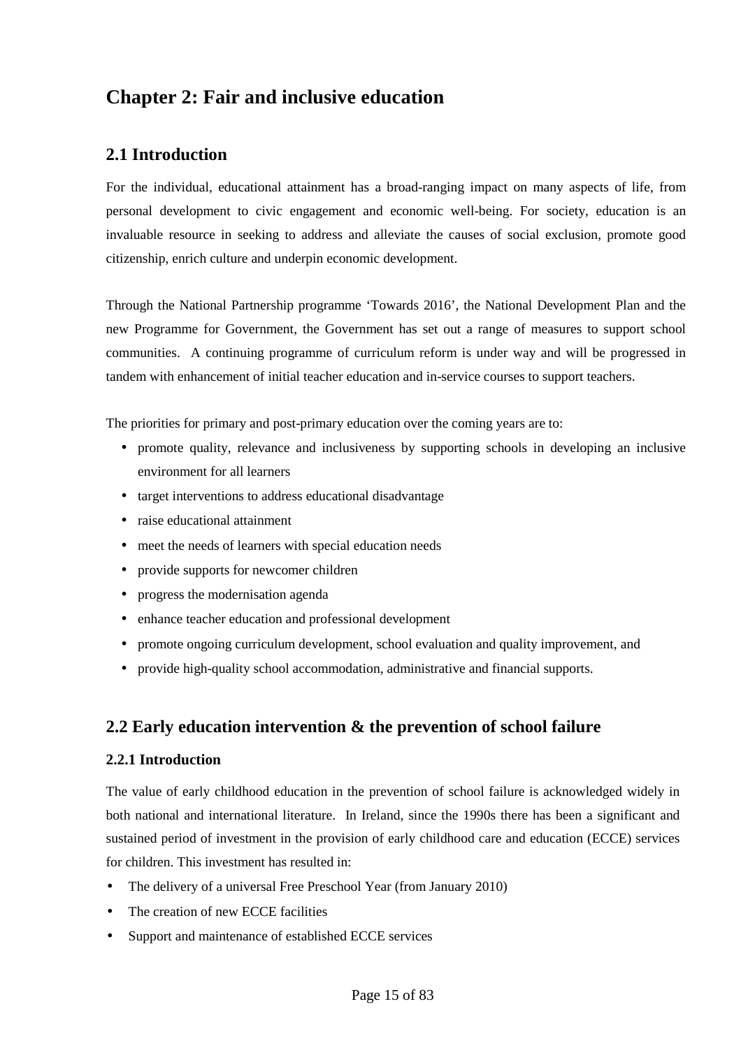# Chapter 2: Fair and inclusive education

## 2.1 Introduction

For the individual, educational attainment has a broad-ranging impact on many aspects of life, from personal development to civic engagement and economic well-being. For society, education is an invaluable resource in seeking to address and alleviate the causes of social exclusion, promote good citizenship, enrich culture and underpin economic development.

Through the National Partnership programme 'Towards 2016', the National Development Plan and the new Programme for Government, the Government has set out a range of measures to support school communities. A continuing programme of curriculum reform is under way and will be progressed in tandem with enhancement of initial teacher education and in-service courses to support teachers.

The priorities for primary and post-primary education over the coming years are to:

- promote quality, relevance and inclusiveness by supporting schools in developing an inclusive environment for all learners
- target interventions to address educational disadvantage
- raise educational attainment
- meet the needs of learners with special education needs
- provide supports for newcomer children
- progress the modernisation agenda
- enhance teacher education and professional development
- promote ongoing curriculum development, school evaluation and quality improvement, and
- provide high-quality school accommodation, administrative and financial supports.

## 2.2 Early education intervention & the prevention of school failure

### 2.2.1 Introduction

The value of early childhood education in the prevention of school failure is acknowledged widely in both national and international literature. In Ireland, since the 1990s there has been a significant and sustained period of investment in the provision of early childhood care and education (ECCE) services for children. This investment has resulted in:

- The delivery of a universal Free Preschool Year (from January 2010)
- The creation of new ECCE facilities
- Support and maintenance of established ECCE services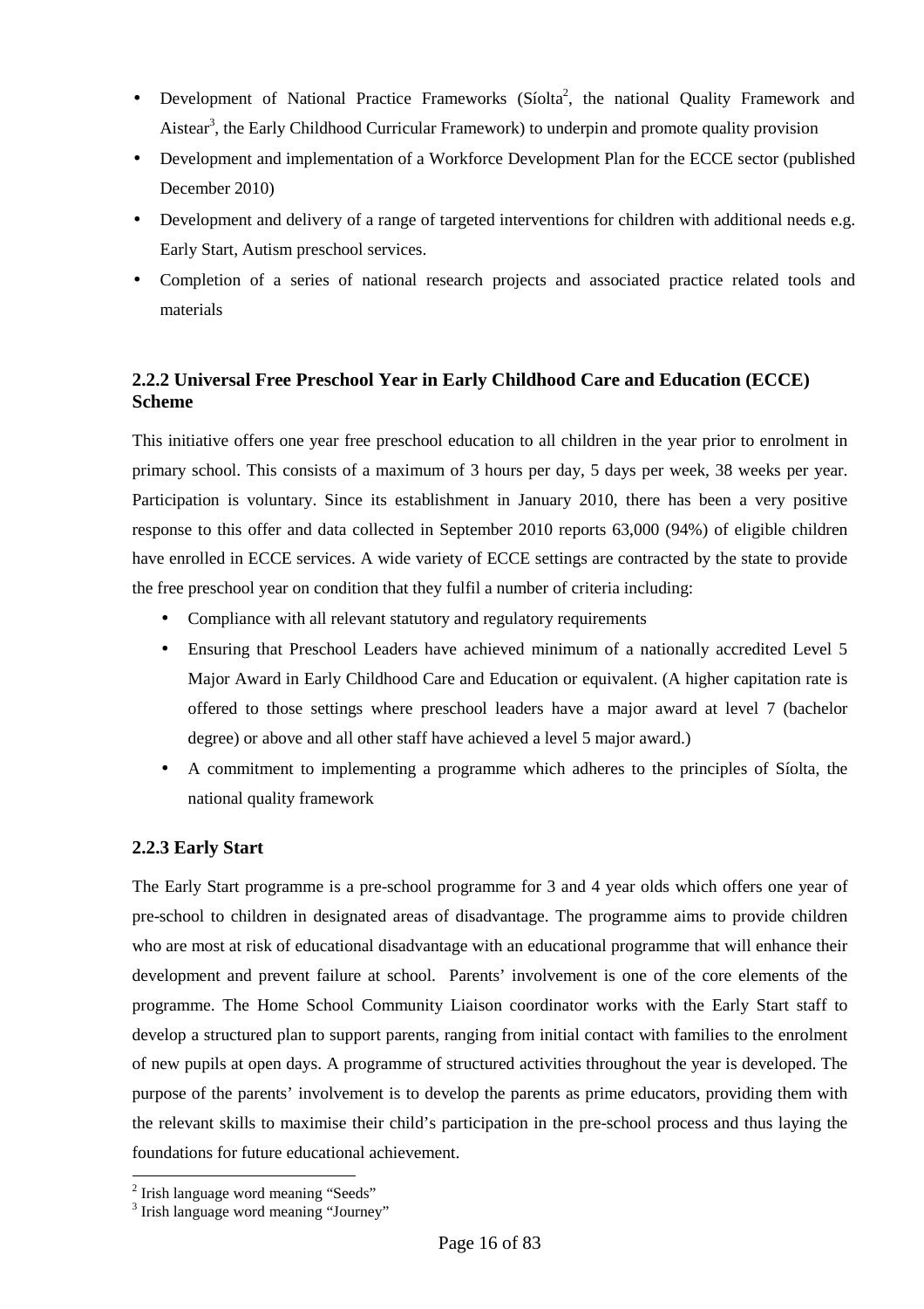- Development of National Practice Frameworks (Síolta[2], the national Quality Framework and Aistear[3], the Early Childhood Curricular Framework) to underpin and promote quality provision
- Development and implementation of a Workforce Development Plan for the ECCE sector (published December 2010)
- Development and delivery of a range of targeted interventions for children with additional needs e.g. Early Start, Autism preschool services.
- Completion of a series of national research projects and associated practice related tools and materials

### 2.2.2 Universal Free Preschool Year in Early Childhood Care and Education (ECCE) Scheme

This initiative offers one year free preschool education to all children in the year prior to enrolment in primary school. This consists of a maximum of 3 hours per day, 5 days per week, 38 weeks per year. Participation is voluntary. Since its establishment in January 2010, there has been a very positive response to this offer and data collected in September 2010 reports 63,000 (94%) of eligible children have enrolled in ECCE services. A wide variety of ECCE settings are contracted by the state to provide the free preschool year on condition that they fulfil a number of criteria including:

- Compliance with all relevant statutory and regulatory requirements
- Ensuring that Preschool Leaders have achieved minimum of a nationally accredited Level 5 Major Award in Early Childhood Care and Education or equivalent. (A higher capitation rate is offered to those settings where preschool leaders have a major award at level 7 (bachelor degree) or above and all other staff have achieved a level 5 major award.)
- A commitment to implementing a programme which adheres to the principles of Síolta, the national quality framework

### 2.2.3 Early Start

The Early Start programme is a pre-school programme for 3 and 4 year olds which offers one year of pre-school to children in designated areas of disadvantage. The programme aims to provide children who are most at risk of educational disadvantage with an educational programme that will enhance their development and prevent failure at school. Parents' involvement is one of the core elements of the programme. The Home School Community Liaison coordinator works with the Early Start staff to develop a structured plan to support parents, ranging from initial contact with families to the enrolment of new pupils at open days. A programme of structured activities throughout the year is developed. The purpose of the parents' involvement is to develop the parents as prime educators, providing them with the relevant skills to maximise their child's participation in the pre-school process and thus laying the foundations for future educational achievement.

[2] Irish language word meaning "Seeds"
[3] Irish language word meaning "Journey"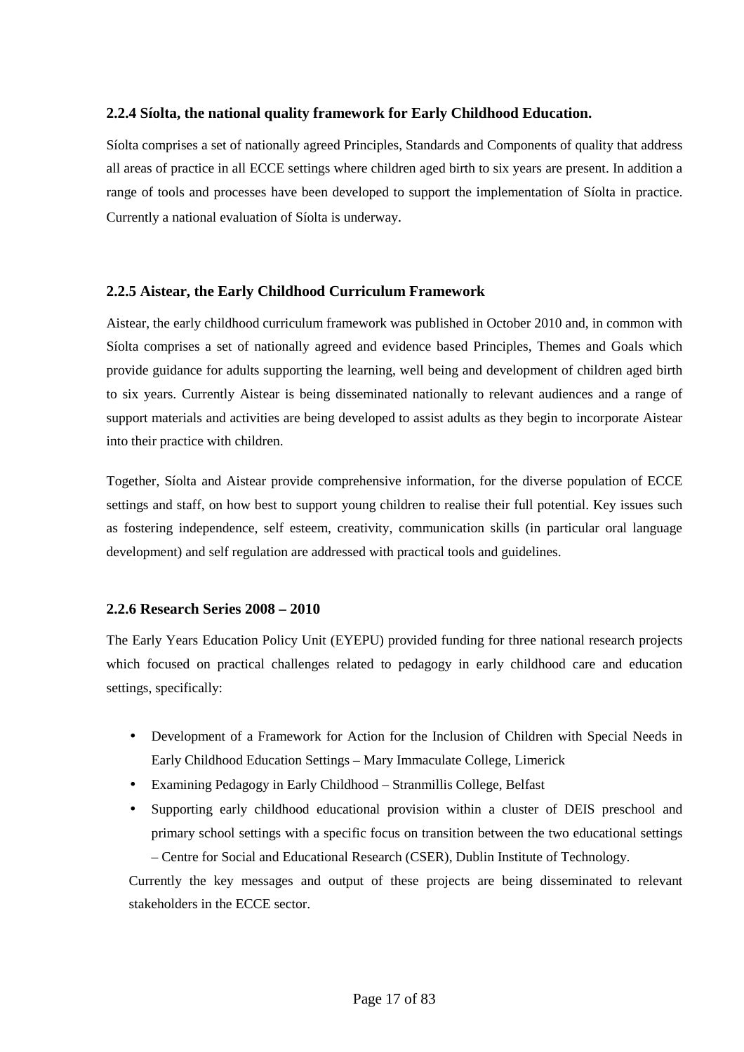### 2.2.4 Síolta, the national quality framework for Early Childhood Education.

Síolta comprises a set of nationally agreed Principles, Standards and Components of quality that address all areas of practice in all ECCE settings where children aged birth to six years are present. In addition a range of tools and processes have been developed to support the implementation of Síolta in practice. Currently a national evaluation of Síolta is underway.

### 2.2.5 Aistear, the Early Childhood Curriculum Framework

Aistear, the early childhood curriculum framework was published in October 2010 and, in common with Síolta comprises a set of nationally agreed and evidence based Principles, Themes and Goals which provide guidance for adults supporting the learning, well being and development of children aged birth to six years. Currently Aistear is being disseminated nationally to relevant audiences and a range of support materials and activities are being developed to assist adults as they begin to incorporate Aistear into their practice with children.

Together, Síolta and Aistear provide comprehensive information, for the diverse population of ECCE settings and staff, on how best to support young children to realise their full potential. Key issues such as fostering independence, self esteem, creativity, communication skills (in particular oral language development) and self regulation are addressed with practical tools and guidelines.

### 2.2.6 Research Series 2008 – 2010

The Early Years Education Policy Unit (EYEPU) provided funding for three national research projects which focused on practical challenges related to pedagogy in early childhood care and education settings, specifically:

- Development of a Framework for Action for the Inclusion of Children with Special Needs in Early Childhood Education Settings – Mary Immaculate College, Limerick
- Examining Pedagogy in Early Childhood – Stranmillis College, Belfast
- Supporting early childhood educational provision within a cluster of DEIS preschool and primary school settings with a specific focus on transition between the two educational settings – Centre for Social and Educational Research (CSER), Dublin Institute of Technology.

Currently the key messages and output of these projects are being disseminated to relevant stakeholders in the ECCE sector.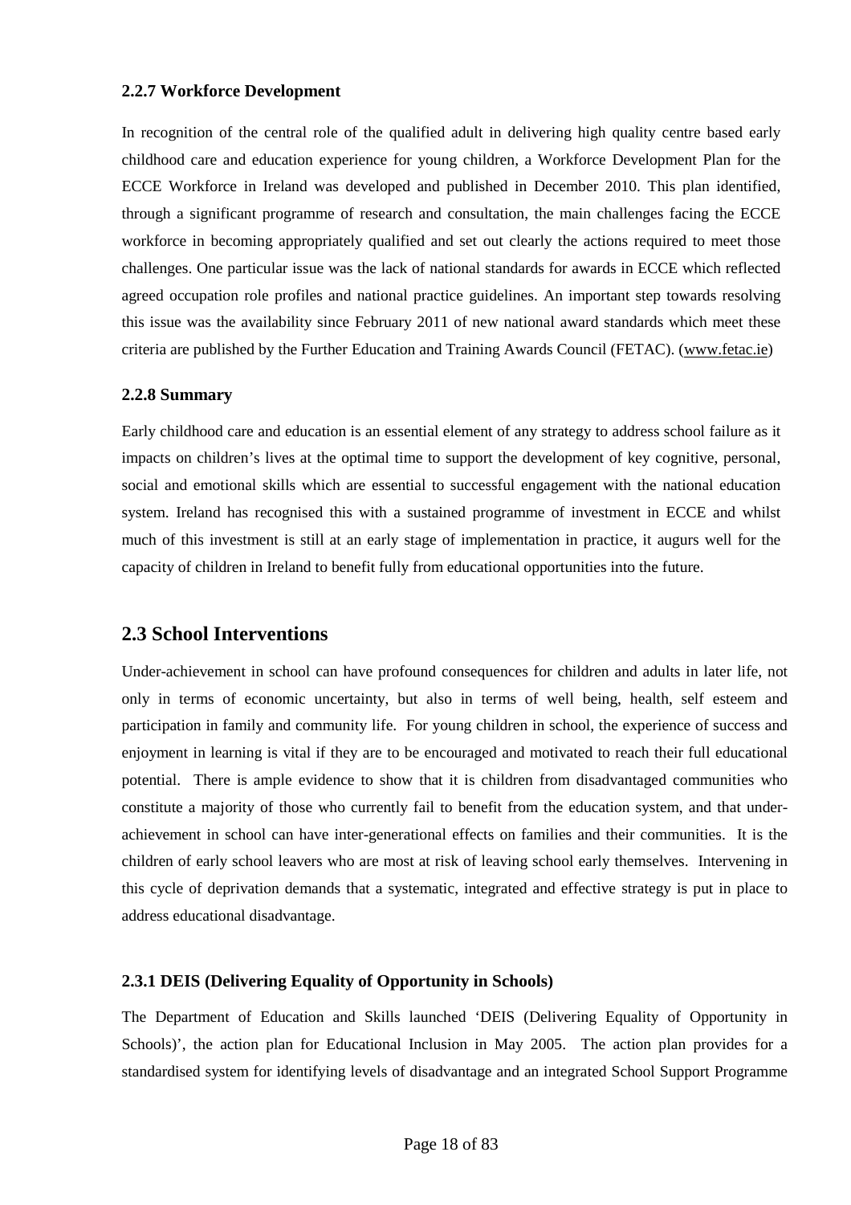### 2.2.7 Workforce Development

In recognition of the central role of the qualified adult in delivering high quality centre based early childhood care and education experience for young children, a Workforce Development Plan for the ECCE Workforce in Ireland was developed and published in December 2010. This plan identified, through a significant programme of research and consultation, the main challenges facing the ECCE workforce in becoming appropriately qualified and set out clearly the actions required to meet those challenges. One particular issue was the lack of national standards for awards in ECCE which reflected agreed occupation role profiles and national practice guidelines. An important step towards resolving this issue was the availability since February 2011 of new national award standards which meet these criteria are published by the Further Education and Training Awards Council (FETAC). (www.fetac.ie)

### 2.2.8 Summary

Early childhood care and education is an essential element of any strategy to address school failure as it impacts on children's lives at the optimal time to support the development of key cognitive, personal, social and emotional skills which are essential to successful engagement with the national education system. Ireland has recognised this with a sustained programme of investment in ECCE and whilst much of this investment is still at an early stage of implementation in practice, it augurs well for the capacity of children in Ireland to benefit fully from educational opportunities into the future.

## 2.3 School Interventions

Under-achievement in school can have profound consequences for children and adults in later life, not only in terms of economic uncertainty, but also in terms of well being, health, self esteem and participation in family and community life. For young children in school, the experience of success and enjoyment in learning is vital if they are to be encouraged and motivated to reach their full educational potential. There is ample evidence to show that it is children from disadvantaged communities who constitute a majority of those who currently fail to benefit from the education system, and that under-achievement in school can have inter-generational effects on families and their communities. It is the children of early school leavers who are most at risk of leaving school early themselves. Intervening in this cycle of deprivation demands that a systematic, integrated and effective strategy is put in place to address educational disadvantage.

### 2.3.1 DEIS (Delivering Equality of Opportunity in Schools)

The Department of Education and Skills launched 'DEIS (Delivering Equality of Opportunity in Schools)', the action plan for Educational Inclusion in May 2005. The action plan provides for a standardised system for identifying levels of disadvantage and an integrated School Support Programme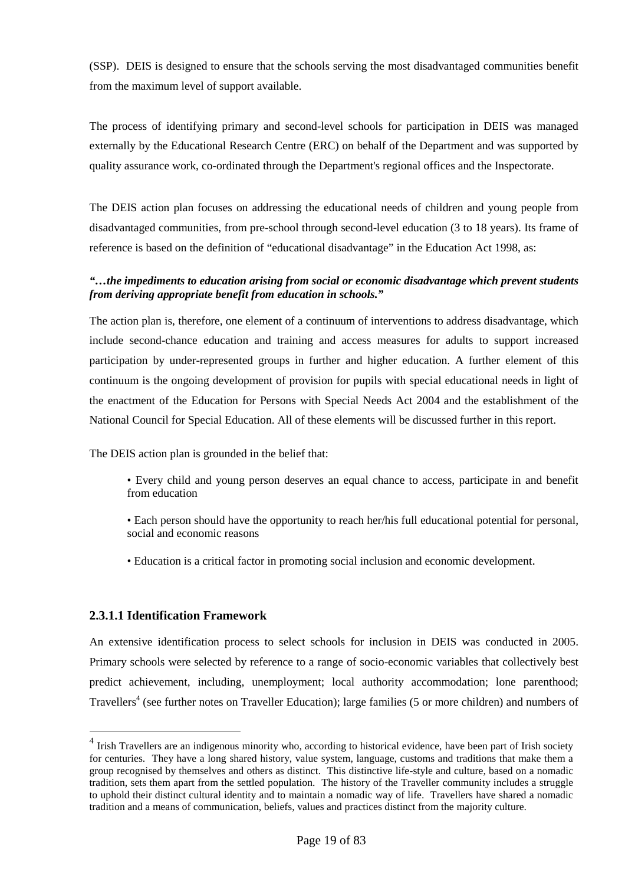(SSP). DEIS is designed to ensure that the schools serving the most disadvantaged communities benefit from the maximum level of support available.

The process of identifying primary and second-level schools for participation in DEIS was managed externally by the Educational Research Centre (ERC) on behalf of the Department and was supported by quality assurance work, co-ordinated through the Department's regional offices and the Inspectorate.

The DEIS action plan focuses on addressing the educational needs of children and young people from disadvantaged communities, from pre-school through second-level education (3 to 18 years). Its frame of reference is based on the definition of "educational disadvantage" in the Education Act 1998, as:

***"…the impediments to education arising from social or economic disadvantage which prevent students from deriving appropriate benefit from education in schools."***

The action plan is, therefore, one element of a continuum of interventions to address disadvantage, which include second-chance education and training and access measures for adults to support increased participation by under-represented groups in further and higher education. A further element of this continuum is the ongoing development of provision for pupils with special educational needs in light of the enactment of the Education for Persons with Special Needs Act 2004 and the establishment of the National Council for Special Education. All of these elements will be discussed further in this report.

The DEIS action plan is grounded in the belief that:

- Every child and young person deserves an equal chance to access, participate in and benefit from education
- Each person should have the opportunity to reach her/his full educational potential for personal, social and economic reasons
- Education is a critical factor in promoting social inclusion and economic development.

#### 2.3.1.1 Identification Framework

An extensive identification process to select schools for inclusion in DEIS was conducted in 2005. Primary schools were selected by reference to a range of socio-economic variables that collectively best predict achievement, including, unemployment; local authority accommodation; lone parenthood; Travellers[4] (see further notes on Traveller Education); large families (5 or more children) and numbers of

[4] Irish Travellers are an indigenous minority who, according to historical evidence, have been part of Irish society for centuries. They have a long shared history, value system, language, customs and traditions that make them a group recognised by themselves and others as distinct. This distinctive life-style and culture, based on a nomadic tradition, sets them apart from the settled population. The history of the Traveller community includes a struggle to uphold their distinct cultural identity and to maintain a nomadic way of life. Travellers have shared a nomadic tradition and a means of communication, beliefs, values and practices distinct from the majority culture.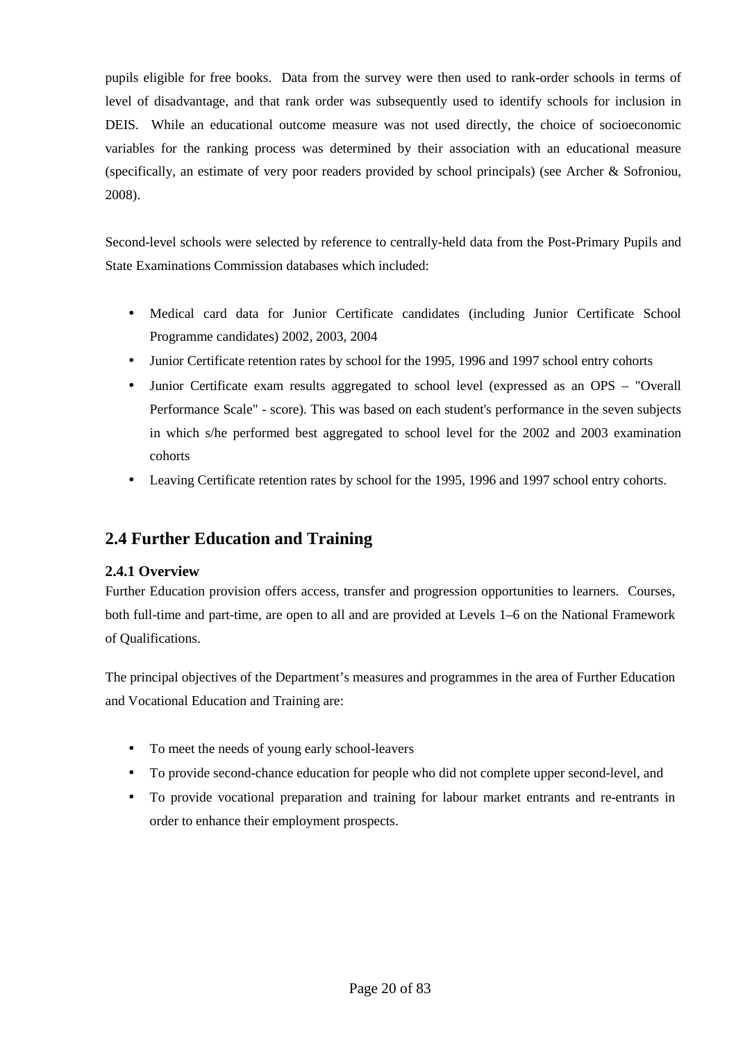pupils eligible for free books. Data from the survey were then used to rank-order schools in terms of level of disadvantage, and that rank order was subsequently used to identify schools for inclusion in DEIS. While an educational outcome measure was not used directly, the choice of socioeconomic variables for the ranking process was determined by their association with an educational measure (specifically, an estimate of very poor readers provided by school principals) (see Archer & Sofroniou, 2008).

Second-level schools were selected by reference to centrally-held data from the Post-Primary Pupils and State Examinations Commission databases which included:

- Medical card data for Junior Certificate candidates (including Junior Certificate School Programme candidates) 2002, 2003, 2004
- Junior Certificate retention rates by school for the 1995, 1996 and 1997 school entry cohorts
- Junior Certificate exam results aggregated to school level (expressed as an OPS – "Overall Performance Scale" - score). This was based on each student's performance in the seven subjects in which s/he performed best aggregated to school level for the 2002 and 2003 examination cohorts
- Leaving Certificate retention rates by school for the 1995, 1996 and 1997 school entry cohorts.

## 2.4 Further Education and Training

### 2.4.1 Overview

Further Education provision offers access, transfer and progression opportunities to learners. Courses, both full-time and part-time, are open to all and are provided at Levels 1–6 on the National Framework of Qualifications.

The principal objectives of the Department's measures and programmes in the area of Further Education and Vocational Education and Training are:

- To meet the needs of young early school-leavers
- To provide second-chance education for people who did not complete upper second-level, and
- To provide vocational preparation and training for labour market entrants and re-entrants in order to enhance their employment prospects.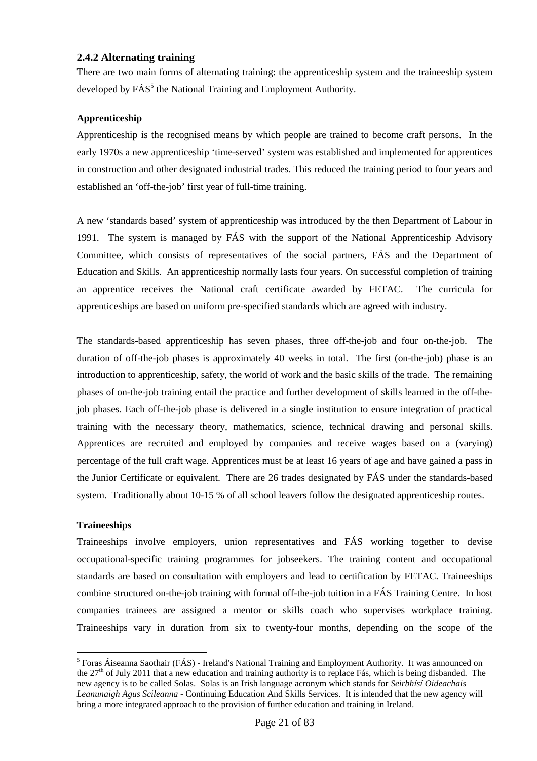### 2.4.2 Alternating training

There are two main forms of alternating training: the apprenticeship system and the traineeship system developed by FÁS[5] the National Training and Employment Authority.

**Apprenticeship**

Apprenticeship is the recognised means by which people are trained to become craft persons. In the early 1970s a new apprenticeship 'time-served' system was established and implemented for apprentices in construction and other designated industrial trades. This reduced the training period to four years and established an 'off-the-job' first year of full-time training.

A new 'standards based' system of apprenticeship was introduced by the then Department of Labour in 1991. The system is managed by FÁS with the support of the National Apprenticeship Advisory Committee, which consists of representatives of the social partners, FÁS and the Department of Education and Skills. An apprenticeship normally lasts four years. On successful completion of training an apprentice receives the National craft certificate awarded by FETAC. The curricula for apprenticeships are based on uniform pre-specified standards which are agreed with industry.

The standards-based apprenticeship has seven phases, three off-the-job and four on-the-job. The duration of off-the-job phases is approximately 40 weeks in total. The first (on-the-job) phase is an introduction to apprenticeship, safety, the world of work and the basic skills of the trade. The remaining phases of on-the-job training entail the practice and further development of skills learned in the off-the-job phases. Each off-the-job phase is delivered in a single institution to ensure integration of practical training with the necessary theory, mathematics, science, technical drawing and personal skills. Apprentices are recruited and employed by companies and receive wages based on a (varying) percentage of the full craft wage. Apprentices must be at least 16 years of age and have gained a pass in the Junior Certificate or equivalent. There are 26 trades designated by FÁS under the standards-based system. Traditionally about 10-15 % of all school leavers follow the designated apprenticeship routes.

**Traineeships**

Traineeships involve employers, union representatives and FÁS working together to devise occupational-specific training programmes for jobseekers. The training content and occupational standards are based on consultation with employers and lead to certification by FETAC. Traineeships combine structured on-the-job training with formal off-the-job tuition in a FÁS Training Centre. In host companies trainees are assigned a mentor or skills coach who supervises workplace training. Traineeships vary in duration from six to twenty-four months, depending on the scope of the

---

[5] Foras Áiseanna Saothair (FÁS) - Ireland's National Training and Employment Authority. It was announced on the 27th of July 2011 that a new education and training authority is to replace Fás, which is being disbanded. The new agency is to be called Solas. Solas is an Irish language acronym which stands for *Seirbhísí Oideachais Leanunaigh Agus Scileanna* - Continuing Education And Skills Services. It is intended that the new agency will bring a more integrated approach to the provision of further education and training in Ireland.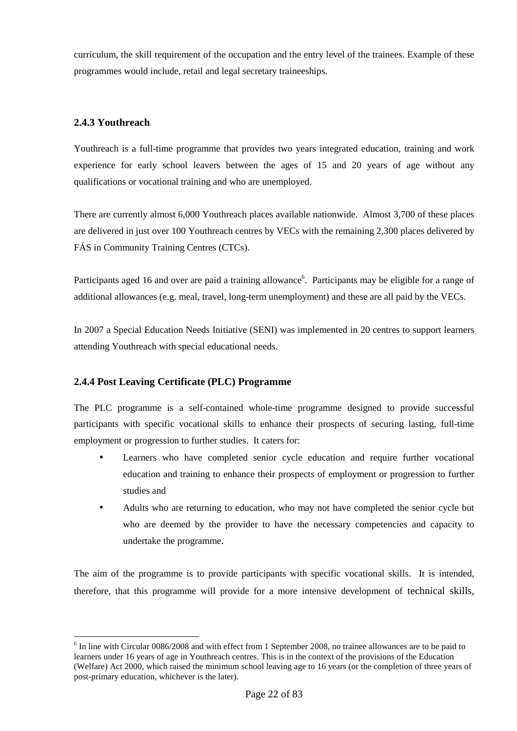curriculum, the skill requirement of the occupation and the entry level of the trainees. Example of these programmes would include, retail and legal secretary traineeships.

### 2.4.3 Youthreach

Youthreach is a full-time programme that provides two years integrated education, training and work experience for early school leavers between the ages of 15 and 20 years of age without any qualifications or vocational training and who are unemployed.

There are currently almost 6,000 Youthreach places available nationwide. Almost 3,700 of these places are delivered in just over 100 Youthreach centres by VECs with the remaining 2,300 places delivered by FÁS in Community Training Centres (CTCs).

Participants aged 16 and over are paid a training allowance[6]. Participants may be eligible for a range of additional allowances (e.g. meal, travel, long-term unemployment) and these are all paid by the VECs.

In 2007 a Special Education Needs Initiative (SENI) was implemented in 20 centres to support learners attending Youthreach with special educational needs.

### 2.4.4 Post Leaving Certificate (PLC) Programme

The PLC programme is a self-contained whole-time programme designed to provide successful participants with specific vocational skills to enhance their prospects of securing lasting, full-time employment or progression to further studies. It caters for:

- Learners who have completed senior cycle education and require further vocational education and training to enhance their prospects of employment or progression to further studies and
- Adults who are returning to education, who may not have completed the senior cycle but who are deemed by the provider to have the necessary competencies and capacity to undertake the programme.

The aim of the programme is to provide participants with specific vocational skills. It is intended, therefore, that this programme will provide for a more intensive development of technical skills,

---

[6] In line with Circular 0086/2008 and with effect from 1 September 2008, no trainee allowances are to be paid to learners under 16 years of age in Youthreach centres. This is in the context of the provisions of the Education (Welfare) Act 2000, which raised the minimum school leaving age to 16 years (or the completion of three years of post-primary education, whichever is the later).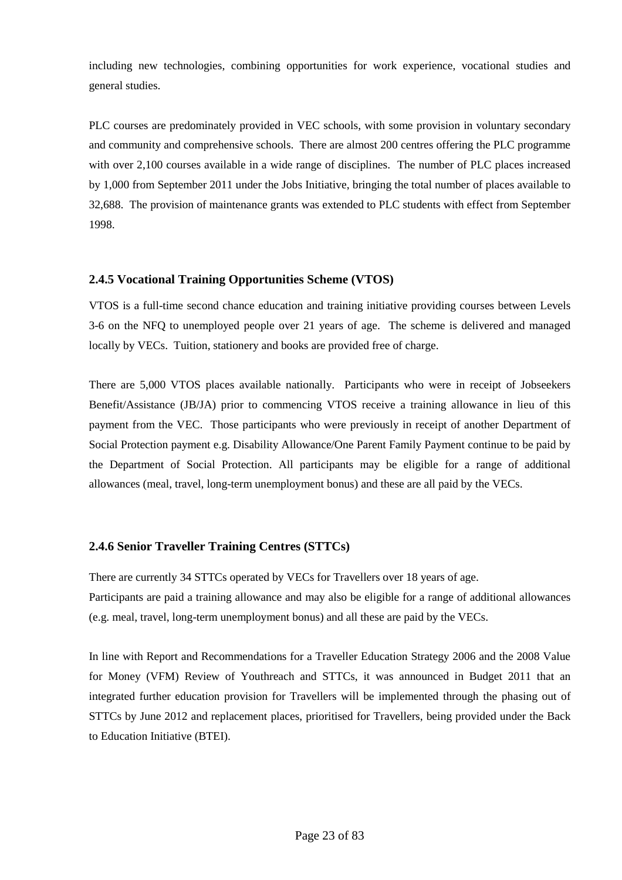including new technologies, combining opportunities for work experience, vocational studies and general studies.

PLC courses are predominately provided in VEC schools, with some provision in voluntary secondary and community and comprehensive schools. There are almost 200 centres offering the PLC programme with over 2,100 courses available in a wide range of disciplines. The number of PLC places increased by 1,000 from September 2011 under the Jobs Initiative, bringing the total number of places available to 32,688. The provision of maintenance grants was extended to PLC students with effect from September 1998.

### 2.4.5 Vocational Training Opportunities Scheme (VTOS)

VTOS is a full-time second chance education and training initiative providing courses between Levels 3-6 on the NFQ to unemployed people over 21 years of age. The scheme is delivered and managed locally by VECs. Tuition, stationery and books are provided free of charge.

There are 5,000 VTOS places available nationally. Participants who were in receipt of Jobseekers Benefit/Assistance (JB/JA) prior to commencing VTOS receive a training allowance in lieu of this payment from the VEC. Those participants who were previously in receipt of another Department of Social Protection payment e.g. Disability Allowance/One Parent Family Payment continue to be paid by the Department of Social Protection. All participants may be eligible for a range of additional allowances (meal, travel, long-term unemployment bonus) and these are all paid by the VECs.

### 2.4.6 Senior Traveller Training Centres (STTCs)

There are currently 34 STTCs operated by VECs for Travellers over 18 years of age.
Participants are paid a training allowance and may also be eligible for a range of additional allowances (e.g. meal, travel, long-term unemployment bonus) and all these are paid by the VECs.

In line with Report and Recommendations for a Traveller Education Strategy 2006 and the 2008 Value for Money (VFM) Review of Youthreach and STTCs, it was announced in Budget 2011 that an integrated further education provision for Travellers will be implemented through the phasing out of STTCs by June 2012 and replacement places, prioritised for Travellers, being provided under the Back to Education Initiative (BTEI).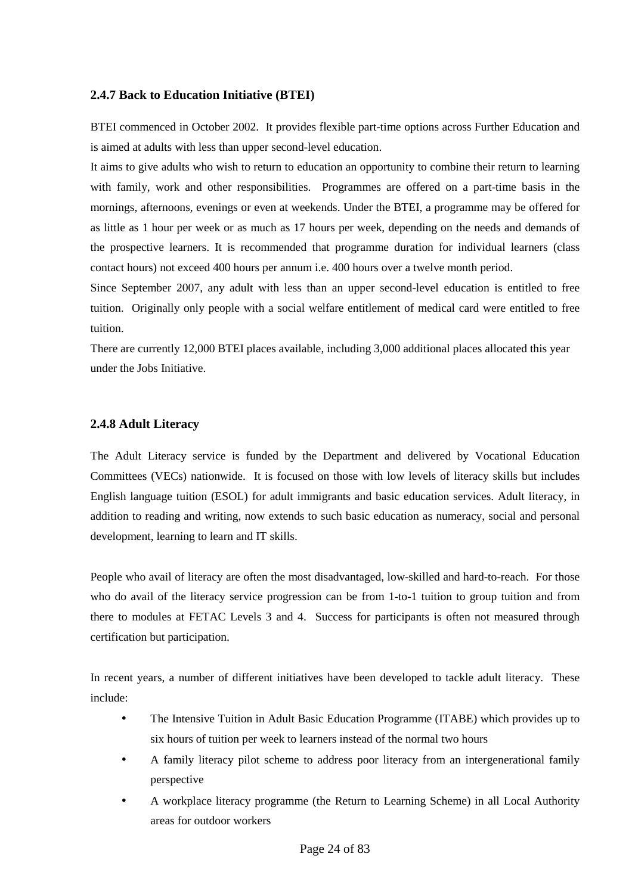### 2.4.7 Back to Education Initiative (BTEI)

BTEI commenced in October 2002. It provides flexible part-time options across Further Education and is aimed at adults with less than upper second-level education.

It aims to give adults who wish to return to education an opportunity to combine their return to learning with family, work and other responsibilities. Programmes are offered on a part-time basis in the mornings, afternoons, evenings or even at weekends. Under the BTEI, a programme may be offered for as little as 1 hour per week or as much as 17 hours per week, depending on the needs and demands of the prospective learners. It is recommended that programme duration for individual learners (class contact hours) not exceed 400 hours per annum i.e. 400 hours over a twelve month period.

Since September 2007, any adult with less than an upper second-level education is entitled to free tuition. Originally only people with a social welfare entitlement of medical card were entitled to free tuition.

There are currently 12,000 BTEI places available, including 3,000 additional places allocated this year under the Jobs Initiative.

### 2.4.8 Adult Literacy

The Adult Literacy service is funded by the Department and delivered by Vocational Education Committees (VECs) nationwide. It is focused on those with low levels of literacy skills but includes English language tuition (ESOL) for adult immigrants and basic education services. Adult literacy, in addition to reading and writing, now extends to such basic education as numeracy, social and personal development, learning to learn and IT skills.

People who avail of literacy are often the most disadvantaged, low-skilled and hard-to-reach. For those who do avail of the literacy service progression can be from 1-to-1 tuition to group tuition and from there to modules at FETAC Levels 3 and 4. Success for participants is often not measured through certification but participation.

In recent years, a number of different initiatives have been developed to tackle adult literacy. These include:

- The Intensive Tuition in Adult Basic Education Programme (ITABE) which provides up to six hours of tuition per week to learners instead of the normal two hours
- A family literacy pilot scheme to address poor literacy from an intergenerational family perspective
- A workplace literacy programme (the Return to Learning Scheme) in all Local Authority areas for outdoor workers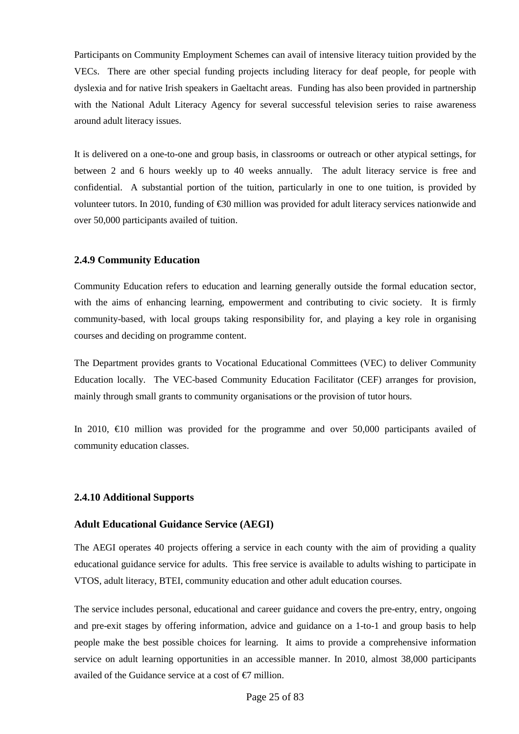Participants on Community Employment Schemes can avail of intensive literacy tuition provided by the VECs. There are other special funding projects including literacy for deaf people, for people with dyslexia and for native Irish speakers in Gaeltacht areas. Funding has also been provided in partnership with the National Adult Literacy Agency for several successful television series to raise awareness around adult literacy issues.

It is delivered on a one-to-one and group basis, in classrooms or outreach or other atypical settings, for between 2 and 6 hours weekly up to 40 weeks annually. The adult literacy service is free and confidential. A substantial portion of the tuition, particularly in one to one tuition, is provided by volunteer tutors. In 2010, funding of €30 million was provided for adult literacy services nationwide and over 50,000 participants availed of tuition.

### 2.4.9 Community Education

Community Education refers to education and learning generally outside the formal education sector, with the aims of enhancing learning, empowerment and contributing to civic society. It is firmly community-based, with local groups taking responsibility for, and playing a key role in organising courses and deciding on programme content.

The Department provides grants to Vocational Educational Committees (VEC) to deliver Community Education locally. The VEC-based Community Education Facilitator (CEF) arranges for provision, mainly through small grants to community organisations or the provision of tutor hours.

In 2010, €10 million was provided for the programme and over 50,000 participants availed of community education classes.

### 2.4.10 Additional Supports

#### Adult Educational Guidance Service (AEGI)

The AEGI operates 40 projects offering a service in each county with the aim of providing a quality educational guidance service for adults. This free service is available to adults wishing to participate in VTOS, adult literacy, BTEI, community education and other adult education courses.

The service includes personal, educational and career guidance and covers the pre-entry, entry, ongoing and pre-exit stages by offering information, advice and guidance on a 1-to-1 and group basis to help people make the best possible choices for learning. It aims to provide a comprehensive information service on adult learning opportunities in an accessible manner. In 2010, almost 38,000 participants availed of the Guidance service at a cost of €7 million.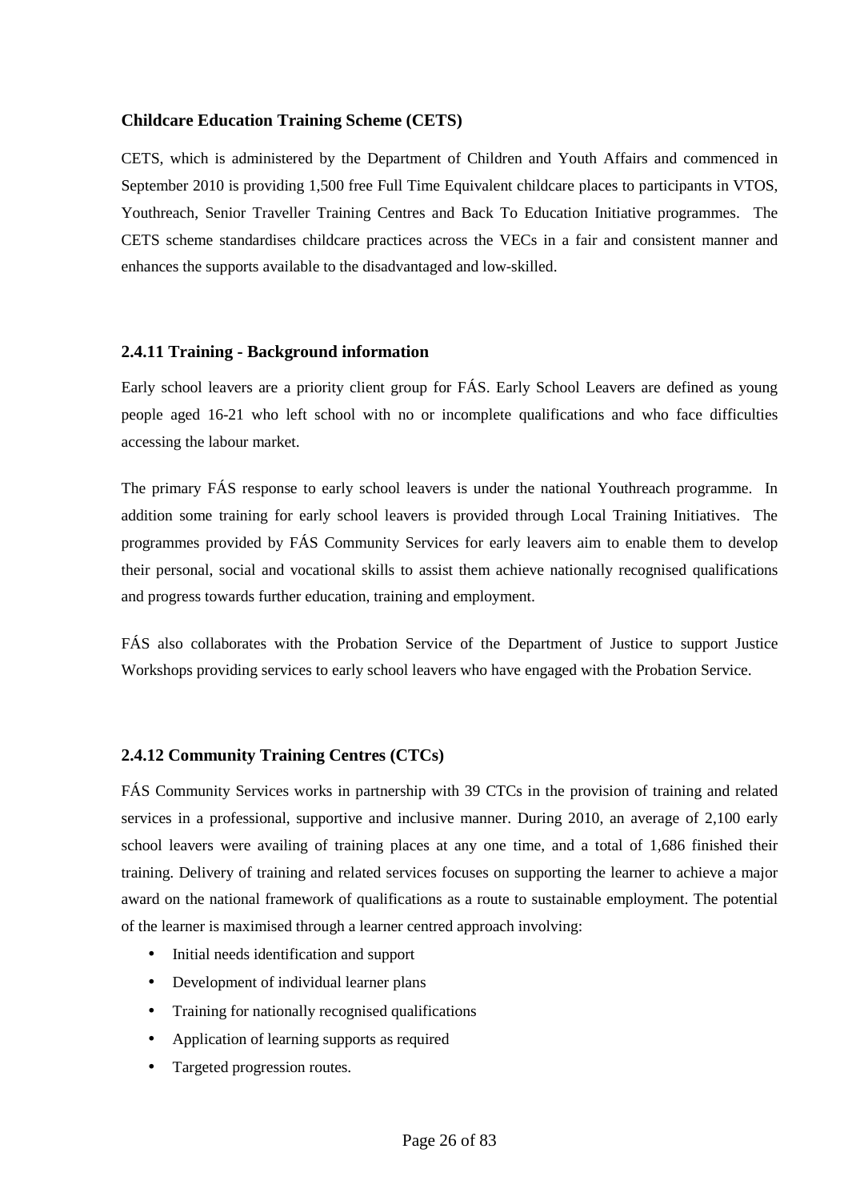### Childcare Education Training Scheme (CETS)

CETS, which is administered by the Department of Children and Youth Affairs and commenced in September 2010 is providing 1,500 free Full Time Equivalent childcare places to participants in VTOS, Youthreach, Senior Traveller Training Centres and Back To Education Initiative programmes. The CETS scheme standardises childcare practices across the VECs in a fair and consistent manner and enhances the supports available to the disadvantaged and low-skilled.

### 2.4.11 Training - Background information

Early school leavers are a priority client group for FÁS. Early School Leavers are defined as young people aged 16-21 who left school with no or incomplete qualifications and who face difficulties accessing the labour market.

The primary FÁS response to early school leavers is under the national Youthreach programme. In addition some training for early school leavers is provided through Local Training Initiatives. The programmes provided by FÁS Community Services for early leavers aim to enable them to develop their personal, social and vocational skills to assist them achieve nationally recognised qualifications and progress towards further education, training and employment.

FÁS also collaborates with the Probation Service of the Department of Justice to support Justice Workshops providing services to early school leavers who have engaged with the Probation Service.

### 2.4.12 Community Training Centres (CTCs)

FÁS Community Services works in partnership with 39 CTCs in the provision of training and related services in a professional, supportive and inclusive manner. During 2010, an average of 2,100 early school leavers were availing of training places at any one time, and a total of 1,686 finished their training. Delivery of training and related services focuses on supporting the learner to achieve a major award on the national framework of qualifications as a route to sustainable employment. The potential of the learner is maximised through a learner centred approach involving:

- Initial needs identification and support
- Development of individual learner plans
- Training for nationally recognised qualifications
- Application of learning supports as required
- Targeted progression routes.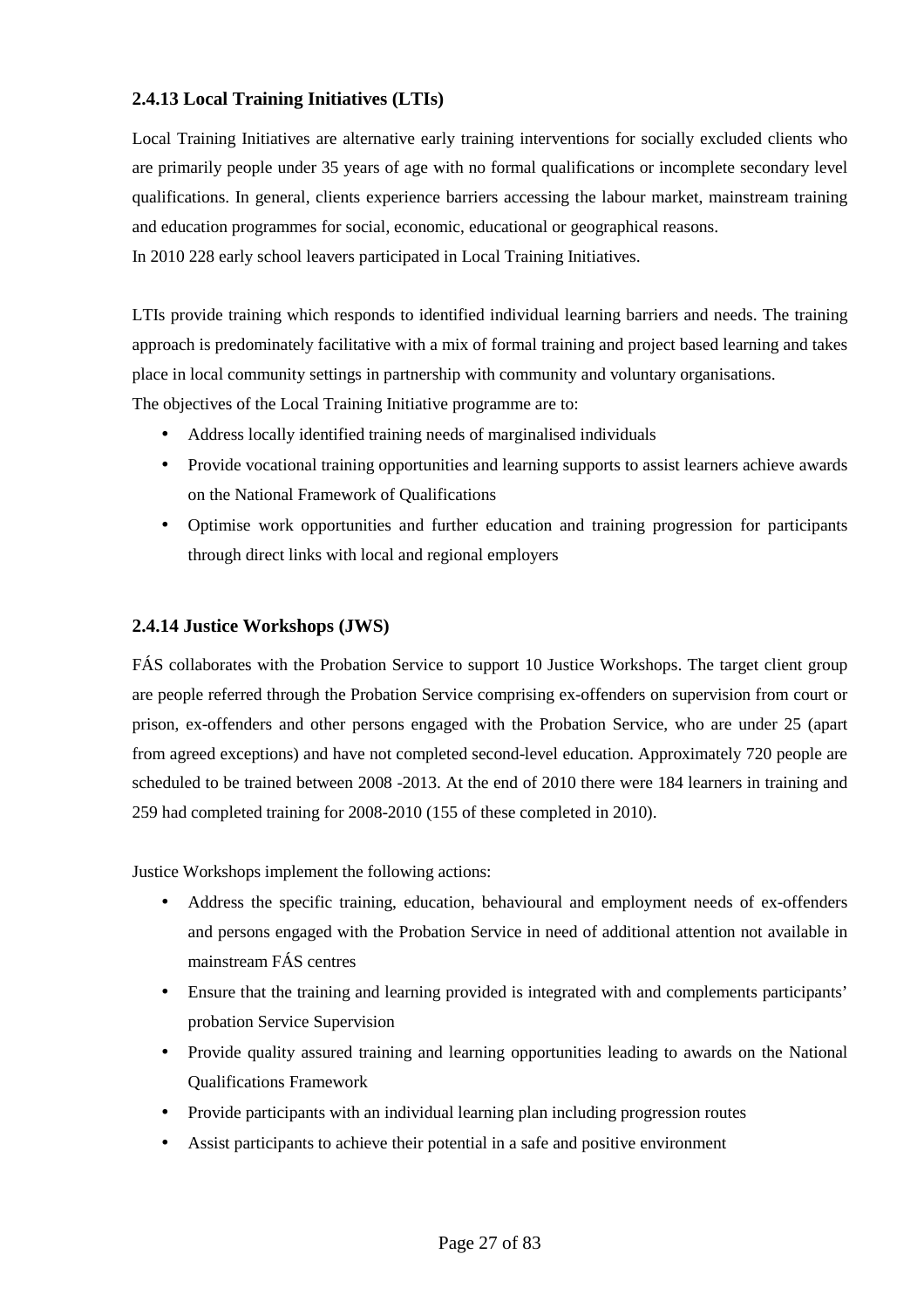### 2.4.13 Local Training Initiatives (LTIs)

Local Training Initiatives are alternative early training interventions for socially excluded clients who are primarily people under 35 years of age with no formal qualifications or incomplete secondary level qualifications. In general, clients experience barriers accessing the labour market, mainstream training and education programmes for social, economic, educational or geographical reasons.
In 2010 228 early school leavers participated in Local Training Initiatives.

LTIs provide training which responds to identified individual learning barriers and needs. The training approach is predominately facilitative with a mix of formal training and project based learning and takes place in local community settings in partnership with community and voluntary organisations.
The objectives of the Local Training Initiative programme are to:

- Address locally identified training needs of marginalised individuals
- Provide vocational training opportunities and learning supports to assist learners achieve awards on the National Framework of Qualifications
- Optimise work opportunities and further education and training progression for participants through direct links with local and regional employers

### 2.4.14 Justice Workshops (JWS)

FÁS collaborates with the Probation Service to support 10 Justice Workshops. The target client group are people referred through the Probation Service comprising ex-offenders on supervision from court or prison, ex-offenders and other persons engaged with the Probation Service, who are under 25 (apart from agreed exceptions) and have not completed second-level education. Approximately 720 people are scheduled to be trained between 2008 -2013. At the end of 2010 there were 184 learners in training and 259 had completed training for 2008-2010 (155 of these completed in 2010).

Justice Workshops implement the following actions:

- Address the specific training, education, behavioural and employment needs of ex-offenders and persons engaged with the Probation Service in need of additional attention not available in mainstream FÁS centres
- Ensure that the training and learning provided is integrated with and complements participants' probation Service Supervision
- Provide quality assured training and learning opportunities leading to awards on the National Qualifications Framework
- Provide participants with an individual learning plan including progression routes
- Assist participants to achieve their potential in a safe and positive environment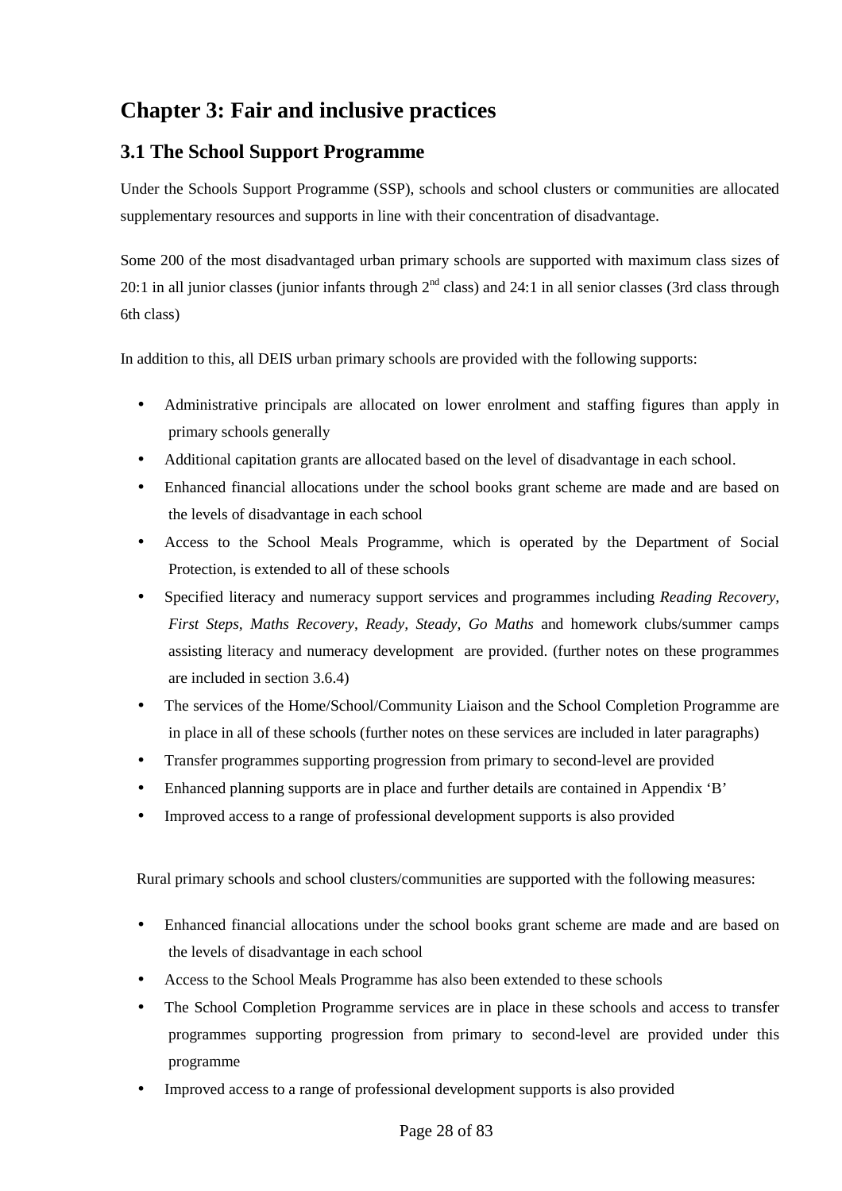# Chapter 3: Fair and inclusive practices

## 3.1 The School Support Programme

Under the Schools Support Programme (SSP), schools and school clusters or communities are allocated supplementary resources and supports in line with their concentration of disadvantage.

Some 200 of the most disadvantaged urban primary schools are supported with maximum class sizes of 20:1 in all junior classes (junior infants through 2nd class) and 24:1 in all senior classes (3rd class through 6th class)

In addition to this, all DEIS urban primary schools are provided with the following supports:

- Administrative principals are allocated on lower enrolment and staffing figures than apply in primary schools generally
- Additional capitation grants are allocated based on the level of disadvantage in each school.
- Enhanced financial allocations under the school books grant scheme are made and are based on the levels of disadvantage in each school
- Access to the School Meals Programme, which is operated by the Department of Social Protection, is extended to all of these schools
- Specified literacy and numeracy support services and programmes including *Reading Recovery, First Steps, Maths Recovery, Ready, Steady, Go Maths* and homework clubs/summer camps assisting literacy and numeracy development are provided. (further notes on these programmes are included in section 3.6.4)
- The services of the Home/School/Community Liaison and the School Completion Programme are in place in all of these schools (further notes on these services are included in later paragraphs)
- Transfer programmes supporting progression from primary to second-level are provided
- Enhanced planning supports are in place and further details are contained in Appendix 'B'
- Improved access to a range of professional development supports is also provided

Rural primary schools and school clusters/communities are supported with the following measures:

- Enhanced financial allocations under the school books grant scheme are made and are based on the levels of disadvantage in each school
- Access to the School Meals Programme has also been extended to these schools
- The School Completion Programme services are in place in these schools and access to transfer programmes supporting progression from primary to second-level are provided under this programme
- Improved access to a range of professional development supports is also provided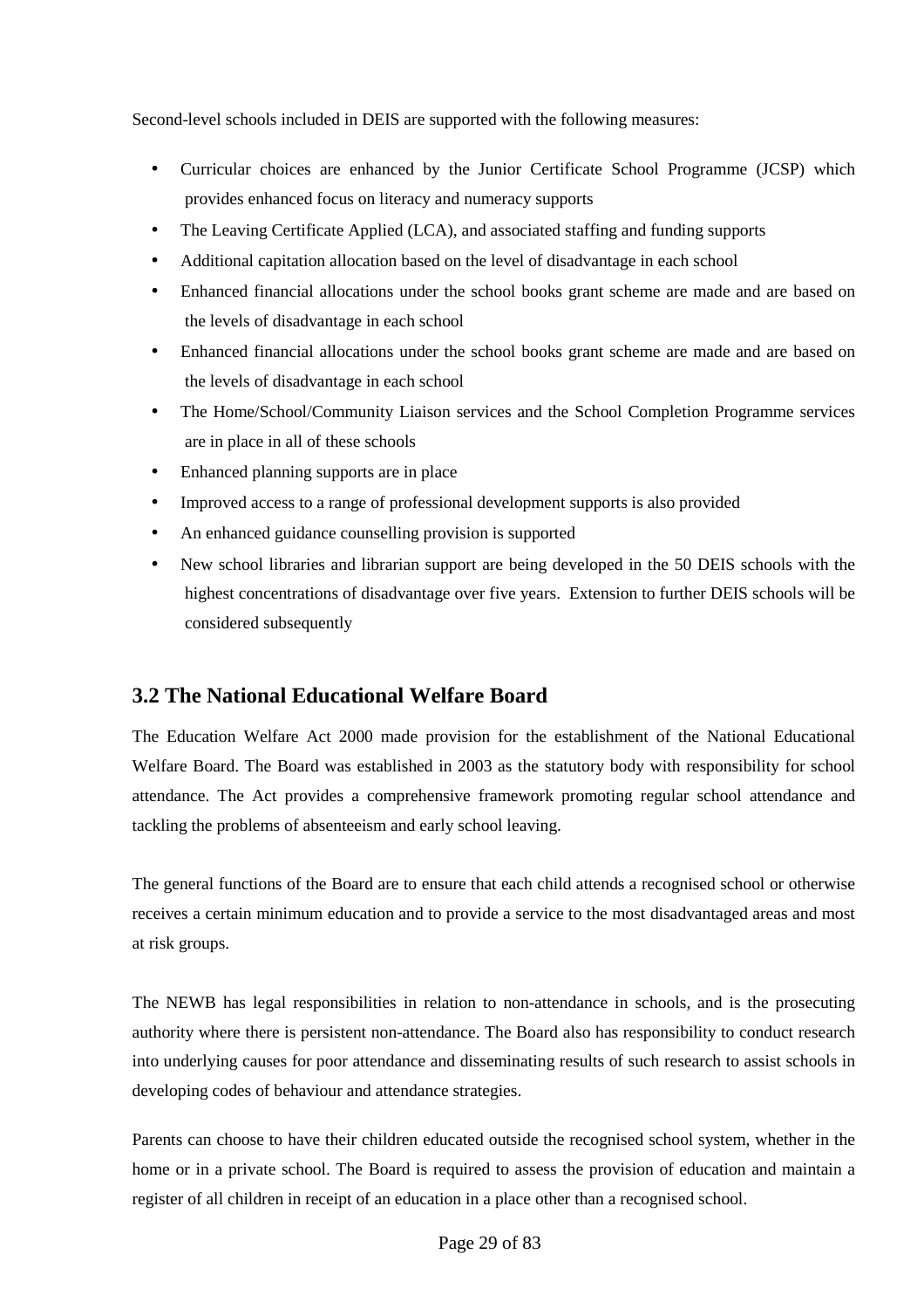Second-level schools included in DEIS are supported with the following measures:

- Curricular choices are enhanced by the Junior Certificate School Programme (JCSP) which provides enhanced focus on literacy and numeracy supports
- The Leaving Certificate Applied (LCA), and associated staffing and funding supports
- Additional capitation allocation based on the level of disadvantage in each school
- Enhanced financial allocations under the school books grant scheme are made and are based on the levels of disadvantage in each school
- Enhanced financial allocations under the school books grant scheme are made and are based on the levels of disadvantage in each school
- The Home/School/Community Liaison services and the School Completion Programme services are in place in all of these schools
- Enhanced planning supports are in place
- Improved access to a range of professional development supports is also provided
- An enhanced guidance counselling provision is supported
- New school libraries and librarian support are being developed in the 50 DEIS schools with the highest concentrations of disadvantage over five years. Extension to further DEIS schools will be considered subsequently

## 3.2 The National Educational Welfare Board

The Education Welfare Act 2000 made provision for the establishment of the National Educational Welfare Board. The Board was established in 2003 as the statutory body with responsibility for school attendance. The Act provides a comprehensive framework promoting regular school attendance and tackling the problems of absenteeism and early school leaving.

The general functions of the Board are to ensure that each child attends a recognised school or otherwise receives a certain minimum education and to provide a service to the most disadvantaged areas and most at risk groups.

The NEWB has legal responsibilities in relation to non-attendance in schools, and is the prosecuting authority where there is persistent non-attendance. The Board also has responsibility to conduct research into underlying causes for poor attendance and disseminating results of such research to assist schools in developing codes of behaviour and attendance strategies.

Parents can choose to have their children educated outside the recognised school system, whether in the home or in a private school. The Board is required to assess the provision of education and maintain a register of all children in receipt of an education in a place other than a recognised school.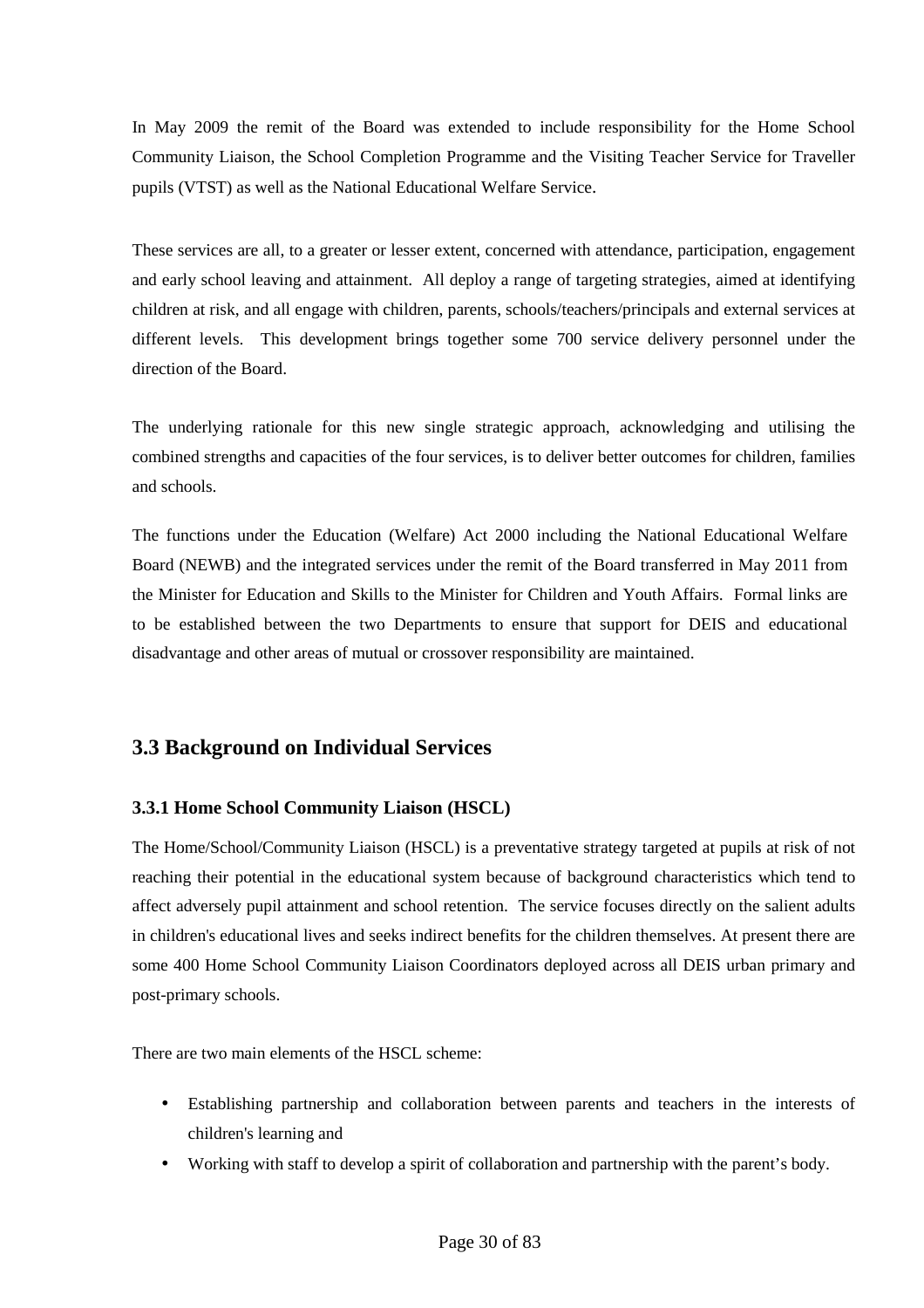In May 2009 the remit of the Board was extended to include responsibility for the Home School Community Liaison, the School Completion Programme and the Visiting Teacher Service for Traveller pupils (VTST) as well as the National Educational Welfare Service.

These services are all, to a greater or lesser extent, concerned with attendance, participation, engagement and early school leaving and attainment. All deploy a range of targeting strategies, aimed at identifying children at risk, and all engage with children, parents, schools/teachers/principals and external services at different levels. This development brings together some 700 service delivery personnel under the direction of the Board.

The underlying rationale for this new single strategic approach, acknowledging and utilising the combined strengths and capacities of the four services, is to deliver better outcomes for children, families and schools.

The functions under the Education (Welfare) Act 2000 including the National Educational Welfare Board (NEWB) and the integrated services under the remit of the Board transferred in May 2011 from the Minister for Education and Skills to the Minister for Children and Youth Affairs. Formal links are to be established between the two Departments to ensure that support for DEIS and educational disadvantage and other areas of mutual or crossover responsibility are maintained.

## 3.3 Background on Individual Services

### 3.3.1 Home School Community Liaison (HSCL)

The Home/School/Community Liaison (HSCL) is a preventative strategy targeted at pupils at risk of not reaching their potential in the educational system because of background characteristics which tend to affect adversely pupil attainment and school retention. The service focuses directly on the salient adults in children's educational lives and seeks indirect benefits for the children themselves. At present there are some 400 Home School Community Liaison Coordinators deployed across all DEIS urban primary and post-primary schools.

There are two main elements of the HSCL scheme:

- Establishing partnership and collaboration between parents and teachers in the interests of children's learning and
- Working with staff to develop a spirit of collaboration and partnership with the parent's body.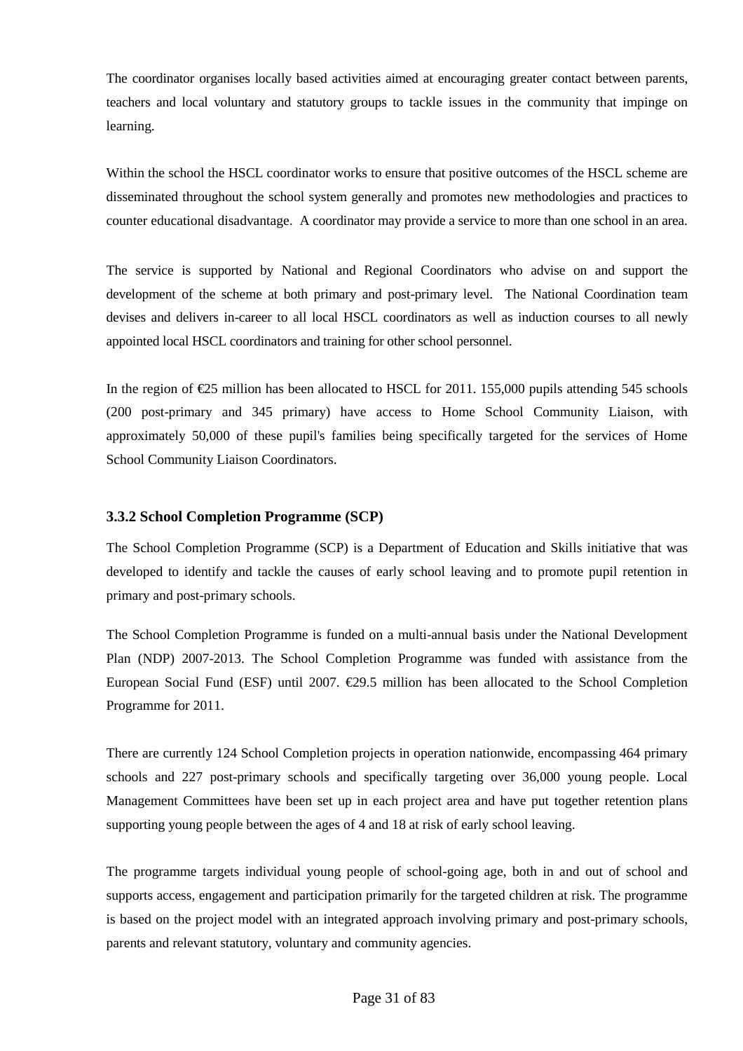The coordinator organises locally based activities aimed at encouraging greater contact between parents, teachers and local voluntary and statutory groups to tackle issues in the community that impinge on learning.

Within the school the HSCL coordinator works to ensure that positive outcomes of the HSCL scheme are disseminated throughout the school system generally and promotes new methodologies and practices to counter educational disadvantage. A coordinator may provide a service to more than one school in an area.

The service is supported by National and Regional Coordinators who advise on and support the development of the scheme at both primary and post-primary level. The National Coordination team devises and delivers in-career to all local HSCL coordinators as well as induction courses to all newly appointed local HSCL coordinators and training for other school personnel.

In the region of €25 million has been allocated to HSCL for 2011. 155,000 pupils attending 545 schools (200 post-primary and 345 primary) have access to Home School Community Liaison, with approximately 50,000 of these pupil's families being specifically targeted for the services of Home School Community Liaison Coordinators.

### 3.3.2 School Completion Programme (SCP)

The School Completion Programme (SCP) is a Department of Education and Skills initiative that was developed to identify and tackle the causes of early school leaving and to promote pupil retention in primary and post-primary schools.

The School Completion Programme is funded on a multi-annual basis under the National Development Plan (NDP) 2007-2013. The School Completion Programme was funded with assistance from the European Social Fund (ESF) until 2007. €29.5 million has been allocated to the School Completion Programme for 2011.

There are currently 124 School Completion projects in operation nationwide, encompassing 464 primary schools and 227 post-primary schools and specifically targeting over 36,000 young people. Local Management Committees have been set up in each project area and have put together retention plans supporting young people between the ages of 4 and 18 at risk of early school leaving.

The programme targets individual young people of school-going age, both in and out of school and supports access, engagement and participation primarily for the targeted children at risk. The programme is based on the project model with an integrated approach involving primary and post-primary schools, parents and relevant statutory, voluntary and community agencies.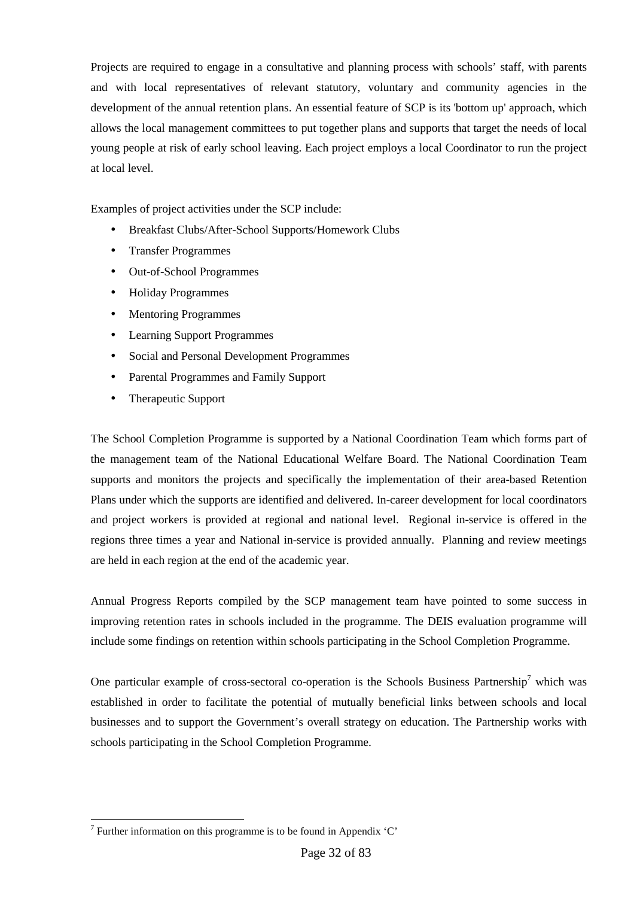Projects are required to engage in a consultative and planning process with schools' staff, with parents and with local representatives of relevant statutory, voluntary and community agencies in the development of the annual retention plans. An essential feature of SCP is its 'bottom up' approach, which allows the local management committees to put together plans and supports that target the needs of local young people at risk of early school leaving. Each project employs a local Coordinator to run the project at local level.

Examples of project activities under the SCP include:

- Breakfast Clubs/After-School Supports/Homework Clubs
- Transfer Programmes
- Out-of-School Programmes
- Holiday Programmes
- Mentoring Programmes
- Learning Support Programmes
- Social and Personal Development Programmes
- Parental Programmes and Family Support
- Therapeutic Support

The School Completion Programme is supported by a National Coordination Team which forms part of the management team of the National Educational Welfare Board. The National Coordination Team supports and monitors the projects and specifically the implementation of their area-based Retention Plans under which the supports are identified and delivered. In-career development for local coordinators and project workers is provided at regional and national level. Regional in-service is offered in the regions three times a year and National in-service is provided annually. Planning and review meetings are held in each region at the end of the academic year.

Annual Progress Reports compiled by the SCP management team have pointed to some success in improving retention rates in schools included in the programme. The DEIS evaluation programme will include some findings on retention within schools participating in the School Completion Programme.

One particular example of cross-sectoral co-operation is the Schools Business Partnership[7] which was established in order to facilitate the potential of mutually beneficial links between schools and local businesses and to support the Government's overall strategy on education. The Partnership works with schools participating in the School Completion Programme.

[7] Further information on this programme is to be found in Appendix 'C'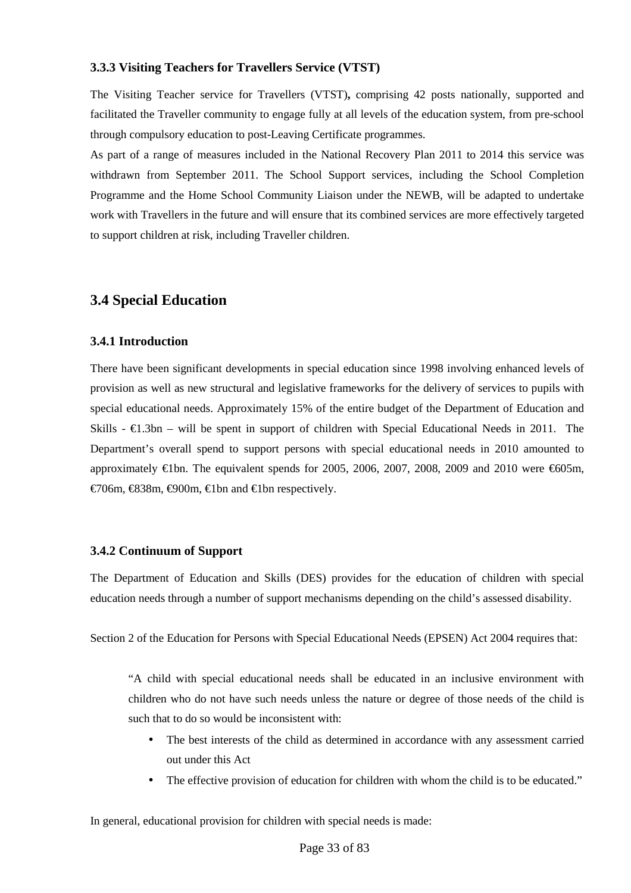### 3.3.3 Visiting Teachers for Travellers Service (VTST)

The Visiting Teacher service for Travellers (VTST)**,** comprising 42 posts nationally, supported and facilitated the Traveller community to engage fully at all levels of the education system, from pre-school through compulsory education to post-Leaving Certificate programmes.

As part of a range of measures included in the National Recovery Plan 2011 to 2014 this service was withdrawn from September 2011. The School Support services, including the School Completion Programme and the Home School Community Liaison under the NEWB, will be adapted to undertake work with Travellers in the future and will ensure that its combined services are more effectively targeted to support children at risk, including Traveller children.

## 3.4 Special Education

### 3.4.1 Introduction

There have been significant developments in special education since 1998 involving enhanced levels of provision as well as new structural and legislative frameworks for the delivery of services to pupils with special educational needs. Approximately 15% of the entire budget of the Department of Education and Skills - €1.3bn – will be spent in support of children with Special Educational Needs in 2011. The Department's overall spend to support persons with special educational needs in 2010 amounted to approximately €1bn. The equivalent spends for 2005, 2006, 2007, 2008, 2009 and 2010 were €605m, €706m, €838m, €900m, €1bn and €1bn respectively.

### 3.4.2 Continuum of Support

The Department of Education and Skills (DES) provides for the education of children with special education needs through a number of support mechanisms depending on the child's assessed disability.

Section 2 of the Education for Persons with Special Educational Needs (EPSEN) Act 2004 requires that:

> "A child with special educational needs shall be educated in an inclusive environment with children who do not have such needs unless the nature or degree of those needs of the child is such that to do so would be inconsistent with:
>
> - The best interests of the child as determined in accordance with any assessment carried out under this Act
> - The effective provision of education for children with whom the child is to be educated."

In general, educational provision for children with special needs is made: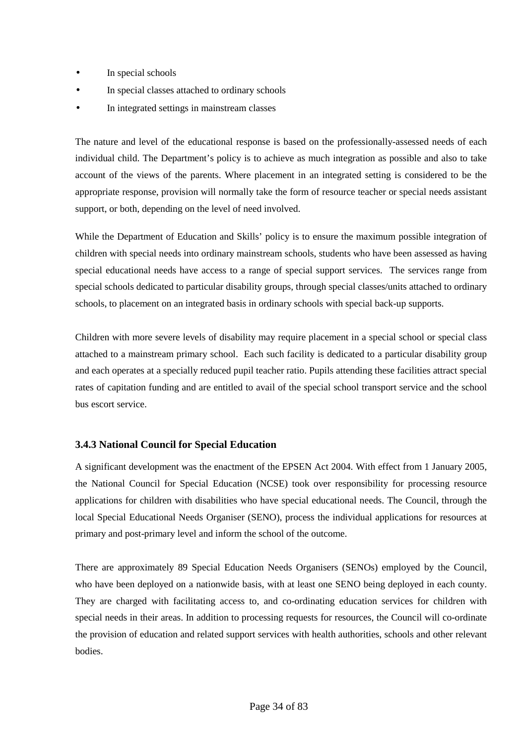- In special schools
- In special classes attached to ordinary schools
- In integrated settings in mainstream classes

The nature and level of the educational response is based on the professionally-assessed needs of each individual child. The Department's policy is to achieve as much integration as possible and also to take account of the views of the parents. Where placement in an integrated setting is considered to be the appropriate response, provision will normally take the form of resource teacher or special needs assistant support, or both, depending on the level of need involved.

While the Department of Education and Skills' policy is to ensure the maximum possible integration of children with special needs into ordinary mainstream schools, students who have been assessed as having special educational needs have access to a range of special support services. The services range from special schools dedicated to particular disability groups, through special classes/units attached to ordinary schools, to placement on an integrated basis in ordinary schools with special back-up supports.

Children with more severe levels of disability may require placement in a special school or special class attached to a mainstream primary school. Each such facility is dedicated to a particular disability group and each operates at a specially reduced pupil teacher ratio. Pupils attending these facilities attract special rates of capitation funding and are entitled to avail of the special school transport service and the school bus escort service.

### 3.4.3 National Council for Special Education

A significant development was the enactment of the EPSEN Act 2004. With effect from 1 January 2005, the National Council for Special Education (NCSE) took over responsibility for processing resource applications for children with disabilities who have special educational needs. The Council, through the local Special Educational Needs Organiser (SENO), process the individual applications for resources at primary and post-primary level and inform the school of the outcome.

There are approximately 89 Special Education Needs Organisers (SENOs) employed by the Council, who have been deployed on a nationwide basis, with at least one SENO being deployed in each county. They are charged with facilitating access to, and co-ordinating education services for children with special needs in their areas. In addition to processing requests for resources, the Council will co-ordinate the provision of education and related support services with health authorities, schools and other relevant bodies.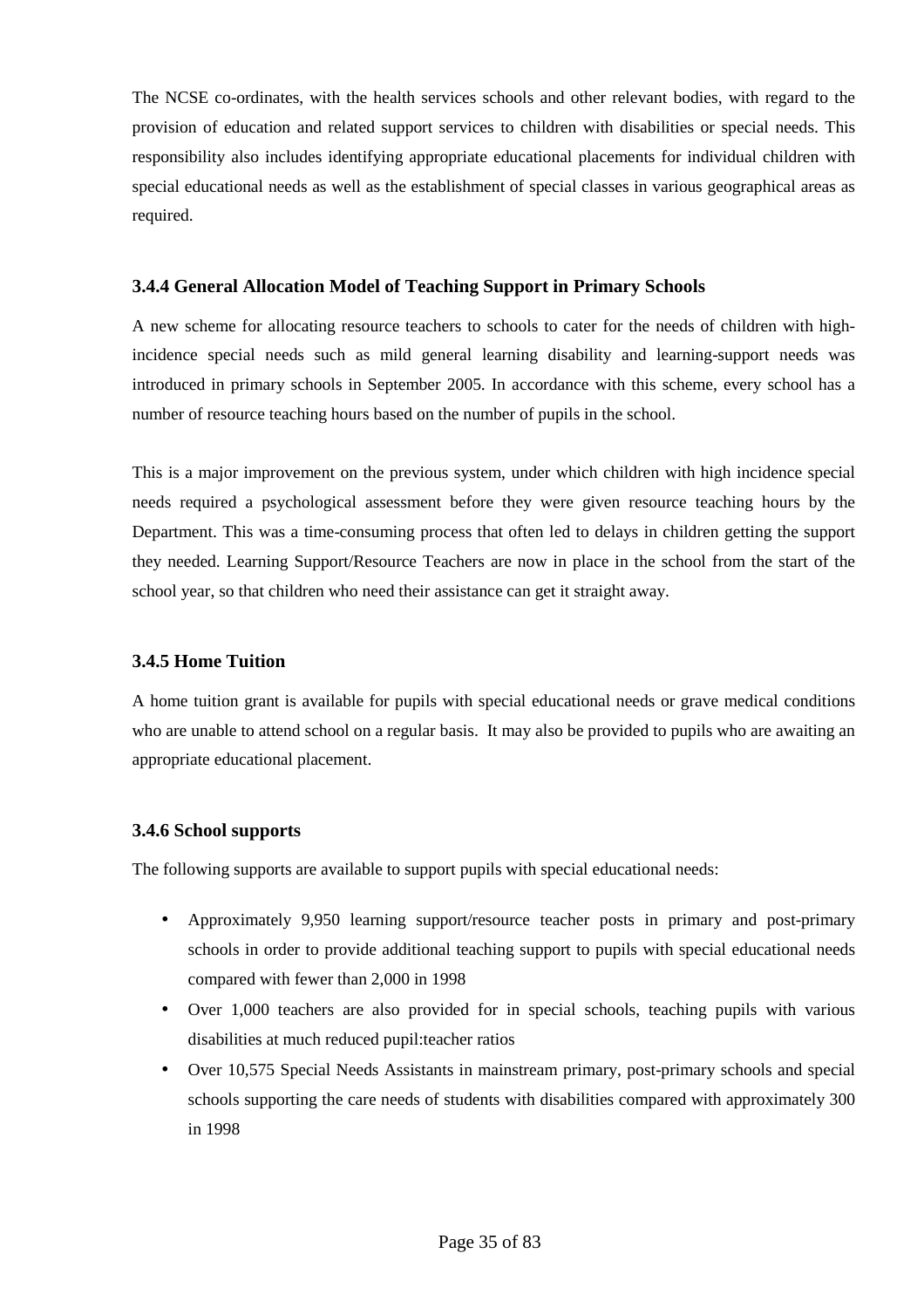The NCSE co-ordinates, with the health services schools and other relevant bodies, with regard to the provision of education and related support services to children with disabilities or special needs. This responsibility also includes identifying appropriate educational placements for individual children with special educational needs as well as the establishment of special classes in various geographical areas as required.

### 3.4.4 General Allocation Model of Teaching Support in Primary Schools

A new scheme for allocating resource teachers to schools to cater for the needs of children with high-incidence special needs such as mild general learning disability and learning-support needs was introduced in primary schools in September 2005. In accordance with this scheme, every school has a number of resource teaching hours based on the number of pupils in the school.

This is a major improvement on the previous system, under which children with high incidence special needs required a psychological assessment before they were given resource teaching hours by the Department. This was a time-consuming process that often led to delays in children getting the support they needed. Learning Support/Resource Teachers are now in place in the school from the start of the school year, so that children who need their assistance can get it straight away.

### 3.4.5 Home Tuition

A home tuition grant is available for pupils with special educational needs or grave medical conditions who are unable to attend school on a regular basis. It may also be provided to pupils who are awaiting an appropriate educational placement.

### 3.4.6 School supports

The following supports are available to support pupils with special educational needs:

- Approximately 9,950 learning support/resource teacher posts in primary and post-primary schools in order to provide additional teaching support to pupils with special educational needs compared with fewer than 2,000 in 1998
- Over 1,000 teachers are also provided for in special schools, teaching pupils with various disabilities at much reduced pupil:teacher ratios
- Over 10,575 Special Needs Assistants in mainstream primary, post-primary schools and special schools supporting the care needs of students with disabilities compared with approximately 300 in 1998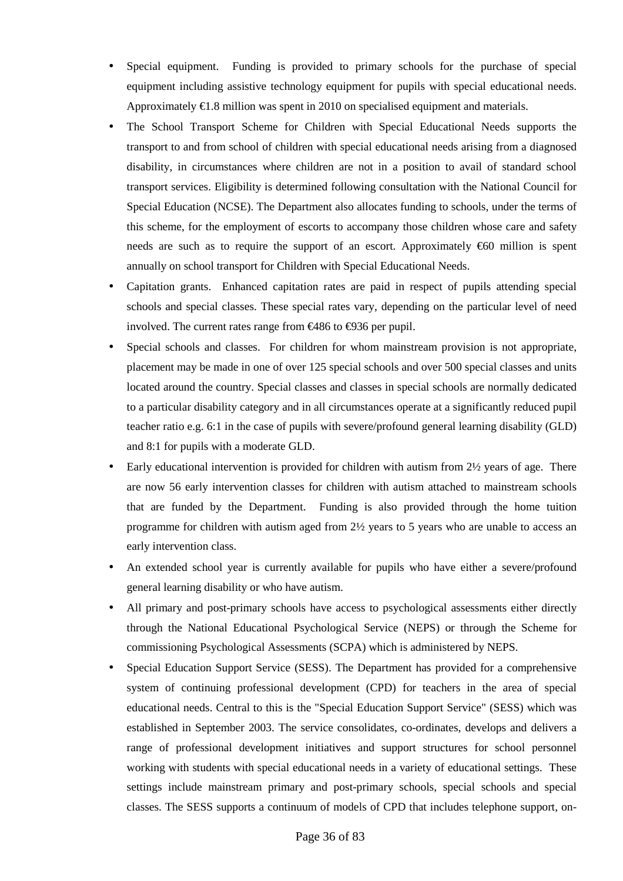- Special equipment. Funding is provided to primary schools for the purchase of special equipment including assistive technology equipment for pupils with special educational needs. Approximately €1.8 million was spent in 2010 on specialised equipment and materials.
- The School Transport Scheme for Children with Special Educational Needs supports the transport to and from school of children with special educational needs arising from a diagnosed disability, in circumstances where children are not in a position to avail of standard school transport services. Eligibility is determined following consultation with the National Council for Special Education (NCSE). The Department also allocates funding to schools, under the terms of this scheme, for the employment of escorts to accompany those children whose care and safety needs are such as to require the support of an escort. Approximately €60 million is spent annually on school transport for Children with Special Educational Needs.
- Capitation grants. Enhanced capitation rates are paid in respect of pupils attending special schools and special classes. These special rates vary, depending on the particular level of need involved. The current rates range from €486 to €936 per pupil.
- Special schools and classes. For children for whom mainstream provision is not appropriate, placement may be made in one of over 125 special schools and over 500 special classes and units located around the country. Special classes and classes in special schools are normally dedicated to a particular disability category and in all circumstances operate at a significantly reduced pupil teacher ratio e.g. 6:1 in the case of pupils with severe/profound general learning disability (GLD) and 8:1 for pupils with a moderate GLD.
- Early educational intervention is provided for children with autism from 2½ years of age. There are now 56 early intervention classes for children with autism attached to mainstream schools that are funded by the Department. Funding is also provided through the home tuition programme for children with autism aged from 2½ years to 5 years who are unable to access an early intervention class.
- An extended school year is currently available for pupils who have either a severe/profound general learning disability or who have autism.
- All primary and post-primary schools have access to psychological assessments either directly through the National Educational Psychological Service (NEPS) or through the Scheme for commissioning Psychological Assessments (SCPA) which is administered by NEPS.
- Special Education Support Service (SESS). The Department has provided for a comprehensive system of continuing professional development (CPD) for teachers in the area of special educational needs. Central to this is the "Special Education Support Service" (SESS) which was established in September 2003. The service consolidates, co-ordinates, develops and delivers a range of professional development initiatives and support structures for school personnel working with students with special educational needs in a variety of educational settings. These settings include mainstream primary and post-primary schools, special schools and special classes. The SESS supports a continuum of models of CPD that includes telephone support, on-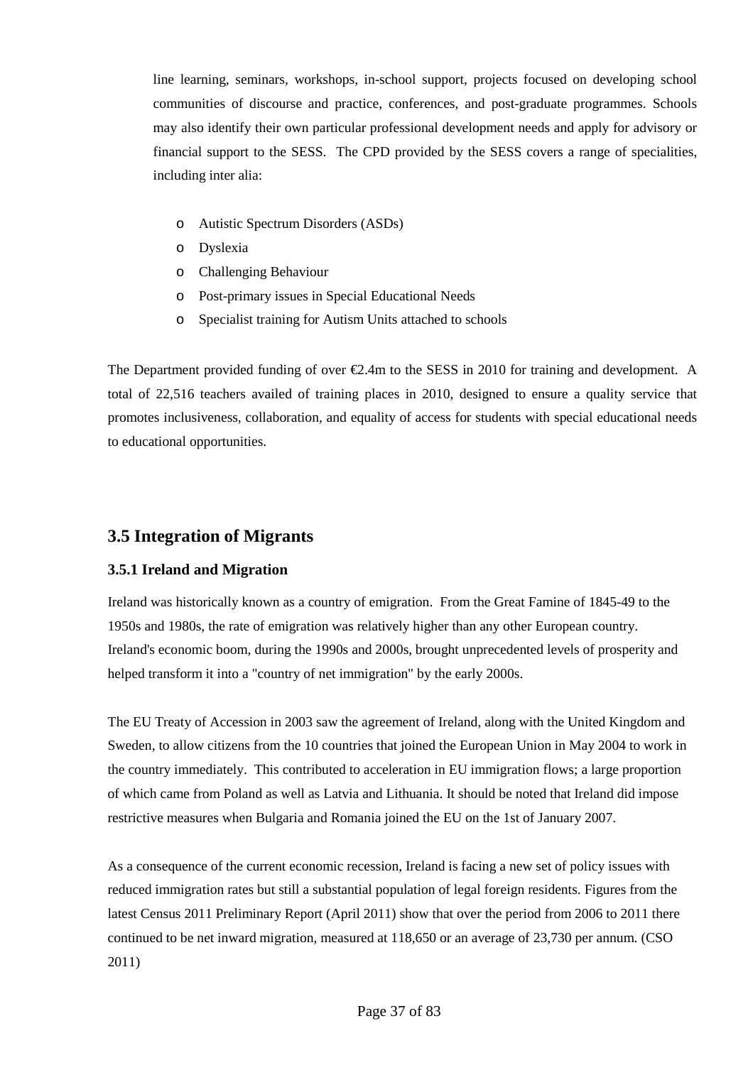line learning, seminars, workshops, in-school support, projects focused on developing school communities of discourse and practice, conferences, and post-graduate programmes. Schools may also identify their own particular professional development needs and apply for advisory or financial support to the SESS. The CPD provided by the SESS covers a range of specialities, including inter alia:

- Autistic Spectrum Disorders (ASDs)
- Dyslexia
- Challenging Behaviour
- Post-primary issues in Special Educational Needs
- Specialist training for Autism Units attached to schools

The Department provided funding of over €2.4m to the SESS in 2010 for training and development. A total of 22,516 teachers availed of training places in 2010, designed to ensure a quality service that promotes inclusiveness, collaboration, and equality of access for students with special educational needs to educational opportunities.

## 3.5 Integration of Migrants

### 3.5.1 Ireland and Migration

Ireland was historically known as a country of emigration. From the Great Famine of 1845-49 to the 1950s and 1980s, the rate of emigration was relatively higher than any other European country. Ireland's economic boom, during the 1990s and 2000s, brought unprecedented levels of prosperity and helped transform it into a "country of net immigration" by the early 2000s.

The EU Treaty of Accession in 2003 saw the agreement of Ireland, along with the United Kingdom and Sweden, to allow citizens from the 10 countries that joined the European Union in May 2004 to work in the country immediately. This contributed to acceleration in EU immigration flows; a large proportion of which came from Poland as well as Latvia and Lithuania. It should be noted that Ireland did impose restrictive measures when Bulgaria and Romania joined the EU on the 1st of January 2007.

As a consequence of the current economic recession, Ireland is facing a new set of policy issues with reduced immigration rates but still a substantial population of legal foreign residents. Figures from the latest Census 2011 Preliminary Report (April 2011) show that over the period from 2006 to 2011 there continued to be net inward migration, measured at 118,650 or an average of 23,730 per annum. (CSO 2011)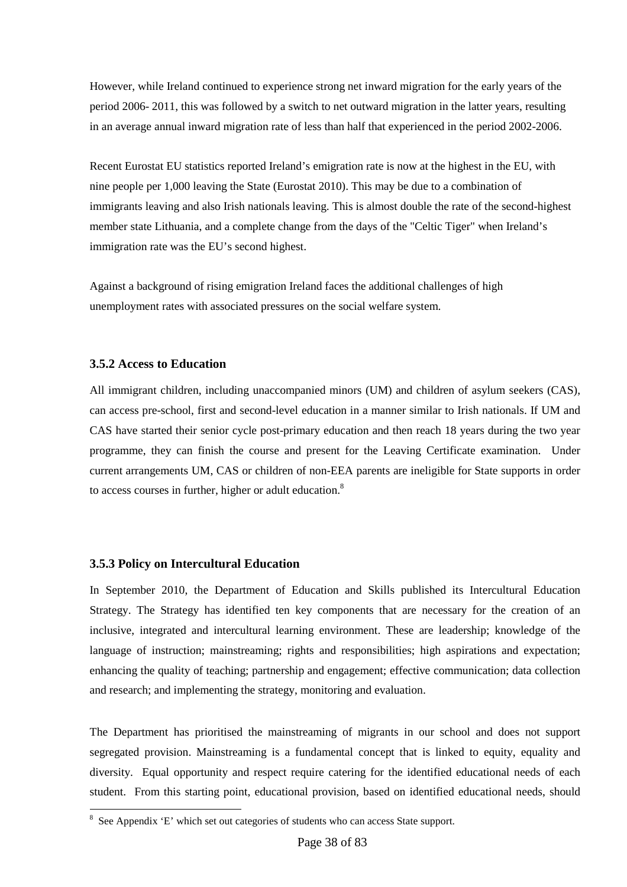However, while Ireland continued to experience strong net inward migration for the early years of the period 2006- 2011, this was followed by a switch to net outward migration in the latter years, resulting in an average annual inward migration rate of less than half that experienced in the period 2002-2006.

Recent Eurostat EU statistics reported Ireland's emigration rate is now at the highest in the EU, with nine people per 1,000 leaving the State (Eurostat 2010). This may be due to a combination of immigrants leaving and also Irish nationals leaving. This is almost double the rate of the second-highest member state Lithuania, and a complete change from the days of the "Celtic Tiger" when Ireland's immigration rate was the EU's second highest.

Against a background of rising emigration Ireland faces the additional challenges of high unemployment rates with associated pressures on the social welfare system.

### 3.5.2 Access to Education

All immigrant children, including unaccompanied minors (UM) and children of asylum seekers (CAS), can access pre-school, first and second-level education in a manner similar to Irish nationals. If UM and CAS have started their senior cycle post-primary education and then reach 18 years during the two year programme, they can finish the course and present for the Leaving Certificate examination. Under current arrangements UM, CAS or children of non-EEA parents are ineligible for State supports in order to access courses in further, higher or adult education.[8]

### 3.5.3 Policy on Intercultural Education

In September 2010, the Department of Education and Skills published its Intercultural Education Strategy. The Strategy has identified ten key components that are necessary for the creation of an inclusive, integrated and intercultural learning environment. These are leadership; knowledge of the language of instruction; mainstreaming; rights and responsibilities; high aspirations and expectation; enhancing the quality of teaching; partnership and engagement; effective communication; data collection and research; and implementing the strategy, monitoring and evaluation.

The Department has prioritised the mainstreaming of migrants in our school and does not support segregated provision. Mainstreaming is a fundamental concept that is linked to equity, equality and diversity. Equal opportunity and respect require catering for the identified educational needs of each student. From this starting point, educational provision, based on identified educational needs, should

[8] See Appendix 'E' which set out categories of students who can access State support.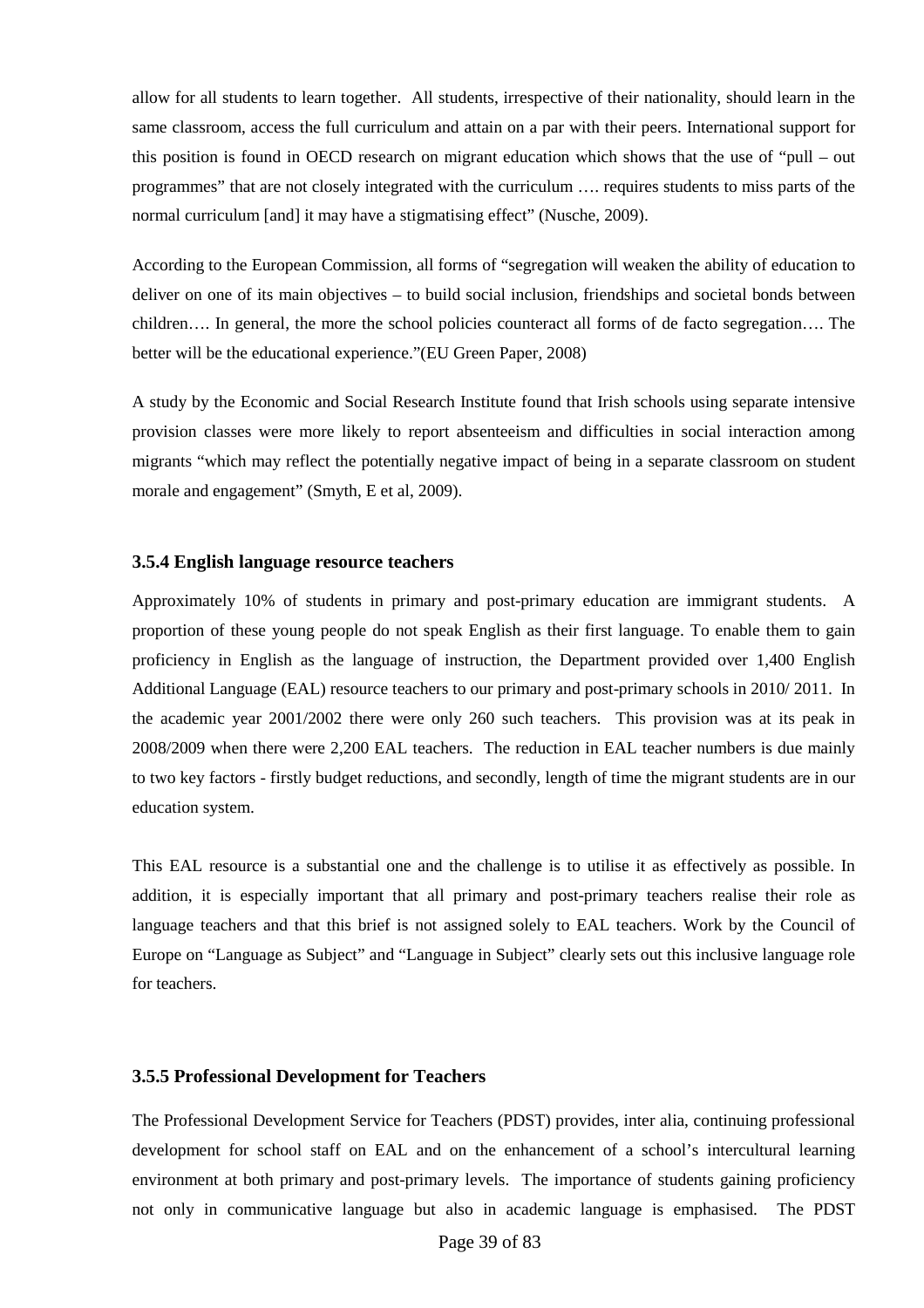allow for all students to learn together. All students, irrespective of their nationality, should learn in the same classroom, access the full curriculum and attain on a par with their peers. International support for this position is found in OECD research on migrant education which shows that the use of "pull – out programmes" that are not closely integrated with the curriculum …. requires students to miss parts of the normal curriculum [and] it may have a stigmatising effect" (Nusche, 2009).

According to the European Commission, all forms of "segregation will weaken the ability of education to deliver on one of its main objectives – to build social inclusion, friendships and societal bonds between children…. In general, the more the school policies counteract all forms of de facto segregation…. The better will be the educational experience."(EU Green Paper, 2008)

A study by the Economic and Social Research Institute found that Irish schools using separate intensive provision classes were more likely to report absenteeism and difficulties in social interaction among migrants "which may reflect the potentially negative impact of being in a separate classroom on student morale and engagement" (Smyth, E et al, 2009).

### 3.5.4 English language resource teachers

Approximately 10% of students in primary and post-primary education are immigrant students. A proportion of these young people do not speak English as their first language. To enable them to gain proficiency in English as the language of instruction, the Department provided over 1,400 English Additional Language (EAL) resource teachers to our primary and post-primary schools in 2010/ 2011. In the academic year 2001/2002 there were only 260 such teachers. This provision was at its peak in 2008/2009 when there were 2,200 EAL teachers. The reduction in EAL teacher numbers is due mainly to two key factors - firstly budget reductions, and secondly, length of time the migrant students are in our education system.

This EAL resource is a substantial one and the challenge is to utilise it as effectively as possible. In addition, it is especially important that all primary and post-primary teachers realise their role as language teachers and that this brief is not assigned solely to EAL teachers. Work by the Council of Europe on "Language as Subject" and "Language in Subject" clearly sets out this inclusive language role for teachers.

### 3.5.5 Professional Development for Teachers

The Professional Development Service for Teachers (PDST) provides, inter alia, continuing professional development for school staff on EAL and on the enhancement of a school's intercultural learning environment at both primary and post-primary levels. The importance of students gaining proficiency not only in communicative language but also in academic language is emphasised. The PDST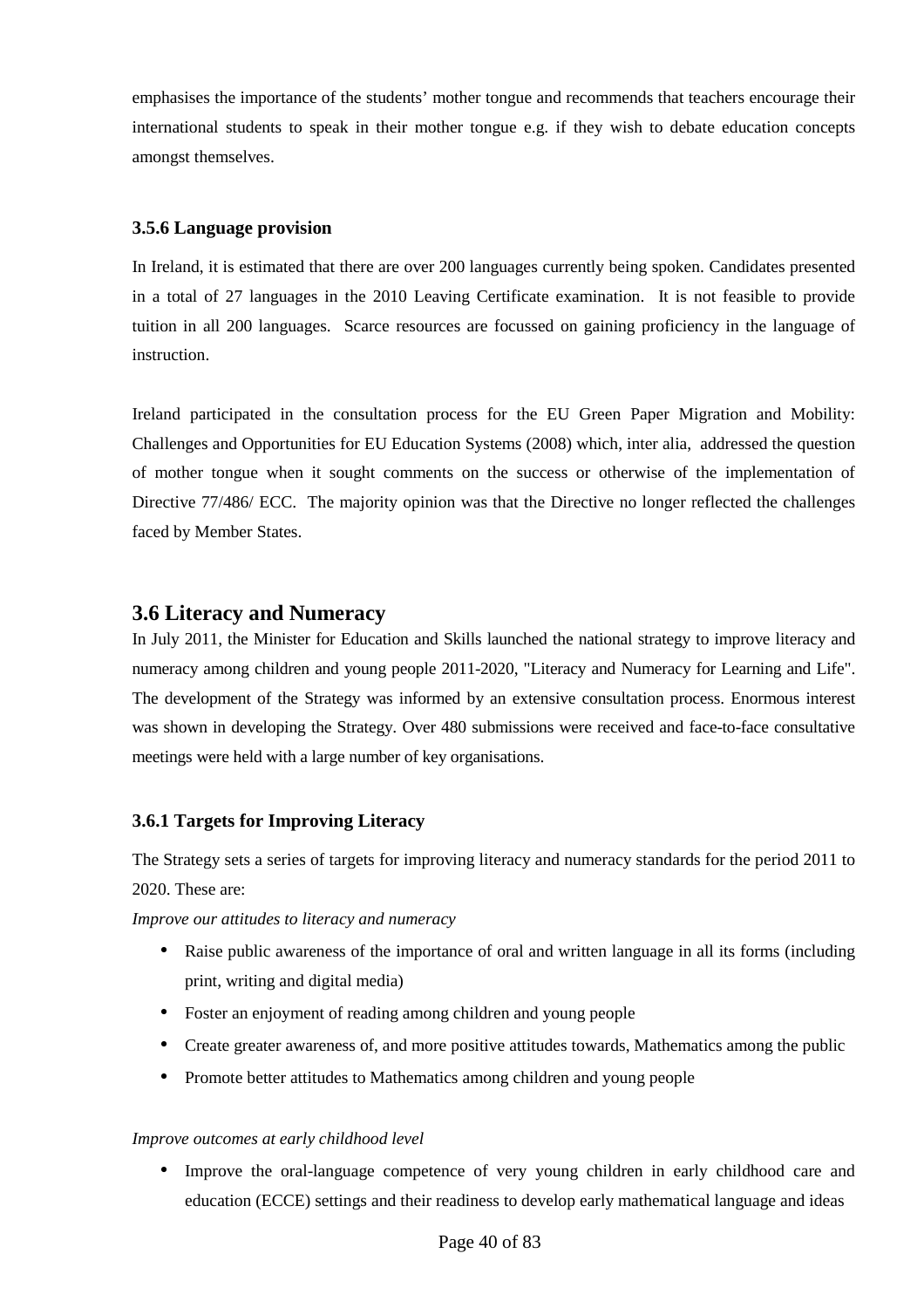emphasises the importance of the students' mother tongue and recommends that teachers encourage their international students to speak in their mother tongue e.g. if they wish to debate education concepts amongst themselves.

### 3.5.6 Language provision

In Ireland, it is estimated that there are over 200 languages currently being spoken. Candidates presented in a total of 27 languages in the 2010 Leaving Certificate examination. It is not feasible to provide tuition in all 200 languages. Scarce resources are focussed on gaining proficiency in the language of instruction.

Ireland participated in the consultation process for the EU Green Paper Migration and Mobility: Challenges and Opportunities for EU Education Systems (2008) which, inter alia, addressed the question of mother tongue when it sought comments on the success or otherwise of the implementation of Directive 77/486/ ECC. The majority opinion was that the Directive no longer reflected the challenges faced by Member States.

## 3.6 Literacy and Numeracy

In July 2011, the Minister for Education and Skills launched the national strategy to improve literacy and numeracy among children and young people 2011-2020, "Literacy and Numeracy for Learning and Life". The development of the Strategy was informed by an extensive consultation process. Enormous interest was shown in developing the Strategy. Over 480 submissions were received and face-to-face consultative meetings were held with a large number of key organisations.

### 3.6.1 Targets for Improving Literacy

The Strategy sets a series of targets for improving literacy and numeracy standards for the period 2011 to 2020. These are:

*Improve our attitudes to literacy and numeracy*

- Raise public awareness of the importance of oral and written language in all its forms (including print, writing and digital media)
- Foster an enjoyment of reading among children and young people
- Create greater awareness of, and more positive attitudes towards, Mathematics among the public
- Promote better attitudes to Mathematics among children and young people

*Improve outcomes at early childhood level*

- Improve the oral-language competence of very young children in early childhood care and education (ECCE) settings and their readiness to develop early mathematical language and ideas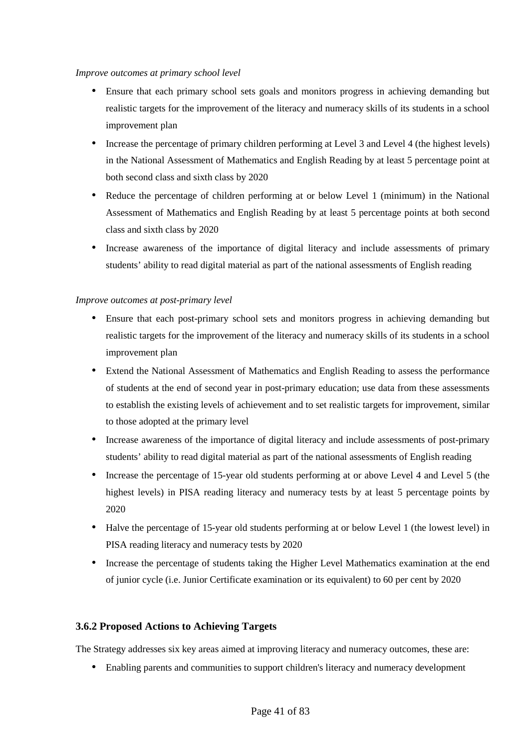*Improve outcomes at primary school level*

- Ensure that each primary school sets goals and monitors progress in achieving demanding but realistic targets for the improvement of the literacy and numeracy skills of its students in a school improvement plan
- Increase the percentage of primary children performing at Level 3 and Level 4 (the highest levels) in the National Assessment of Mathematics and English Reading by at least 5 percentage point at both second class and sixth class by 2020
- Reduce the percentage of children performing at or below Level 1 (minimum) in the National Assessment of Mathematics and English Reading by at least 5 percentage points at both second class and sixth class by 2020
- Increase awareness of the importance of digital literacy and include assessments of primary students' ability to read digital material as part of the national assessments of English reading

*Improve outcomes at post-primary level*

- Ensure that each post-primary school sets and monitors progress in achieving demanding but realistic targets for the improvement of the literacy and numeracy skills of its students in a school improvement plan
- Extend the National Assessment of Mathematics and English Reading to assess the performance of students at the end of second year in post-primary education; use data from these assessments to establish the existing levels of achievement and to set realistic targets for improvement, similar to those adopted at the primary level
- Increase awareness of the importance of digital literacy and include assessments of post-primary students' ability to read digital material as part of the national assessments of English reading
- Increase the percentage of 15-year old students performing at or above Level 4 and Level 5 (the highest levels) in PISA reading literacy and numeracy tests by at least 5 percentage points by 2020
- Halve the percentage of 15-year old students performing at or below Level 1 (the lowest level) in PISA reading literacy and numeracy tests by 2020
- Increase the percentage of students taking the Higher Level Mathematics examination at the end of junior cycle (i.e. Junior Certificate examination or its equivalent) to 60 per cent by 2020

### 3.6.2 Proposed Actions to Achieving Targets

The Strategy addresses six key areas aimed at improving literacy and numeracy outcomes, these are:

- Enabling parents and communities to support children's literacy and numeracy development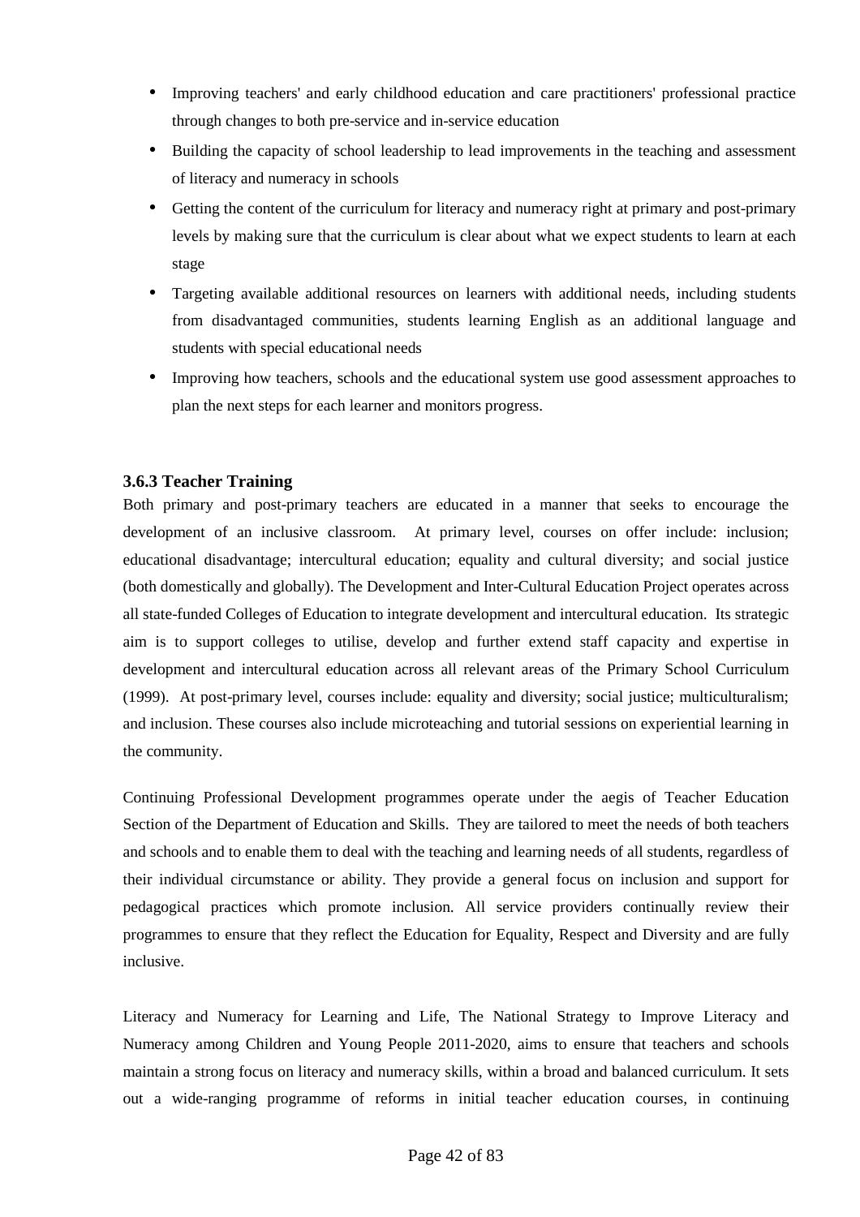- Improving teachers' and early childhood education and care practitioners' professional practice through changes to both pre-service and in-service education
- Building the capacity of school leadership to lead improvements in the teaching and assessment of literacy and numeracy in schools
- Getting the content of the curriculum for literacy and numeracy right at primary and post-primary levels by making sure that the curriculum is clear about what we expect students to learn at each stage
- Targeting available additional resources on learners with additional needs, including students from disadvantaged communities, students learning English as an additional language and students with special educational needs
- Improving how teachers, schools and the educational system use good assessment approaches to plan the next steps for each learner and monitors progress.

### 3.6.3 Teacher Training

Both primary and post-primary teachers are educated in a manner that seeks to encourage the development of an inclusive classroom. At primary level, courses on offer include: inclusion; educational disadvantage; intercultural education; equality and cultural diversity; and social justice (both domestically and globally). The Development and Inter-Cultural Education Project operates across all state-funded Colleges of Education to integrate development and intercultural education. Its strategic aim is to support colleges to utilise, develop and further extend staff capacity and expertise in development and intercultural education across all relevant areas of the Primary School Curriculum (1999). At post-primary level, courses include: equality and diversity; social justice; multiculturalism; and inclusion. These courses also include microteaching and tutorial sessions on experiential learning in the community.

Continuing Professional Development programmes operate under the aegis of Teacher Education Section of the Department of Education and Skills. They are tailored to meet the needs of both teachers and schools and to enable them to deal with the teaching and learning needs of all students, regardless of their individual circumstance or ability. They provide a general focus on inclusion and support for pedagogical practices which promote inclusion. All service providers continually review their programmes to ensure that they reflect the Education for Equality, Respect and Diversity and are fully inclusive.

Literacy and Numeracy for Learning and Life, The National Strategy to Improve Literacy and Numeracy among Children and Young People 2011-2020, aims to ensure that teachers and schools maintain a strong focus on literacy and numeracy skills, within a broad and balanced curriculum. It sets out a wide-ranging programme of reforms in initial teacher education courses, in continuing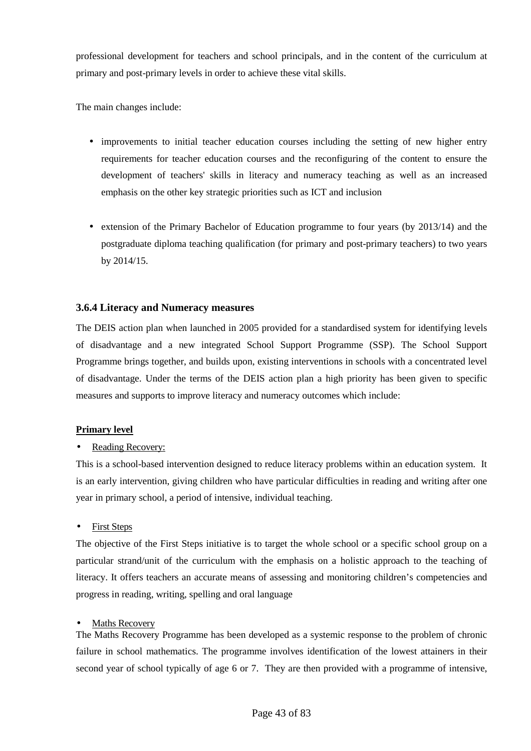professional development for teachers and school principals, and in the content of the curriculum at primary and post-primary levels in order to achieve these vital skills.

The main changes include:

- improvements to initial teacher education courses including the setting of new higher entry requirements for teacher education courses and the reconfiguring of the content to ensure the development of teachers' skills in literacy and numeracy teaching as well as an increased emphasis on the other key strategic priorities such as ICT and inclusion

- extension of the Primary Bachelor of Education programme to four years (by 2013/14) and the postgraduate diploma teaching qualification (for primary and post-primary teachers) to two years by 2014/15.

### 3.6.4 Literacy and Numeracy measures

The DEIS action plan when launched in 2005 provided for a standardised system for identifying levels of disadvantage and a new integrated School Support Programme (SSP). The School Support Programme brings together, and builds upon, existing interventions in schools with a concentrated level of disadvantage. Under the terms of the DEIS action plan a high priority has been given to specific measures and supports to improve literacy and numeracy outcomes which include:

**Primary level**

- Reading Recovery:

This is a school-based intervention designed to reduce literacy problems within an education system. It is an early intervention, giving children who have particular difficulties in reading and writing after one year in primary school, a period of intensive, individual teaching.

- First Steps

The objective of the First Steps initiative is to target the whole school or a specific school group on a particular strand/unit of the curriculum with the emphasis on a holistic approach to the teaching of literacy. It offers teachers an accurate means of assessing and monitoring children's competencies and progress in reading, writing, spelling and oral language

- Maths Recovery

The Maths Recovery Programme has been developed as a systemic response to the problem of chronic failure in school mathematics. The programme involves identification of the lowest attainers in their second year of school typically of age 6 or 7. They are then provided with a programme of intensive,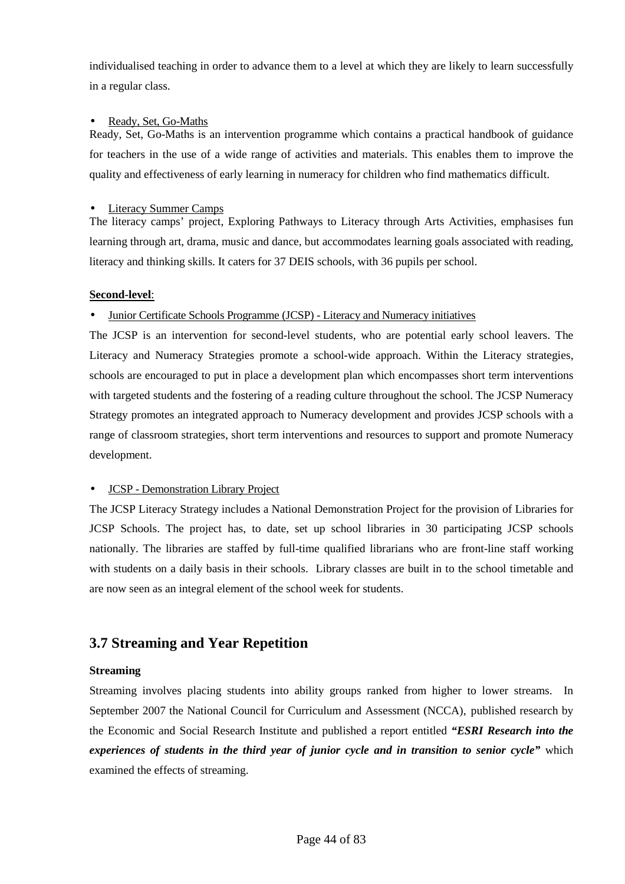individualised teaching in order to advance them to a level at which they are likely to learn successfully in a regular class.

- Ready, Set, Go-Maths

Ready, Set, Go-Maths is an intervention programme which contains a practical handbook of guidance for teachers in the use of a wide range of activities and materials. This enables them to improve the quality and effectiveness of early learning in numeracy for children who find mathematics difficult.

- Literacy Summer Camps

The literacy camps' project, Exploring Pathways to Literacy through Arts Activities, emphasises fun learning through art, drama, music and dance, but accommodates learning goals associated with reading, literacy and thinking skills. It caters for 37 DEIS schools, with 36 pupils per school.

**Second-level**:

- Junior Certificate Schools Programme (JCSP) - Literacy and Numeracy initiatives

The JCSP is an intervention for second-level students, who are potential early school leavers. The Literacy and Numeracy Strategies promote a school-wide approach. Within the Literacy strategies, schools are encouraged to put in place a development plan which encompasses short term interventions with targeted students and the fostering of a reading culture throughout the school. The JCSP Numeracy Strategy promotes an integrated approach to Numeracy development and provides JCSP schools with a range of classroom strategies, short term interventions and resources to support and promote Numeracy development.

- JCSP - Demonstration Library Project

The JCSP Literacy Strategy includes a National Demonstration Project for the provision of Libraries for JCSP Schools. The project has, to date, set up school libraries in 30 participating JCSP schools nationally. The libraries are staffed by full-time qualified librarians who are front-line staff working with students on a daily basis in their schools. Library classes are built in to the school timetable and are now seen as an integral element of the school week for students.

## 3.7 Streaming and Year Repetition

**Streaming**

Streaming involves placing students into ability groups ranked from higher to lower streams. In September 2007 the National Council for Curriculum and Assessment (NCCA), published research by the Economic and Social Research Institute and published a report entitled ***"ESRI Research into the experiences of students in the third year of junior cycle and in transition to senior cycle"*** which examined the effects of streaming.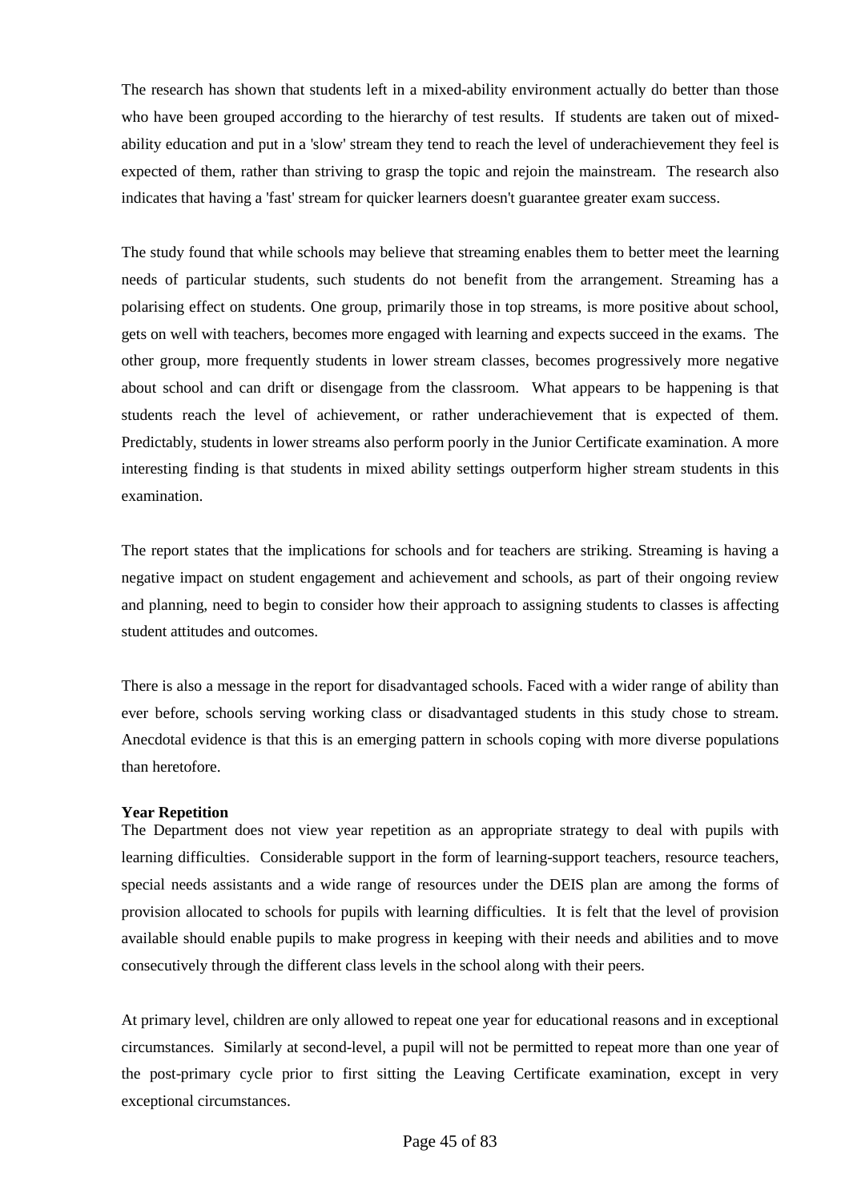The research has shown that students left in a mixed-ability environment actually do better than those who have been grouped according to the hierarchy of test results. If students are taken out of mixed-ability education and put in a 'slow' stream they tend to reach the level of underachievement they feel is expected of them, rather than striving to grasp the topic and rejoin the mainstream. The research also indicates that having a 'fast' stream for quicker learners doesn't guarantee greater exam success.

The study found that while schools may believe that streaming enables them to better meet the learning needs of particular students, such students do not benefit from the arrangement. Streaming has a polarising effect on students. One group, primarily those in top streams, is more positive about school, gets on well with teachers, becomes more engaged with learning and expects succeed in the exams. The other group, more frequently students in lower stream classes, becomes progressively more negative about school and can drift or disengage from the classroom. What appears to be happening is that students reach the level of achievement, or rather underachievement that is expected of them. Predictably, students in lower streams also perform poorly in the Junior Certificate examination. A more interesting finding is that students in mixed ability settings outperform higher stream students in this examination.

The report states that the implications for schools and for teachers are striking. Streaming is having a negative impact on student engagement and achievement and schools, as part of their ongoing review and planning, need to begin to consider how their approach to assigning students to classes is affecting student attitudes and outcomes.

There is also a message in the report for disadvantaged schools. Faced with a wider range of ability than ever before, schools serving working class or disadvantaged students in this study chose to stream. Anecdotal evidence is that this is an emerging pattern in schools coping with more diverse populations than heretofore.

**Year Repetition**

The Department does not view year repetition as an appropriate strategy to deal with pupils with learning difficulties. Considerable support in the form of learning-support teachers, resource teachers, special needs assistants and a wide range of resources under the DEIS plan are among the forms of provision allocated to schools for pupils with learning difficulties. It is felt that the level of provision available should enable pupils to make progress in keeping with their needs and abilities and to move consecutively through the different class levels in the school along with their peers.

At primary level, children are only allowed to repeat one year for educational reasons and in exceptional circumstances. Similarly at second-level, a pupil will not be permitted to repeat more than one year of the post-primary cycle prior to first sitting the Leaving Certificate examination, except in very exceptional circumstances.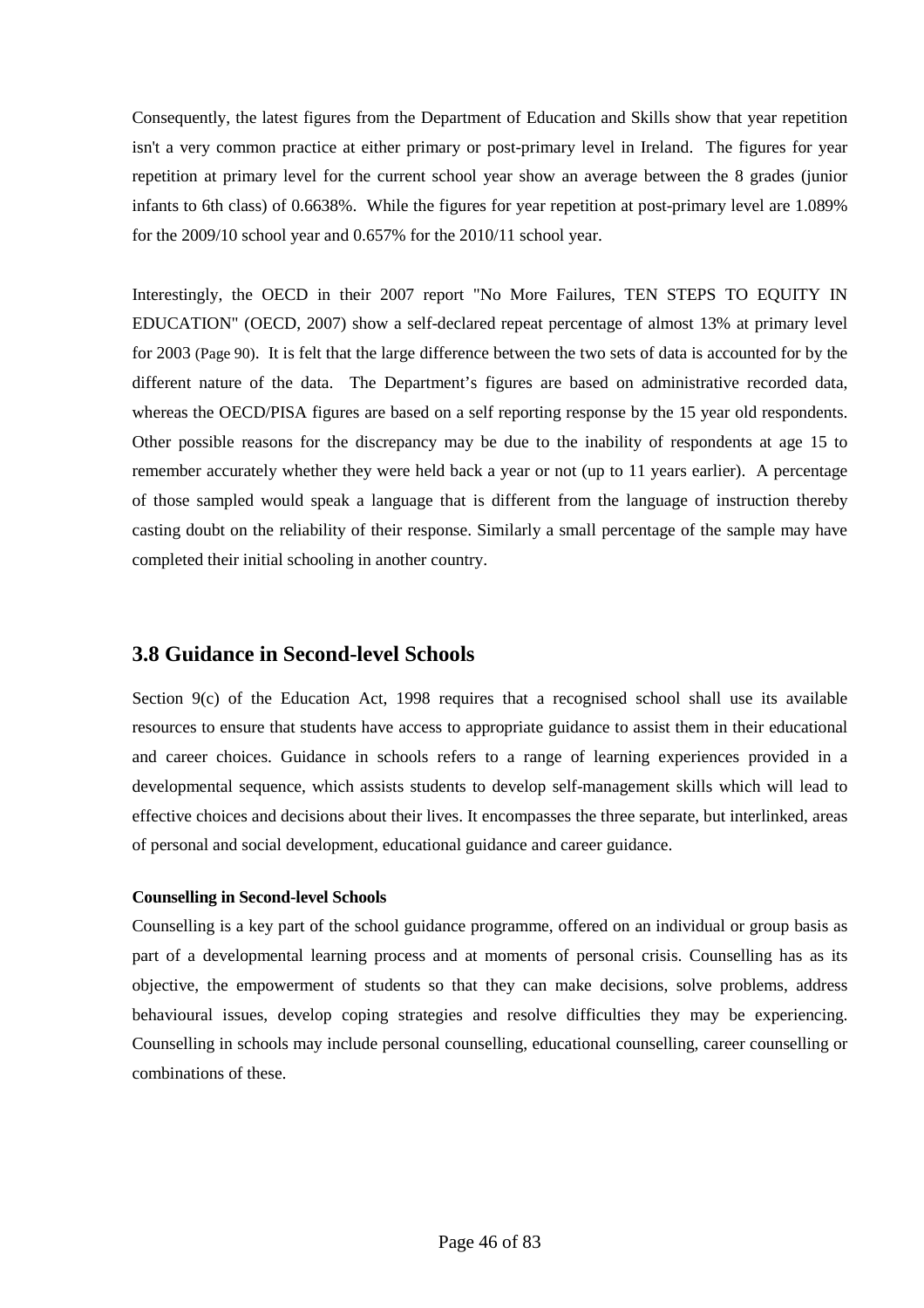Consequently, the latest figures from the Department of Education and Skills show that year repetition isn't a very common practice at either primary or post-primary level in Ireland. The figures for year repetition at primary level for the current school year show an average between the 8 grades (junior infants to 6th class) of 0.6638%. While the figures for year repetition at post-primary level are 1.089% for the 2009/10 school year and 0.657% for the 2010/11 school year.

Interestingly, the OECD in their 2007 report "No More Failures, TEN STEPS TO EQUITY IN EDUCATION" (OECD, 2007) show a self-declared repeat percentage of almost 13% at primary level for 2003 (Page 90). It is felt that the large difference between the two sets of data is accounted for by the different nature of the data. The Department's figures are based on administrative recorded data, whereas the OECD/PISA figures are based on a self reporting response by the 15 year old respondents. Other possible reasons for the discrepancy may be due to the inability of respondents at age 15 to remember accurately whether they were held back a year or not (up to 11 years earlier). A percentage of those sampled would speak a language that is different from the language of instruction thereby casting doubt on the reliability of their response. Similarly a small percentage of the sample may have completed their initial schooling in another country.

## 3.8 Guidance in Second-level Schools

Section 9(c) of the Education Act, 1998 requires that a recognised school shall use its available resources to ensure that students have access to appropriate guidance to assist them in their educational and career choices. Guidance in schools refers to a range of learning experiences provided in a developmental sequence, which assists students to develop self-management skills which will lead to effective choices and decisions about their lives. It encompasses the three separate, but interlinked, areas of personal and social development, educational guidance and career guidance.

**Counselling in Second-level Schools**

Counselling is a key part of the school guidance programme, offered on an individual or group basis as part of a developmental learning process and at moments of personal crisis. Counselling has as its objective, the empowerment of students so that they can make decisions, solve problems, address behavioural issues, develop coping strategies and resolve difficulties they may be experiencing. Counselling in schools may include personal counselling, educational counselling, career counselling or combinations of these.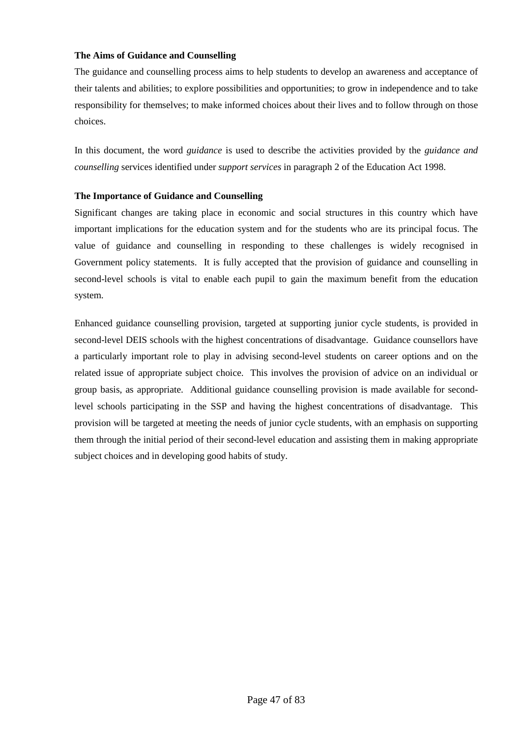**The Aims of Guidance and Counselling**

The guidance and counselling process aims to help students to develop an awareness and acceptance of their talents and abilities; to explore possibilities and opportunities; to grow in independence and to take responsibility for themselves; to make informed choices about their lives and to follow through on those choices.

In this document, the word *guidance* is used to describe the activities provided by the *guidance and counselling* services identified under *support services* in paragraph 2 of the Education Act 1998.

**The Importance of Guidance and Counselling**

Significant changes are taking place in economic and social structures in this country which have important implications for the education system and for the students who are its principal focus. The value of guidance and counselling in responding to these challenges is widely recognised in Government policy statements. It is fully accepted that the provision of guidance and counselling in second-level schools is vital to enable each pupil to gain the maximum benefit from the education system.

Enhanced guidance counselling provision, targeted at supporting junior cycle students, is provided in second-level DEIS schools with the highest concentrations of disadvantage. Guidance counsellors have a particularly important role to play in advising second-level students on career options and on the related issue of appropriate subject choice. This involves the provision of advice on an individual or group basis, as appropriate. Additional guidance counselling provision is made available for second-level schools participating in the SSP and having the highest concentrations of disadvantage. This provision will be targeted at meeting the needs of junior cycle students, with an emphasis on supporting them through the initial period of their second-level education and assisting them in making appropriate subject choices and in developing good habits of study.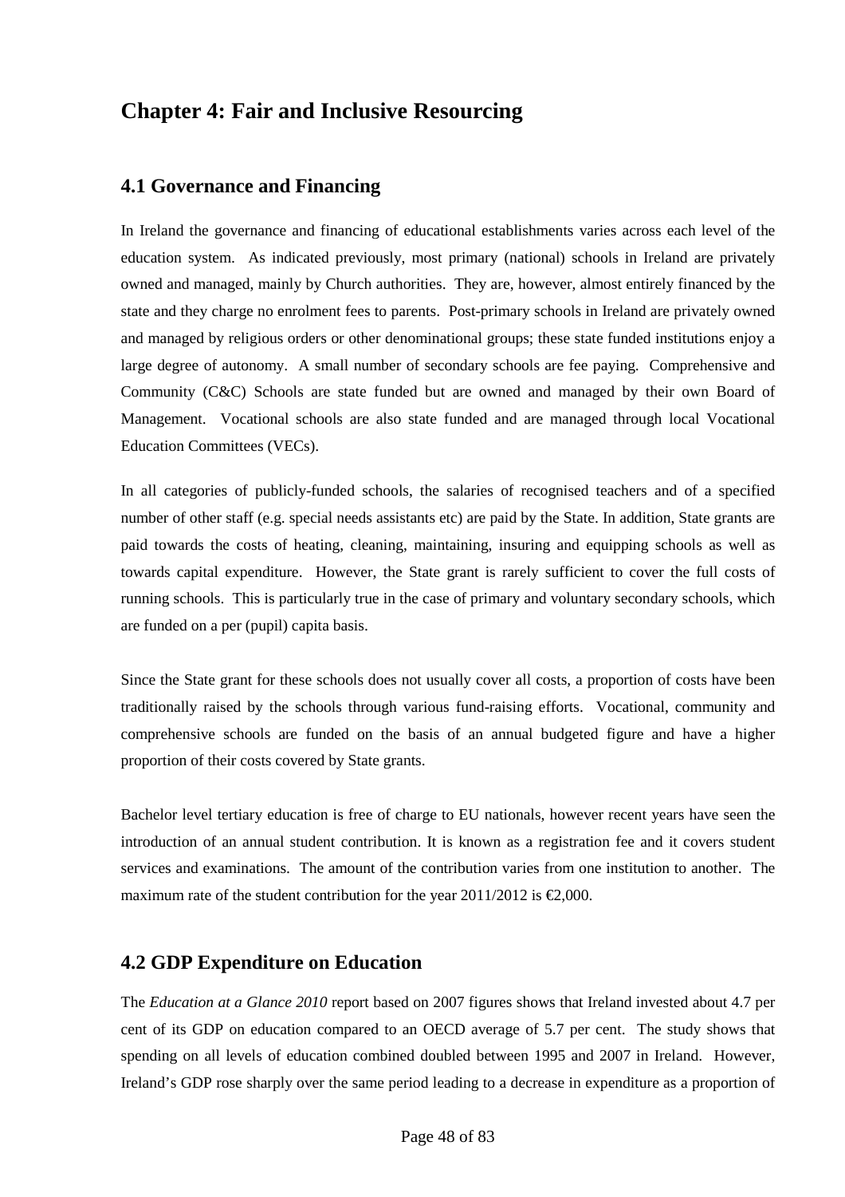# Chapter 4: Fair and Inclusive Resourcing

## 4.1 Governance and Financing

In Ireland the governance and financing of educational establishments varies across each level of the education system. As indicated previously, most primary (national) schools in Ireland are privately owned and managed, mainly by Church authorities. They are, however, almost entirely financed by the state and they charge no enrolment fees to parents. Post-primary schools in Ireland are privately owned and managed by religious orders or other denominational groups; these state funded institutions enjoy a large degree of autonomy. A small number of secondary schools are fee paying. Comprehensive and Community (C&C) Schools are state funded but are owned and managed by their own Board of Management. Vocational schools are also state funded and are managed through local Vocational Education Committees (VECs).

In all categories of publicly-funded schools, the salaries of recognised teachers and of a specified number of other staff (e.g. special needs assistants etc) are paid by the State. In addition, State grants are paid towards the costs of heating, cleaning, maintaining, insuring and equipping schools as well as towards capital expenditure. However, the State grant is rarely sufficient to cover the full costs of running schools. This is particularly true in the case of primary and voluntary secondary schools, which are funded on a per (pupil) capita basis.

Since the State grant for these schools does not usually cover all costs, a proportion of costs have been traditionally raised by the schools through various fund-raising efforts. Vocational, community and comprehensive schools are funded on the basis of an annual budgeted figure and have a higher proportion of their costs covered by State grants.

Bachelor level tertiary education is free of charge to EU nationals, however recent years have seen the introduction of an annual student contribution. It is known as a registration fee and it covers student services and examinations. The amount of the contribution varies from one institution to another. The maximum rate of the student contribution for the year 2011/2012 is €2,000.

## 4.2 GDP Expenditure on Education

The *Education at a Glance 2010* report based on 2007 figures shows that Ireland invested about 4.7 per cent of its GDP on education compared to an OECD average of 5.7 per cent. The study shows that spending on all levels of education combined doubled between 1995 and 2007 in Ireland. However, Ireland's GDP rose sharply over the same period leading to a decrease in expenditure as a proportion of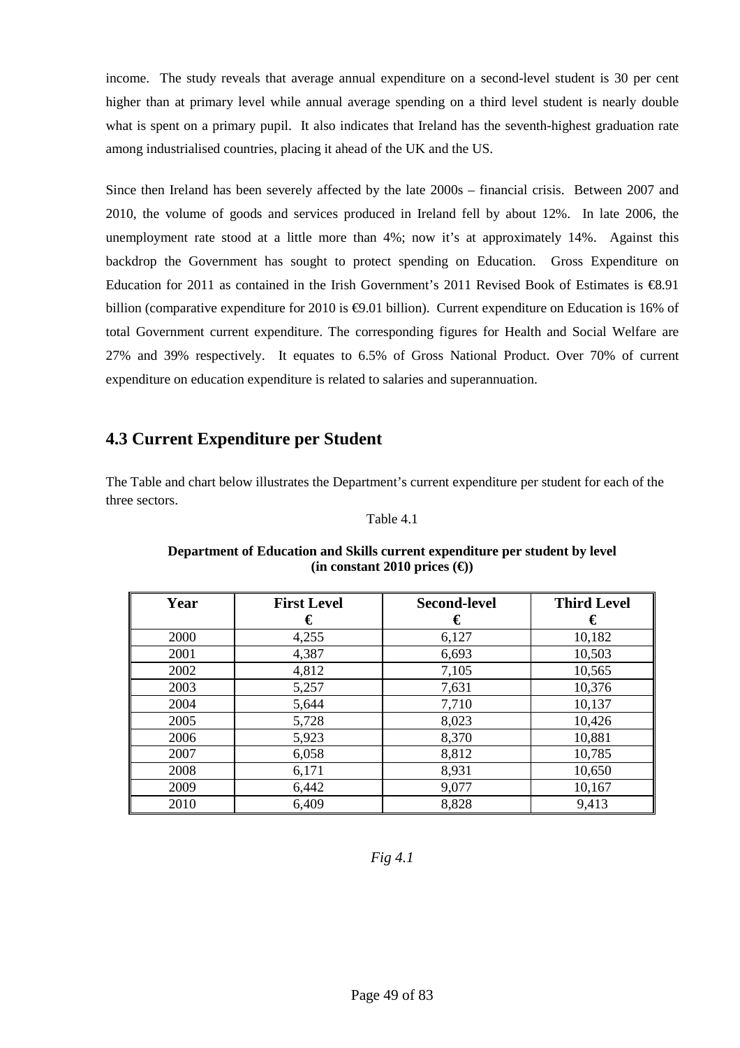income. The study reveals that average annual expenditure on a second-level student is 30 per cent higher than at primary level while annual average spending on a third level student is nearly double what is spent on a primary pupil. It also indicates that Ireland has the seventh-highest graduation rate among industrialised countries, placing it ahead of the UK and the US.

Since then Ireland has been severely affected by the late 2000s – financial crisis. Between 2007 and 2010, the volume of goods and services produced in Ireland fell by about 12%. In late 2006, the unemployment rate stood at a little more than 4%; now it's at approximately 14%. Against this backdrop the Government has sought to protect spending on Education. Gross Expenditure on Education for 2011 as contained in the Irish Government's 2011 Revised Book of Estimates is €8.91 billion (comparative expenditure for 2010 is €9.01 billion). Current expenditure on Education is 16% of total Government current expenditure. The corresponding figures for Health and Social Welfare are 27% and 39% respectively. It equates to 6.5% of Gross National Product. Over 70% of current expenditure on education expenditure is related to salaries and superannuation.

## 4.3 Current Expenditure per Student

The Table and chart below illustrates the Department's current expenditure per student for each of the three sectors.

Table 4.1

**Department of Education and Skills current expenditure per student by level (in constant 2010 prices (€))**

| Year | First Level € | Second-level € | Third Level € |
|---|---|---|---|
| 2000 | 4,255 | 6,127 | 10,182 |
| 2001 | 4,387 | 6,693 | 10,503 |
| 2002 | 4,812 | 7,105 | 10,565 |
| 2003 | 5,257 | 7,631 | 10,376 |
| 2004 | 5,644 | 7,710 | 10,137 |
| 2005 | 5,728 | 8,023 | 10,426 |
| 2006 | 5,923 | 8,370 | 10,881 |
| 2007 | 6,058 | 8,812 | 10,785 |
| 2008 | 6,171 | 8,931 | 10,650 |
| 2009 | 6,442 | 9,077 | 10,167 |
| 2010 | 6,409 | 8,828 | 9,413 |

*Fig 4.1*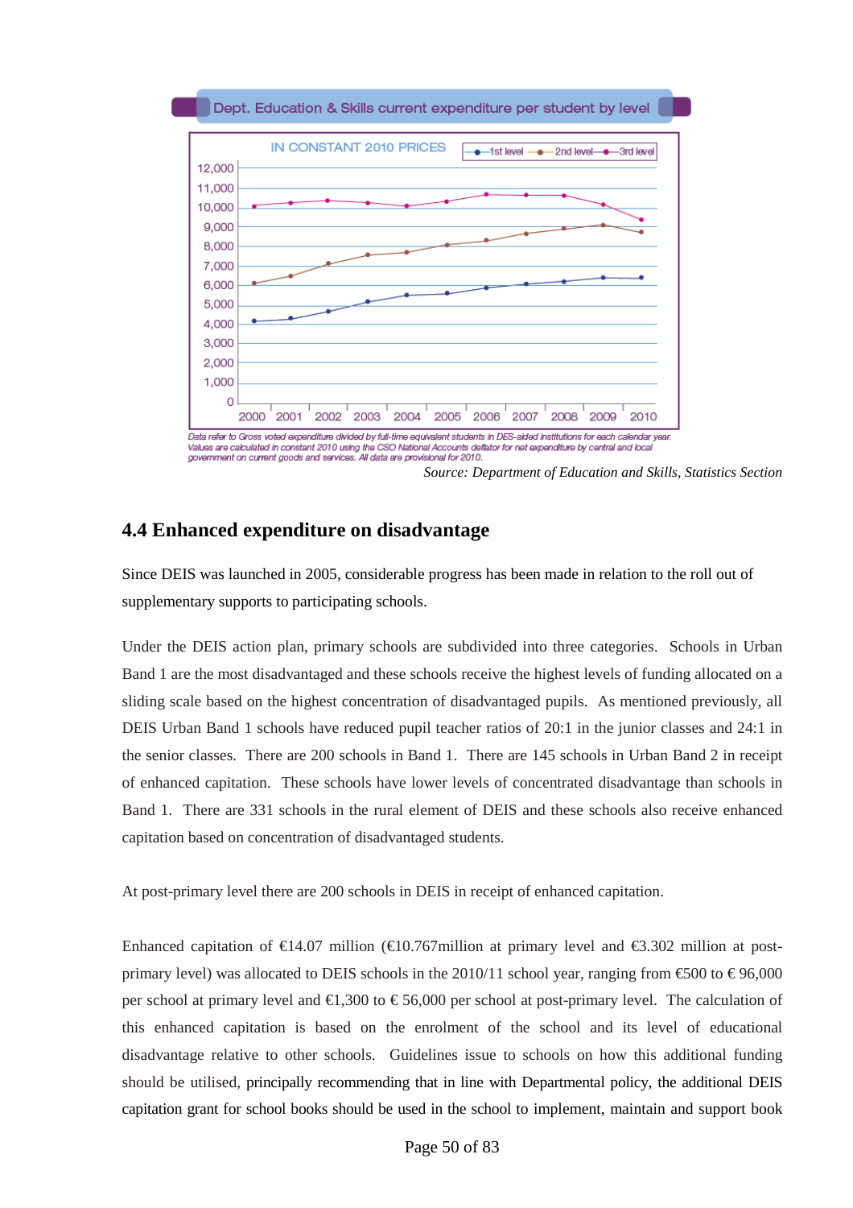Dept. Education & Skills current expenditure per student by level

IN CONSTANT 2010 PRICES

Data refer to Gross voted expenditure divided by full-time equivalent students in DES-aided institutions for each calendar year. Values are calculated in constant 2010 using the CSO National Accounts deflator for net expenditure by central and local government on current goods and services. All data are provisional for 2010.

*Source: Department of Education and Skills, Statistics Section*

## 4.4 Enhanced expenditure on disadvantage

Since DEIS was launched in 2005, considerable progress has been made in relation to the roll out of supplementary supports to participating schools.

Under the DEIS action plan, primary schools are subdivided into three categories. Schools in Urban Band 1 are the most disadvantaged and these schools receive the highest levels of funding allocated on a sliding scale based on the highest concentration of disadvantaged pupils. As mentioned previously, all DEIS Urban Band 1 schools have reduced pupil teacher ratios of 20:1 in the junior classes and 24:1 in the senior classes. There are 200 schools in Band 1. There are 145 schools in Urban Band 2 in receipt of enhanced capitation. These schools have lower levels of concentrated disadvantage than schools in Band 1. There are 331 schools in the rural element of DEIS and these schools also receive enhanced capitation based on concentration of disadvantaged students.

At post-primary level there are 200 schools in DEIS in receipt of enhanced capitation.

Enhanced capitation of €14.07 million (€10.767million at primary level and €3.302 million at post-primary level) was allocated to DEIS schools in the 2010/11 school year, ranging from €500 to € 96,000 per school at primary level and €1,300 to € 56,000 per school at post-primary level. The calculation of this enhanced capitation is based on the enrolment of the school and its level of educational disadvantage relative to other schools. Guidelines issue to schools on how this additional funding should be utilised, principally recommending that in line with Departmental policy, the additional DEIS capitation grant for school books should be used in the school to implement, maintain and support book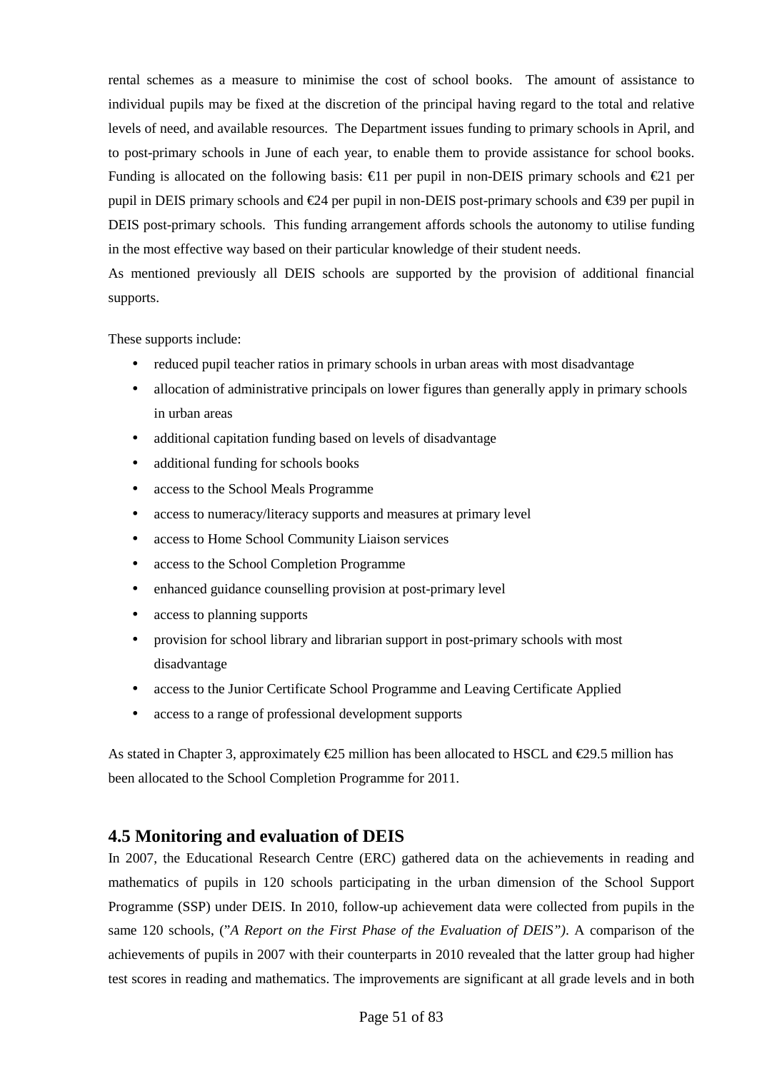rental schemes as a measure to minimise the cost of school books. The amount of assistance to individual pupils may be fixed at the discretion of the principal having regard to the total and relative levels of need, and available resources. The Department issues funding to primary schools in April, and to post-primary schools in June of each year, to enable them to provide assistance for school books. Funding is allocated on the following basis: €11 per pupil in non-DEIS primary schools and €21 per pupil in DEIS primary schools and €24 per pupil in non-DEIS post-primary schools and €39 per pupil in DEIS post-primary schools. This funding arrangement affords schools the autonomy to utilise funding in the most effective way based on their particular knowledge of their student needs.

As mentioned previously all DEIS schools are supported by the provision of additional financial supports.

These supports include:

- reduced pupil teacher ratios in primary schools in urban areas with most disadvantage
- allocation of administrative principals on lower figures than generally apply in primary schools in urban areas
- additional capitation funding based on levels of disadvantage
- additional funding for schools books
- access to the School Meals Programme
- access to numeracy/literacy supports and measures at primary level
- access to Home School Community Liaison services
- access to the School Completion Programme
- enhanced guidance counselling provision at post-primary level
- access to planning supports
- provision for school library and librarian support in post-primary schools with most disadvantage
- access to the Junior Certificate School Programme and Leaving Certificate Applied
- access to a range of professional development supports

As stated in Chapter 3, approximately €25 million has been allocated to HSCL and €29.5 million has been allocated to the School Completion Programme for 2011.

## 4.5 Monitoring and evaluation of DEIS

In 2007, the Educational Research Centre (ERC) gathered data on the achievements in reading and mathematics of pupils in 120 schools participating in the urban dimension of the School Support Programme (SSP) under DEIS. In 2010, follow-up achievement data were collected from pupils in the same 120 schools, (*"A Report on the First Phase of the Evaluation of DEIS")*. A comparison of the achievements of pupils in 2007 with their counterparts in 2010 revealed that the latter group had higher test scores in reading and mathematics. The improvements are significant at all grade levels and in both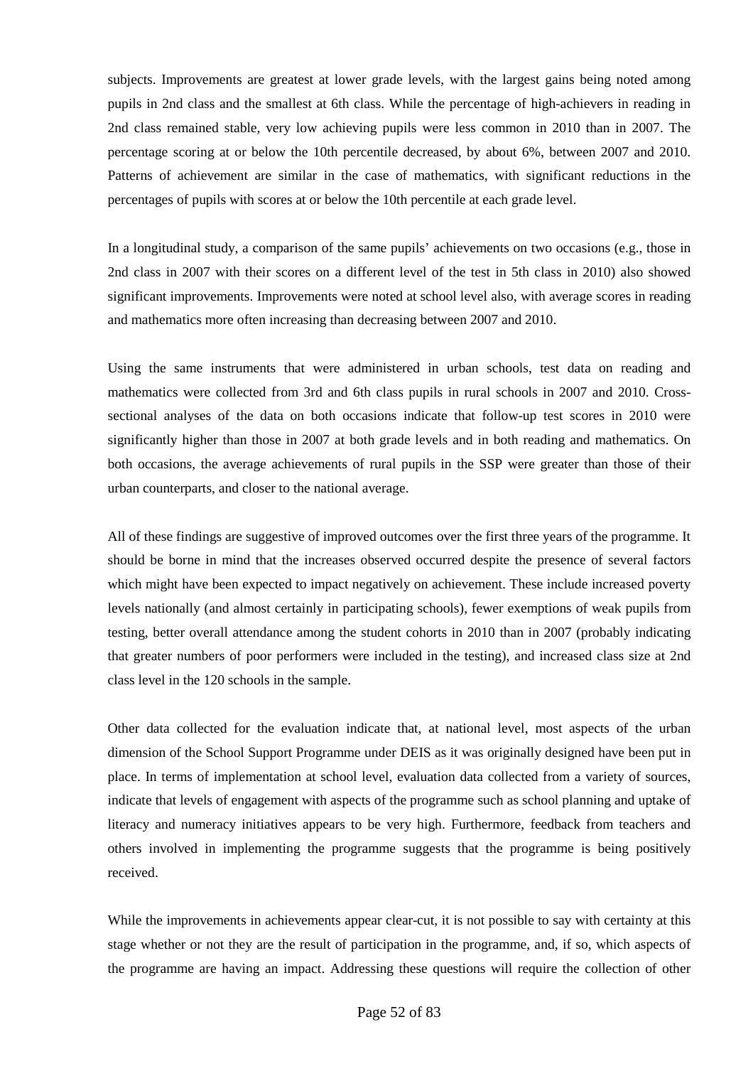subjects. Improvements are greatest at lower grade levels, with the largest gains being noted among pupils in 2nd class and the smallest at 6th class. While the percentage of high-achievers in reading in 2nd class remained stable, very low achieving pupils were less common in 2010 than in 2007. The percentage scoring at or below the 10th percentile decreased, by about 6%, between 2007 and 2010. Patterns of achievement are similar in the case of mathematics, with significant reductions in the percentages of pupils with scores at or below the 10th percentile at each grade level.

In a longitudinal study, a comparison of the same pupils' achievements on two occasions (e.g., those in 2nd class in 2007 with their scores on a different level of the test in 5th class in 2010) also showed significant improvements. Improvements were noted at school level also, with average scores in reading and mathematics more often increasing than decreasing between 2007 and 2010.

Using the same instruments that were administered in urban schools, test data on reading and mathematics were collected from 3rd and 6th class pupils in rural schools in 2007 and 2010. Cross-sectional analyses of the data on both occasions indicate that follow-up test scores in 2010 were significantly higher than those in 2007 at both grade levels and in both reading and mathematics. On both occasions, the average achievements of rural pupils in the SSP were greater than those of their urban counterparts, and closer to the national average.

All of these findings are suggestive of improved outcomes over the first three years of the programme. It should be borne in mind that the increases observed occurred despite the presence of several factors which might have been expected to impact negatively on achievement. These include increased poverty levels nationally (and almost certainly in participating schools), fewer exemptions of weak pupils from testing, better overall attendance among the student cohorts in 2010 than in 2007 (probably indicating that greater numbers of poor performers were included in the testing), and increased class size at 2nd class level in the 120 schools in the sample.

Other data collected for the evaluation indicate that, at national level, most aspects of the urban dimension of the School Support Programme under DEIS as it was originally designed have been put in place. In terms of implementation at school level, evaluation data collected from a variety of sources, indicate that levels of engagement with aspects of the programme such as school planning and uptake of literacy and numeracy initiatives appears to be very high. Furthermore, feedback from teachers and others involved in implementing the programme suggests that the programme is being positively received.

While the improvements in achievements appear clear-cut, it is not possible to say with certainty at this stage whether or not they are the result of participation in the programme, and, if so, which aspects of the programme are having an impact. Addressing these questions will require the collection of other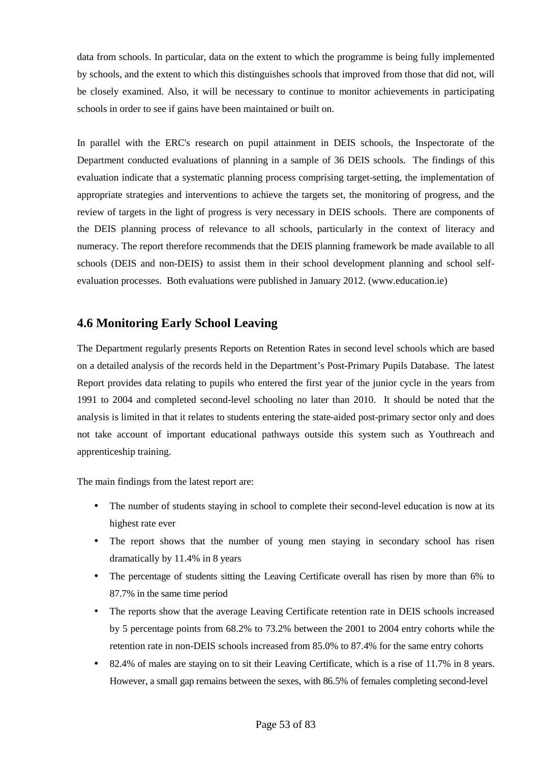data from schools. In particular, data on the extent to which the programme is being fully implemented by schools, and the extent to which this distinguishes schools that improved from those that did not, will be closely examined. Also, it will be necessary to continue to monitor achievements in participating schools in order to see if gains have been maintained or built on.

In parallel with the ERC's research on pupil attainment in DEIS schools, the Inspectorate of the Department conducted evaluations of planning in a sample of 36 DEIS schools. The findings of this evaluation indicate that a systematic planning process comprising target-setting, the implementation of appropriate strategies and interventions to achieve the targets set, the monitoring of progress, and the review of targets in the light of progress is very necessary in DEIS schools. There are components of the DEIS planning process of relevance to all schools, particularly in the context of literacy and numeracy. The report therefore recommends that the DEIS planning framework be made available to all schools (DEIS and non-DEIS) to assist them in their school development planning and school self-evaluation processes. Both evaluations were published in January 2012. (www.education.ie)

## 4.6 Monitoring Early School Leaving

The Department regularly presents Reports on Retention Rates in second level schools which are based on a detailed analysis of the records held in the Department's Post-Primary Pupils Database. The latest Report provides data relating to pupils who entered the first year of the junior cycle in the years from 1991 to 2004 and completed second-level schooling no later than 2010. It should be noted that the analysis is limited in that it relates to students entering the state-aided post-primary sector only and does not take account of important educational pathways outside this system such as Youthreach and apprenticeship training.

The main findings from the latest report are:

- The number of students staying in school to complete their second-level education is now at its highest rate ever
- The report shows that the number of young men staying in secondary school has risen dramatically by 11.4% in 8 years
- The percentage of students sitting the Leaving Certificate overall has risen by more than 6% to 87.7% in the same time period
- The reports show that the average Leaving Certificate retention rate in DEIS schools increased by 5 percentage points from 68.2% to 73.2% between the 2001 to 2004 entry cohorts while the retention rate in non-DEIS schools increased from 85.0% to 87.4% for the same entry cohorts
- 82.4% of males are staying on to sit their Leaving Certificate, which is a rise of 11.7% in 8 years. However, a small gap remains between the sexes, with 86.5% of females completing second-level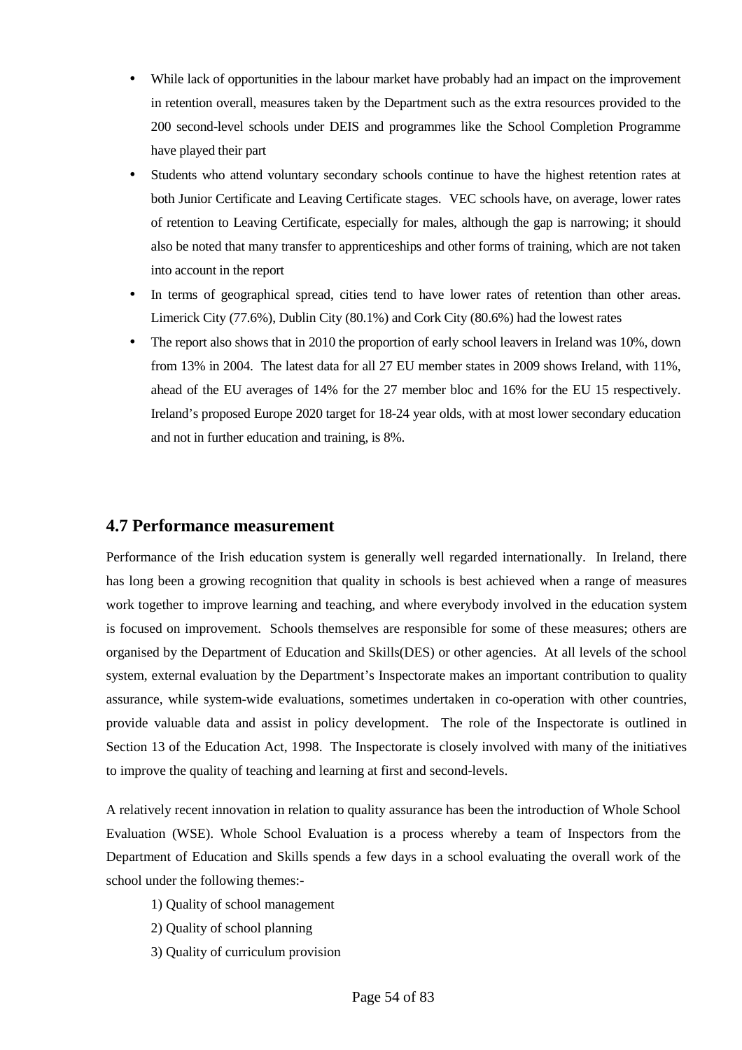- While lack of opportunities in the labour market have probably had an impact on the improvement in retention overall, measures taken by the Department such as the extra resources provided to the 200 second-level schools under DEIS and programmes like the School Completion Programme have played their part
- Students who attend voluntary secondary schools continue to have the highest retention rates at both Junior Certificate and Leaving Certificate stages. VEC schools have, on average, lower rates of retention to Leaving Certificate, especially for males, although the gap is narrowing; it should also be noted that many transfer to apprenticeships and other forms of training, which are not taken into account in the report
- In terms of geographical spread, cities tend to have lower rates of retention than other areas. Limerick City (77.6%), Dublin City (80.1%) and Cork City (80.6%) had the lowest rates
- The report also shows that in 2010 the proportion of early school leavers in Ireland was 10%, down from 13% in 2004. The latest data for all 27 EU member states in 2009 shows Ireland, with 11%, ahead of the EU averages of 14% for the 27 member bloc and 16% for the EU 15 respectively. Ireland's proposed Europe 2020 target for 18-24 year olds, with at most lower secondary education and not in further education and training, is 8%.

## 4.7 Performance measurement

Performance of the Irish education system is generally well regarded internationally. In Ireland, there has long been a growing recognition that quality in schools is best achieved when a range of measures work together to improve learning and teaching, and where everybody involved in the education system is focused on improvement. Schools themselves are responsible for some of these measures; others are organised by the Department of Education and Skills(DES) or other agencies. At all levels of the school system, external evaluation by the Department's Inspectorate makes an important contribution to quality assurance, while system-wide evaluations, sometimes undertaken in co-operation with other countries, provide valuable data and assist in policy development. The role of the Inspectorate is outlined in Section 13 of the Education Act, 1998. The Inspectorate is closely involved with many of the initiatives to improve the quality of teaching and learning at first and second-levels.

A relatively recent innovation in relation to quality assurance has been the introduction of Whole School Evaluation (WSE). Whole School Evaluation is a process whereby a team of Inspectors from the Department of Education and Skills spends a few days in a school evaluating the overall work of the school under the following themes:-

1) Quality of school management
2) Quality of school planning
3) Quality of curriculum provision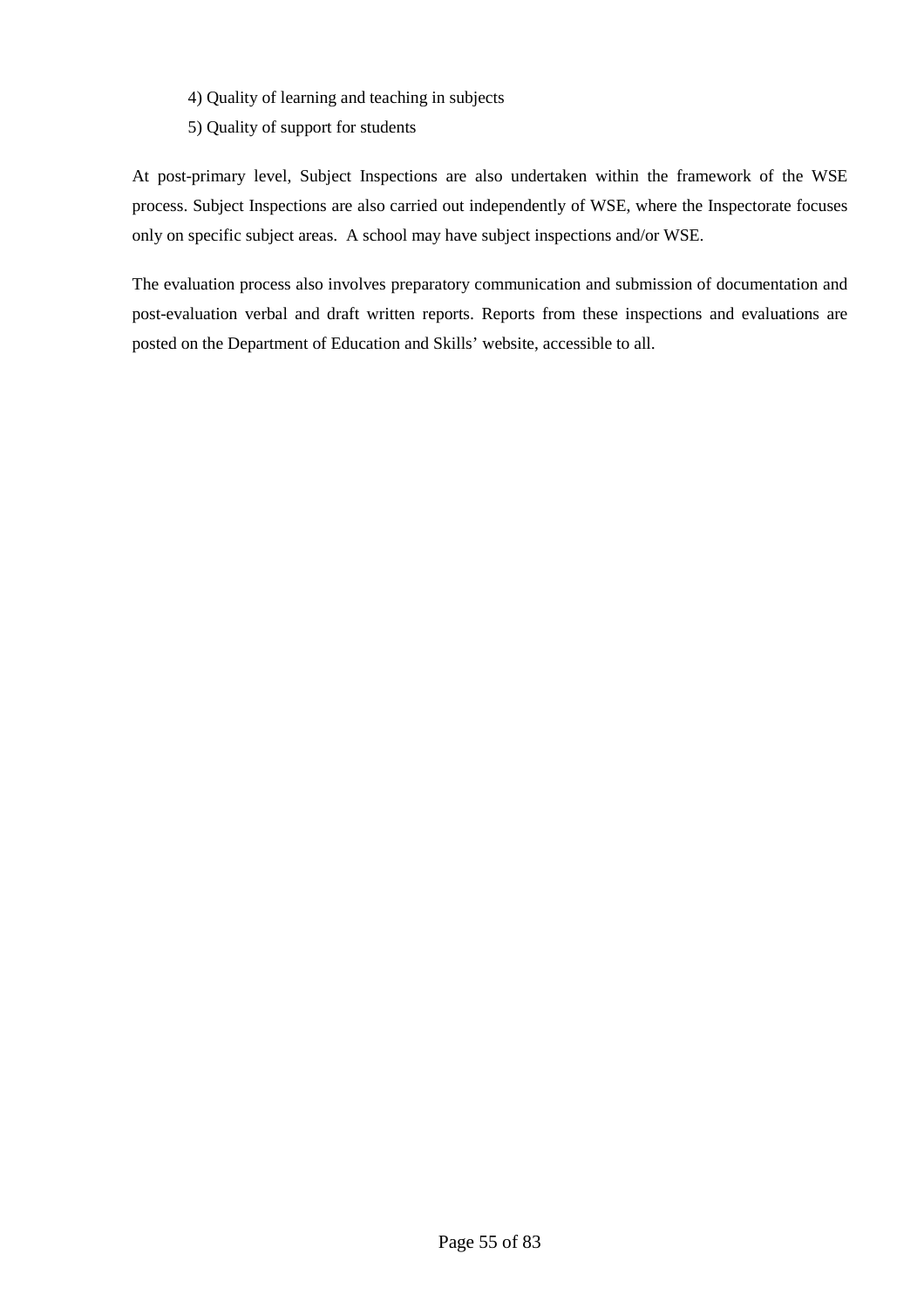4) Quality of learning and teaching in subjects
5) Quality of support for students

At post-primary level, Subject Inspections are also undertaken within the framework of the WSE process. Subject Inspections are also carried out independently of WSE, where the Inspectorate focuses only on specific subject areas. A school may have subject inspections and/or WSE.

The evaluation process also involves preparatory communication and submission of documentation and post-evaluation verbal and draft written reports. Reports from these inspections and evaluations are posted on the Department of Education and Skills' website, accessible to all.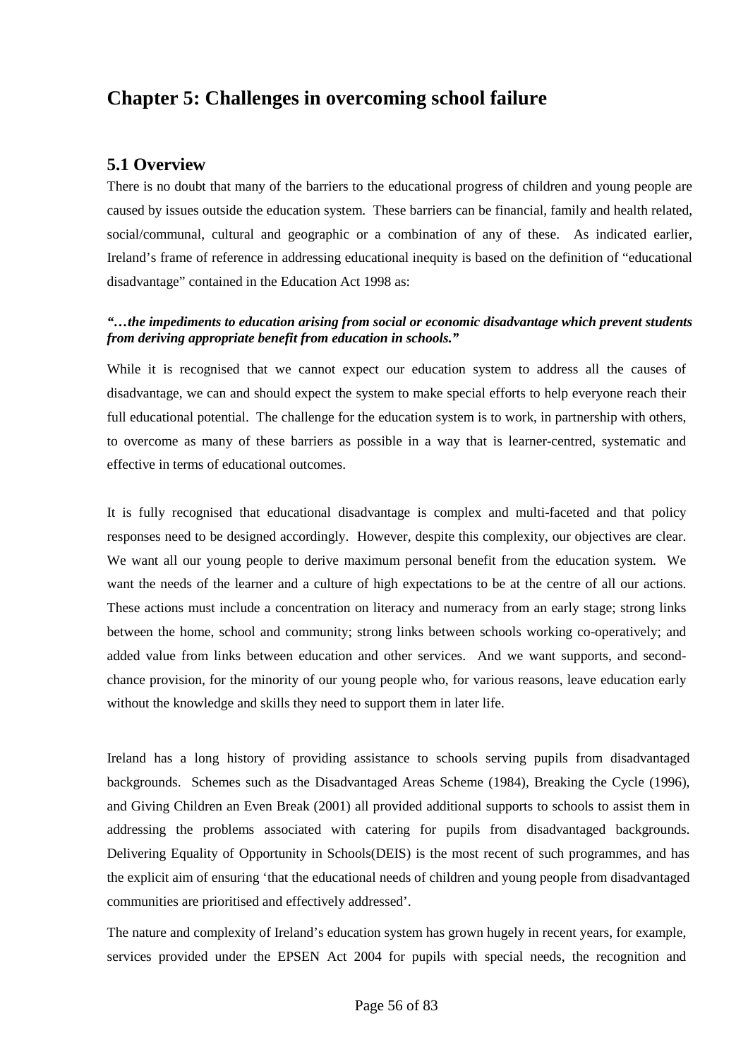# Chapter 5: Challenges in overcoming school failure

## 5.1 Overview

There is no doubt that many of the barriers to the educational progress of children and young people are caused by issues outside the education system. These barriers can be financial, family and health related, social/communal, cultural and geographic or a combination of any of these. As indicated earlier, Ireland's frame of reference in addressing educational inequity is based on the definition of "educational disadvantage" contained in the Education Act 1998 as:

***"…the impediments to education arising from social or economic disadvantage which prevent students from deriving appropriate benefit from education in schools."***

While it is recognised that we cannot expect our education system to address all the causes of disadvantage, we can and should expect the system to make special efforts to help everyone reach their full educational potential. The challenge for the education system is to work, in partnership with others, to overcome as many of these barriers as possible in a way that is learner-centred, systematic and effective in terms of educational outcomes.

It is fully recognised that educational disadvantage is complex and multi-faceted and that policy responses need to be designed accordingly. However, despite this complexity, our objectives are clear. We want all our young people to derive maximum personal benefit from the education system. We want the needs of the learner and a culture of high expectations to be at the centre of all our actions. These actions must include a concentration on literacy and numeracy from an early stage; strong links between the home, school and community; strong links between schools working co-operatively; and added value from links between education and other services. And we want supports, and second-chance provision, for the minority of our young people who, for various reasons, leave education early without the knowledge and skills they need to support them in later life.

Ireland has a long history of providing assistance to schools serving pupils from disadvantaged backgrounds. Schemes such as the Disadvantaged Areas Scheme (1984), Breaking the Cycle (1996), and Giving Children an Even Break (2001) all provided additional supports to schools to assist them in addressing the problems associated with catering for pupils from disadvantaged backgrounds. Delivering Equality of Opportunity in Schools(DEIS) is the most recent of such programmes, and has the explicit aim of ensuring 'that the educational needs of children and young people from disadvantaged communities are prioritised and effectively addressed'.

The nature and complexity of Ireland's education system has grown hugely in recent years, for example, services provided under the EPSEN Act 2004 for pupils with special needs, the recognition and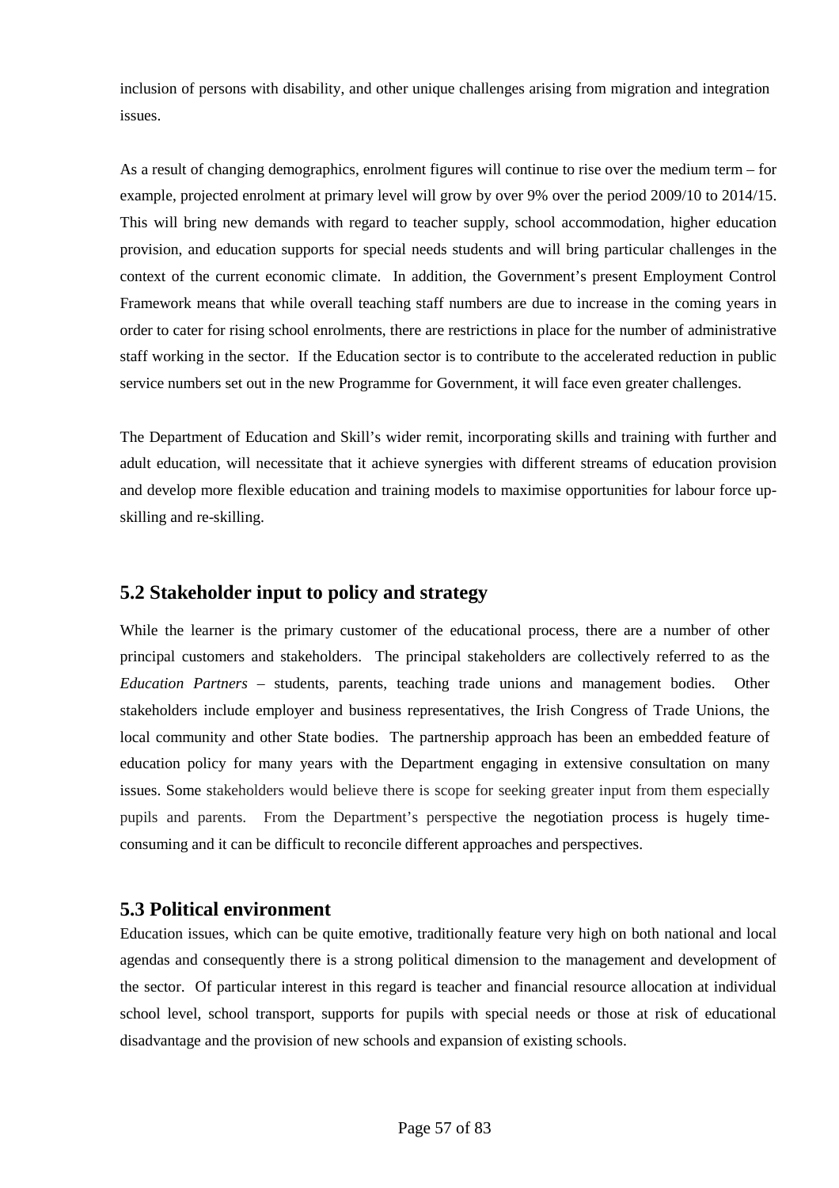inclusion of persons with disability, and other unique challenges arising from migration and integration issues.

As a result of changing demographics, enrolment figures will continue to rise over the medium term – for example, projected enrolment at primary level will grow by over 9% over the period 2009/10 to 2014/15. This will bring new demands with regard to teacher supply, school accommodation, higher education provision, and education supports for special needs students and will bring particular challenges in the context of the current economic climate. In addition, the Government's present Employment Control Framework means that while overall teaching staff numbers are due to increase in the coming years in order to cater for rising school enrolments, there are restrictions in place for the number of administrative staff working in the sector. If the Education sector is to contribute to the accelerated reduction in public service numbers set out in the new Programme for Government, it will face even greater challenges.

The Department of Education and Skill's wider remit, incorporating skills and training with further and adult education, will necessitate that it achieve synergies with different streams of education provision and develop more flexible education and training models to maximise opportunities for labour force up-skilling and re-skilling.

## 5.2 Stakeholder input to policy and strategy

While the learner is the primary customer of the educational process, there are a number of other principal customers and stakeholders. The principal stakeholders are collectively referred to as the *Education Partners* – students, parents, teaching trade unions and management bodies. Other stakeholders include employer and business representatives, the Irish Congress of Trade Unions, the local community and other State bodies. The partnership approach has been an embedded feature of education policy for many years with the Department engaging in extensive consultation on many issues. Some stakeholders would believe there is scope for seeking greater input from them especially pupils and parents. From the Department's perspective the negotiation process is hugely time-consuming and it can be difficult to reconcile different approaches and perspectives.

## 5.3 Political environment

Education issues, which can be quite emotive, traditionally feature very high on both national and local agendas and consequently there is a strong political dimension to the management and development of the sector. Of particular interest in this regard is teacher and financial resource allocation at individual school level, school transport, supports for pupils with special needs or those at risk of educational disadvantage and the provision of new schools and expansion of existing schools.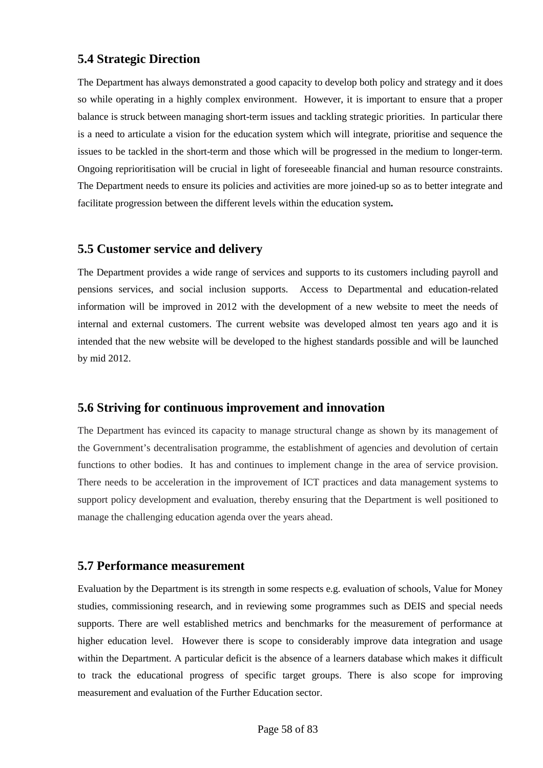## 5.4 Strategic Direction

The Department has always demonstrated a good capacity to develop both policy and strategy and it does so while operating in a highly complex environment. However, it is important to ensure that a proper balance is struck between managing short-term issues and tackling strategic priorities. In particular there is a need to articulate a vision for the education system which will integrate, prioritise and sequence the issues to be tackled in the short-term and those which will be progressed in the medium to longer-term. Ongoing reprioritisation will be crucial in light of foreseeable financial and human resource constraints. The Department needs to ensure its policies and activities are more joined-up so as to better integrate and facilitate progression between the different levels within the education system**.**

## 5.5 Customer service and delivery

The Department provides a wide range of services and supports to its customers including payroll and pensions services, and social inclusion supports. Access to Departmental and education-related information will be improved in 2012 with the development of a new website to meet the needs of internal and external customers. The current website was developed almost ten years ago and it is intended that the new website will be developed to the highest standards possible and will be launched by mid 2012.

## 5.6 Striving for continuous improvement and innovation

The Department has evinced its capacity to manage structural change as shown by its management of the Government's decentralisation programme, the establishment of agencies and devolution of certain functions to other bodies. It has and continues to implement change in the area of service provision. There needs to be acceleration in the improvement of ICT practices and data management systems to support policy development and evaluation, thereby ensuring that the Department is well positioned to manage the challenging education agenda over the years ahead.

## 5.7 Performance measurement

Evaluation by the Department is its strength in some respects e.g. evaluation of schools, Value for Money studies, commissioning research, and in reviewing some programmes such as DEIS and special needs supports. There are well established metrics and benchmarks for the measurement of performance at higher education level. However there is scope to considerably improve data integration and usage within the Department. A particular deficit is the absence of a learners database which makes it difficult to track the educational progress of specific target groups. There is also scope for improving measurement and evaluation of the Further Education sector.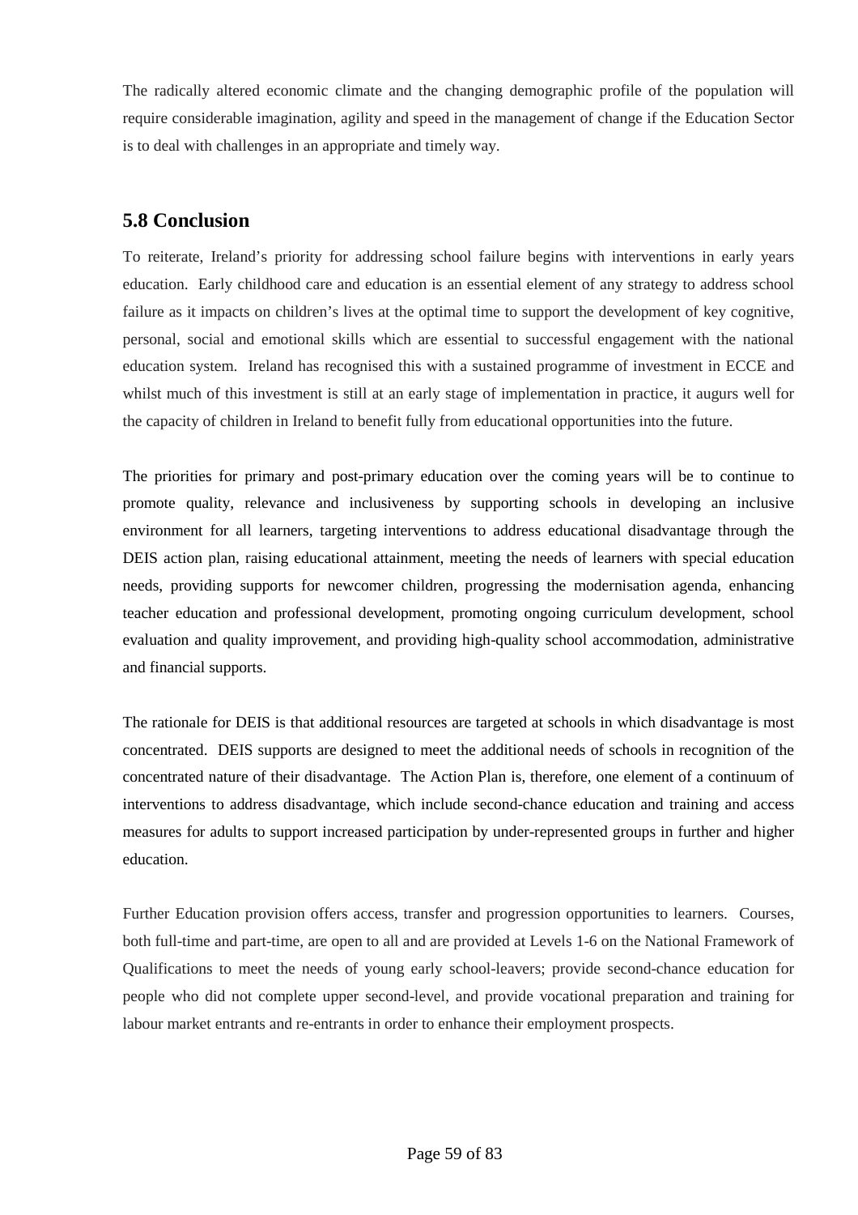The radically altered economic climate and the changing demographic profile of the population will require considerable imagination, agility and speed in the management of change if the Education Sector is to deal with challenges in an appropriate and timely way.

## 5.8 Conclusion

To reiterate, Ireland's priority for addressing school failure begins with interventions in early years education. Early childhood care and education is an essential element of any strategy to address school failure as it impacts on children's lives at the optimal time to support the development of key cognitive, personal, social and emotional skills which are essential to successful engagement with the national education system. Ireland has recognised this with a sustained programme of investment in ECCE and whilst much of this investment is still at an early stage of implementation in practice, it augurs well for the capacity of children in Ireland to benefit fully from educational opportunities into the future.

The priorities for primary and post-primary education over the coming years will be to continue to promote quality, relevance and inclusiveness by supporting schools in developing an inclusive environment for all learners, targeting interventions to address educational disadvantage through the DEIS action plan, raising educational attainment, meeting the needs of learners with special education needs, providing supports for newcomer children, progressing the modernisation agenda, enhancing teacher education and professional development, promoting ongoing curriculum development, school evaluation and quality improvement, and providing high-quality school accommodation, administrative and financial supports.

The rationale for DEIS is that additional resources are targeted at schools in which disadvantage is most concentrated. DEIS supports are designed to meet the additional needs of schools in recognition of the concentrated nature of their disadvantage. The Action Plan is, therefore, one element of a continuum of interventions to address disadvantage, which include second-chance education and training and access measures for adults to support increased participation by under-represented groups in further and higher education.

Further Education provision offers access, transfer and progression opportunities to learners. Courses, both full-time and part-time, are open to all and are provided at Levels 1-6 on the National Framework of Qualifications to meet the needs of young early school-leavers; provide second-chance education for people who did not complete upper second-level, and provide vocational preparation and training for labour market entrants and re-entrants in order to enhance their employment prospects.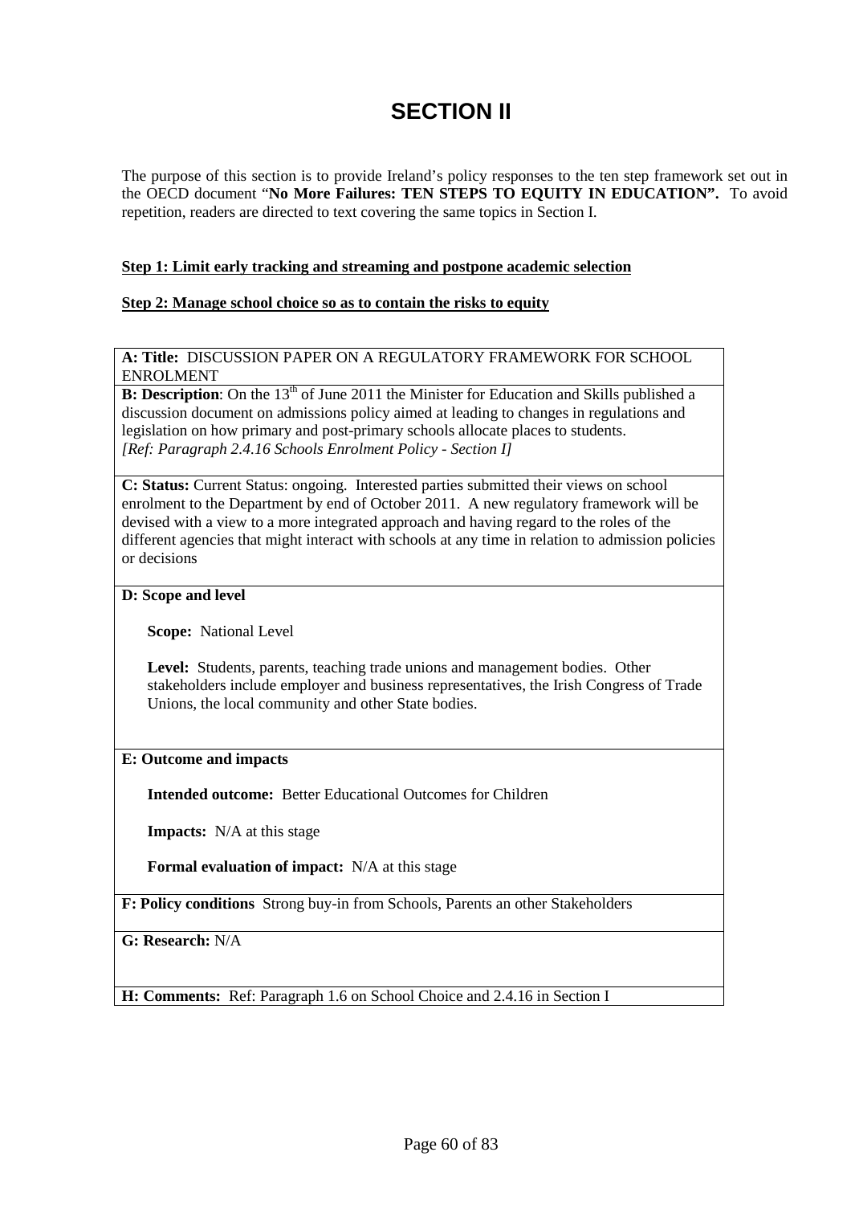# SECTION II

The purpose of this section is to provide Ireland's policy responses to the ten step framework set out in the OECD document "**No More Failures: TEN STEPS TO EQUITY IN EDUCATION".** To avoid repetition, readers are directed to text covering the same topics in Section I.

**Step 1: Limit early tracking and streaming and postpone academic selection**

**Step 2: Manage school choice so as to contain the risks to equity**

| **A: Title:** DISCUSSION PAPER ON A REGULATORY FRAMEWORK FOR SCHOOL ENROLMENT |
| --- |
| **B: Description**: On the 13th of June 2011 the Minister for Education and Skills published a discussion document on admissions policy aimed at leading to changes in regulations and legislation on how primary and post-primary schools allocate places to students. *[Ref: Paragraph 2.4.16 Schools Enrolment Policy - Section I]* |
| **C: Status:** Current Status: ongoing. Interested parties submitted their views on school enrolment to the Department by end of October 2011. A new regulatory framework will be devised with a view to a more integrated approach and having regard to the roles of the different agencies that might interact with schools at any time in relation to admission policies or decisions |
| **D: Scope and level**<br><br>**Scope:** National Level<br><br>**Level:** Students, parents, teaching trade unions and management bodies. Other stakeholders include employer and business representatives, the Irish Congress of Trade Unions, the local community and other State bodies. |
| **E: Outcome and impacts**<br><br>**Intended outcome:** Better Educational Outcomes for Children<br><br>**Impacts:** N/A at this stage<br><br>**Formal evaluation of impact:** N/A at this stage |
| **F: Policy conditions** Strong buy-in from Schools, Parents an other Stakeholders |
| **G: Research:** N/A |
| **H: Comments:** Ref: Paragraph 1.6 on School Choice and 2.4.16 in Section I |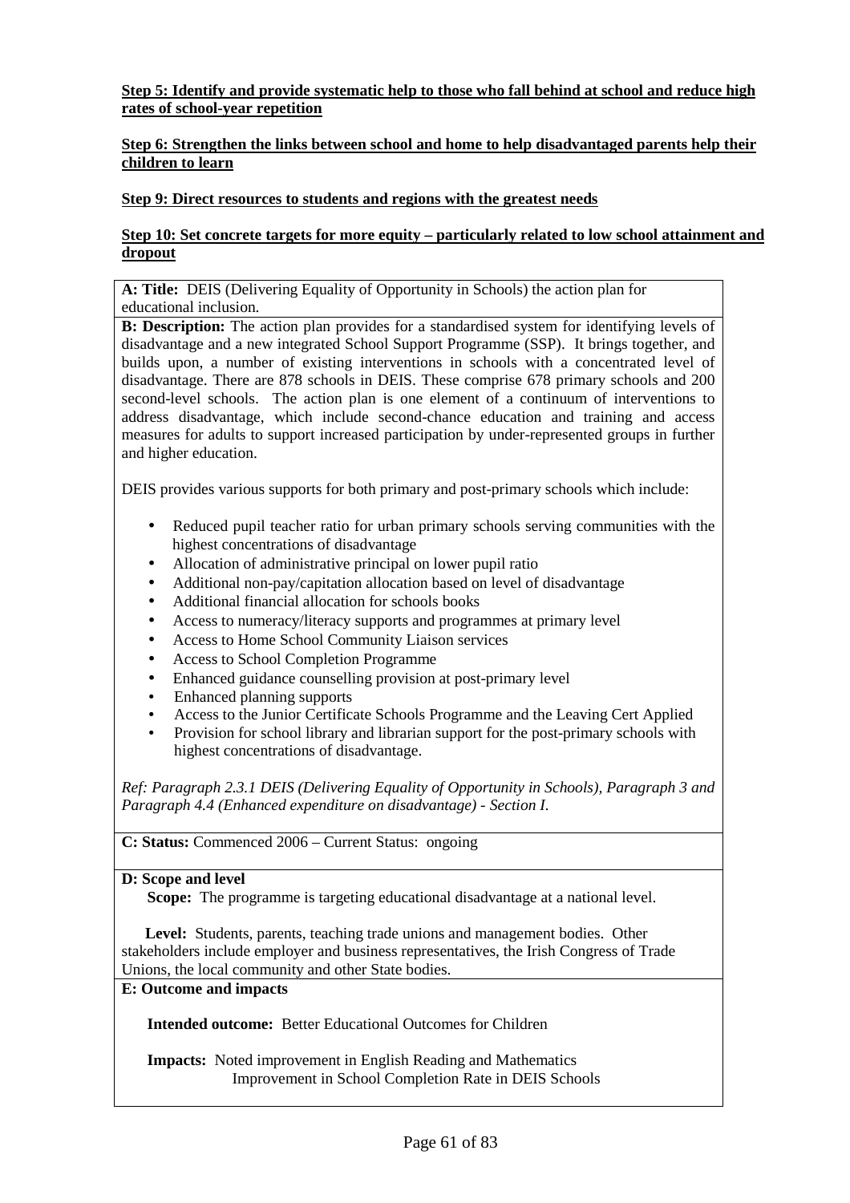**Step 5: Identify and provide systematic help to those who fall behind at school and reduce high rates of school-year repetition**

**Step 6: Strengthen the links between school and home to help disadvantaged parents help their children to learn**

**Step 9: Direct resources to students and regions with the greatest needs**

**Step 10: Set concrete targets for more equity – particularly related to low school attainment and dropout**

**A: Title:** DEIS (Delivering Equality of Opportunity in Schools) the action plan for educational inclusion.

**B: Description:** The action plan provides for a standardised system for identifying levels of disadvantage and a new integrated School Support Programme (SSP). It brings together, and builds upon, a number of existing interventions in schools with a concentrated level of disadvantage. There are 878 schools in DEIS. These comprise 678 primary schools and 200 second-level schools. The action plan is one element of a continuum of interventions to address disadvantage, which include second-chance education and training and access measures for adults to support increased participation by under-represented groups in further and higher education.

DEIS provides various supports for both primary and post-primary schools which include:

- Reduced pupil teacher ratio for urban primary schools serving communities with the highest concentrations of disadvantage
- Allocation of administrative principal on lower pupil ratio
- Additional non-pay/capitation allocation based on level of disadvantage
- Additional financial allocation for schools books
- Access to numeracy/literacy supports and programmes at primary level
- Access to Home School Community Liaison services
- Access to School Completion Programme
- Enhanced guidance counselling provision at post-primary level
- Enhanced planning supports
- Access to the Junior Certificate Schools Programme and the Leaving Cert Applied
- Provision for school library and librarian support for the post-primary schools with highest concentrations of disadvantage.

*Ref: Paragraph 2.3.1 DEIS (Delivering Equality of Opportunity in Schools), Paragraph 3 and Paragraph 4.4 (Enhanced expenditure on disadvantage) - Section I.*

**C: Status:** Commenced 2006 – Current Status: ongoing

**D: Scope and level**

**Scope:** The programme is targeting educational disadvantage at a national level.

**Level:** Students, parents, teaching trade unions and management bodies. Other stakeholders include employer and business representatives, the Irish Congress of Trade Unions, the local community and other State bodies.

**E: Outcome and impacts**

**Intended outcome:** Better Educational Outcomes for Children

**Impacts:** Noted improvement in English Reading and Mathematics
Improvement in School Completion Rate in DEIS Schools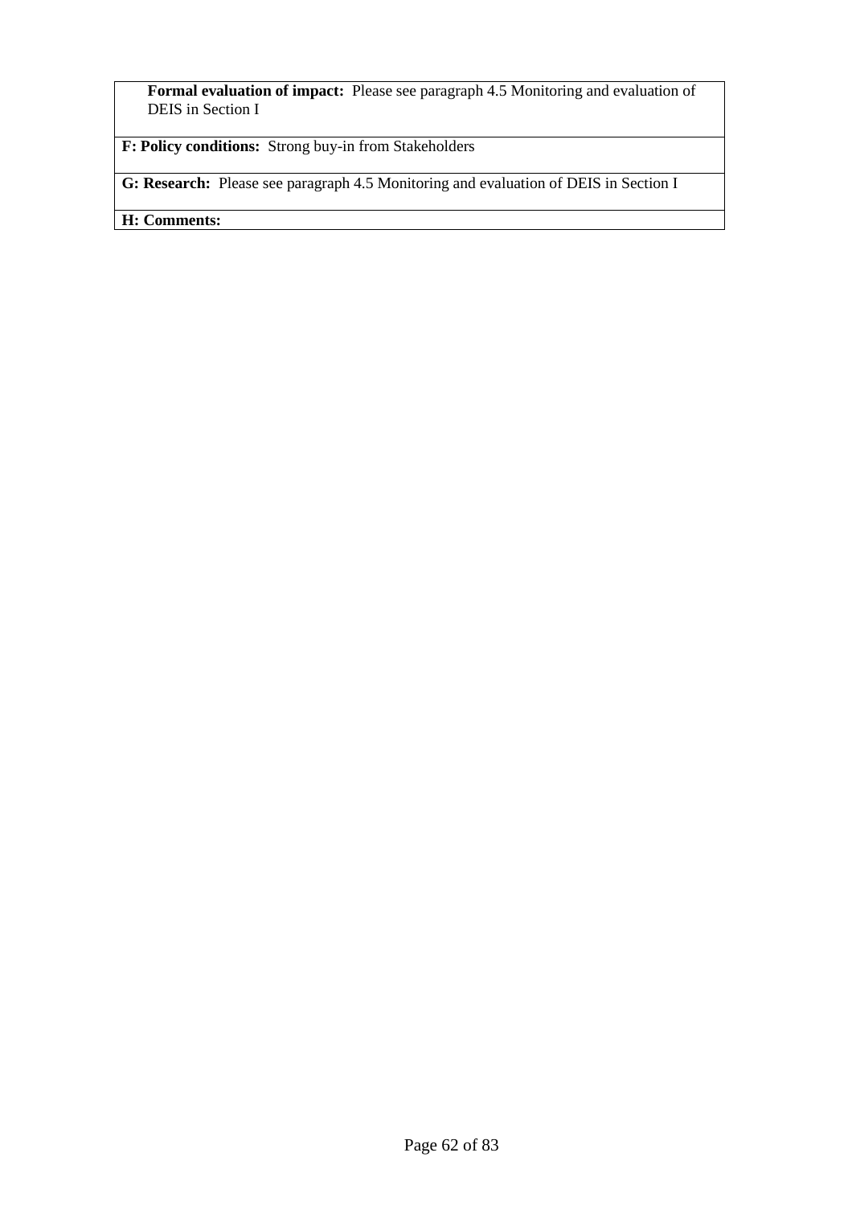| **Formal evaluation of impact:** Please see paragraph 4.5 Monitoring and evaluation of DEIS in Section I |
|---|
| **F: Policy conditions:** Strong buy-in from Stakeholders |
| **G: Research:** Please see paragraph 4.5 Monitoring and evaluation of DEIS in Section I |
| **H: Comments:** |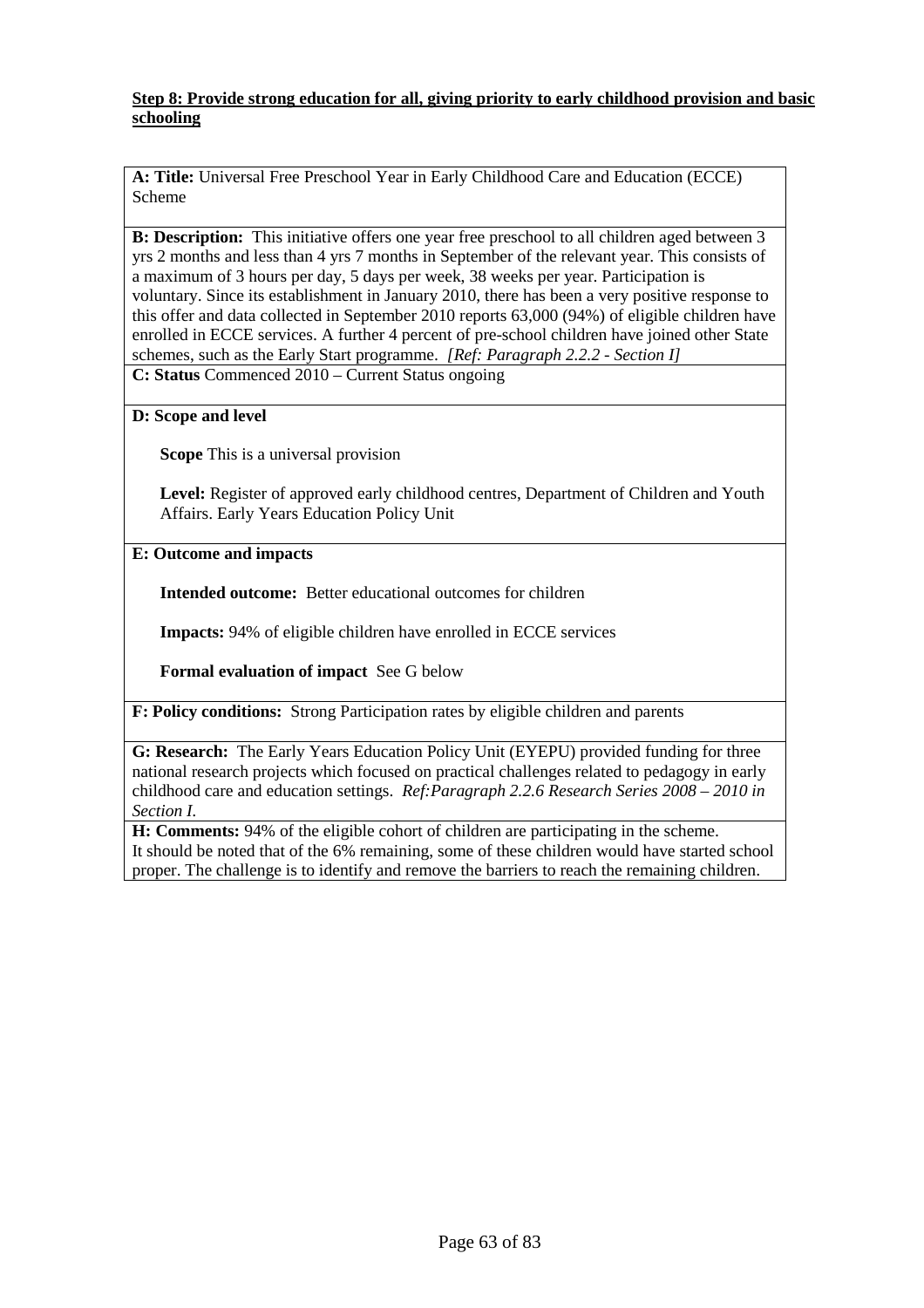**Step 8: Provide strong education for all, giving priority to early childhood provision and basic schooling**

**A: Title:** Universal Free Preschool Year in Early Childhood Care and Education (ECCE) Scheme

**B: Description:** This initiative offers one year free preschool to all children aged between 3 yrs 2 months and less than 4 yrs 7 months in September of the relevant year. This consists of a maximum of 3 hours per day, 5 days per week, 38 weeks per year. Participation is voluntary. Since its establishment in January 2010, there has been a very positive response to this offer and data collected in September 2010 reports 63,000 (94%) of eligible children have enrolled in ECCE services. A further 4 percent of pre-school children have joined other State schemes, such as the Early Start programme. *[Ref: Paragraph 2.2.2 - Section I]*

**C: Status** Commenced 2010 – Current Status ongoing

**D: Scope and level**

**Scope** This is a universal provision

**Level:** Register of approved early childhood centres, Department of Children and Youth Affairs. Early Years Education Policy Unit

**E: Outcome and impacts**

**Intended outcome:** Better educational outcomes for children

**Impacts:** 94% of eligible children have enrolled in ECCE services

**Formal evaluation of impact** See G below

**F: Policy conditions:** Strong Participation rates by eligible children and parents

**G: Research:** The Early Years Education Policy Unit (EYEPU) provided funding for three national research projects which focused on practical challenges related to pedagogy in early childhood care and education settings. *Ref:Paragraph 2.2.6 Research Series 2008 – 2010 in Section I.*

**H: Comments:** 94% of the eligible cohort of children are participating in the scheme. It should be noted that of the 6% remaining, some of these children would have started school proper. The challenge is to identify and remove the barriers to reach the remaining children.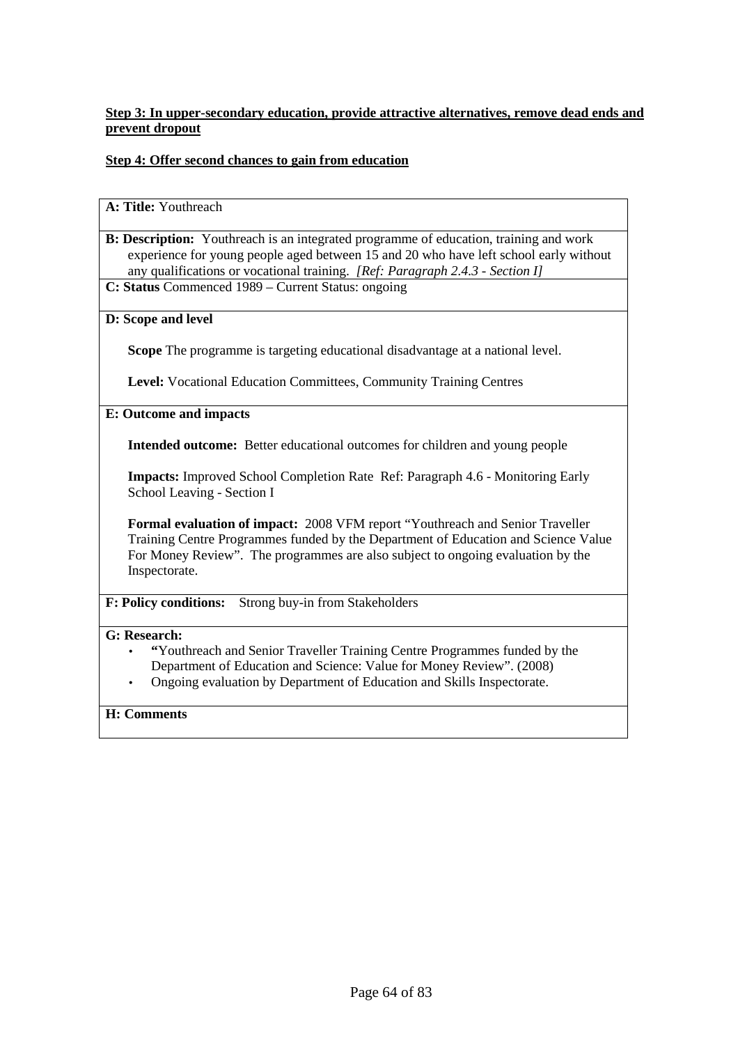**Step 3: In upper-secondary education, provide attractive alternatives, remove dead ends and prevent dropout**

**Step 4: Offer second chances to gain from education**

**A: Title:** Youthreach

**B: Description:** Youthreach is an integrated programme of education, training and work experience for young people aged between 15 and 20 who have left school early without any qualifications or vocational training. *[Ref: Paragraph 2.4.3 - Section I]*

**C: Status** Commenced 1989 – Current Status: ongoing

**D: Scope and level**

**Scope** The programme is targeting educational disadvantage at a national level.

**Level:** Vocational Education Committees, Community Training Centres

**E: Outcome and impacts**

**Intended outcome:** Better educational outcomes for children and young people

**Impacts:** Improved School Completion Rate Ref: Paragraph 4.6 - Monitoring Early School Leaving - Section I

**Formal evaluation of impact:** 2008 VFM report "Youthreach and Senior Traveller Training Centre Programmes funded by the Department of Education and Science Value For Money Review". The programmes are also subject to ongoing evaluation by the Inspectorate.

**F: Policy conditions:** Strong buy-in from Stakeholders

**G: Research:**

- "Youthreach and Senior Traveller Training Centre Programmes funded by the Department of Education and Science: Value for Money Review". (2008)
- Ongoing evaluation by Department of Education and Skills Inspectorate.

**H: Comments**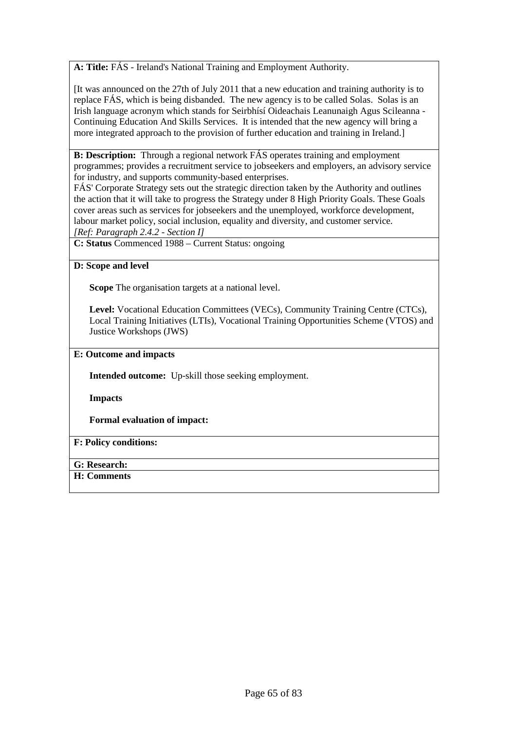**A: Title:** FÁS - Ireland's National Training and Employment Authority.

[It was announced on the 27th of July 2011 that a new education and training authority is to replace FÁS, which is being disbanded. The new agency is to be called Solas. Solas is an Irish language acronym which stands for Seirbhísí Oideachais Leanunaigh Agus Scileanna - Continuing Education And Skills Services. It is intended that the new agency will bring a more integrated approach to the provision of further education and training in Ireland.]

**B: Description:** Through a regional network FÁS operates training and employment programmes; provides a recruitment service to jobseekers and employers, an advisory service for industry, and supports community-based enterprises.

FÁS' Corporate Strategy sets out the strategic direction taken by the Authority and outlines the action that it will take to progress the Strategy under 8 High Priority Goals. These Goals cover areas such as services for jobseekers and the unemployed, workforce development, labour market policy, social inclusion, equality and diversity, and customer service.

*[Ref: Paragraph 2.4.2 - Section I]*

**C: Status** Commenced 1988 – Current Status: ongoing

**D: Scope and level**

**Scope** The organisation targets at a national level.

**Level:** Vocational Education Committees (VECs), Community Training Centre (CTCs), Local Training Initiatives (LTIs), Vocational Training Opportunities Scheme (VTOS) and Justice Workshops (JWS)

**E: Outcome and impacts**

**Intended outcome:** Up-skill those seeking employment.

**Impacts**

**Formal evaluation of impact:**

**F: Policy conditions:**

**G: Research:**

**H: Comments**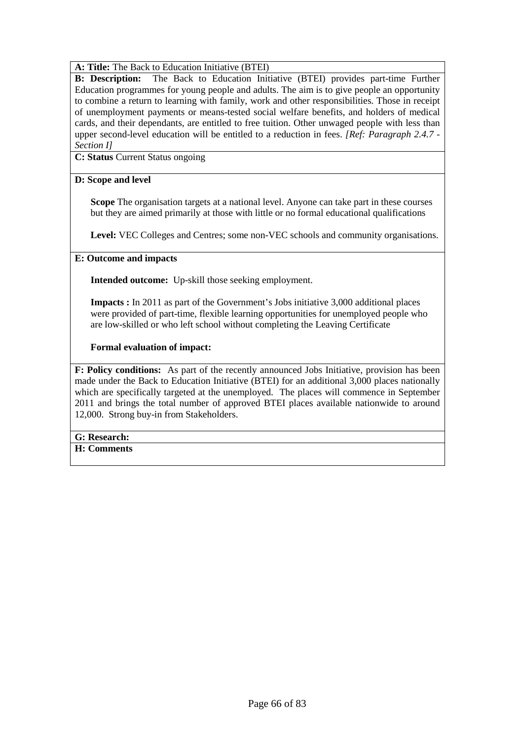**A: Title:** The Back to Education Initiative (BTEI)

**B: Description:** The Back to Education Initiative (BTEI) provides part-time Further Education programmes for young people and adults. The aim is to give people an opportunity to combine a return to learning with family, work and other responsibilities. Those in receipt of unemployment payments or means-tested social welfare benefits, and holders of medical cards, and their dependants, are entitled to free tuition. Other unwaged people with less than upper second-level education will be entitled to a reduction in fees. *[Ref: Paragraph 2.4.7 - Section I]*

**C: Status** Current Status ongoing

**D: Scope and level**

**Scope** The organisation targets at a national level. Anyone can take part in these courses but they are aimed primarily at those with little or no formal educational qualifications

**Level:** VEC Colleges and Centres; some non-VEC schools and community organisations.

**E: Outcome and impacts**

**Intended outcome:** Up-skill those seeking employment.

**Impacts :** In 2011 as part of the Government's Jobs initiative 3,000 additional places were provided of part-time, flexible learning opportunities for unemployed people who are low-skilled or who left school without completing the Leaving Certificate

**Formal evaluation of impact:**

**F: Policy conditions:** As part of the recently announced Jobs Initiative, provision has been made under the Back to Education Initiative (BTEI) for an additional 3,000 places nationally which are specifically targeted at the unemployed. The places will commence in September 2011 and brings the total number of approved BTEI places available nationwide to around 12,000. Strong buy-in from Stakeholders.

**G: Research:**

**H: Comments**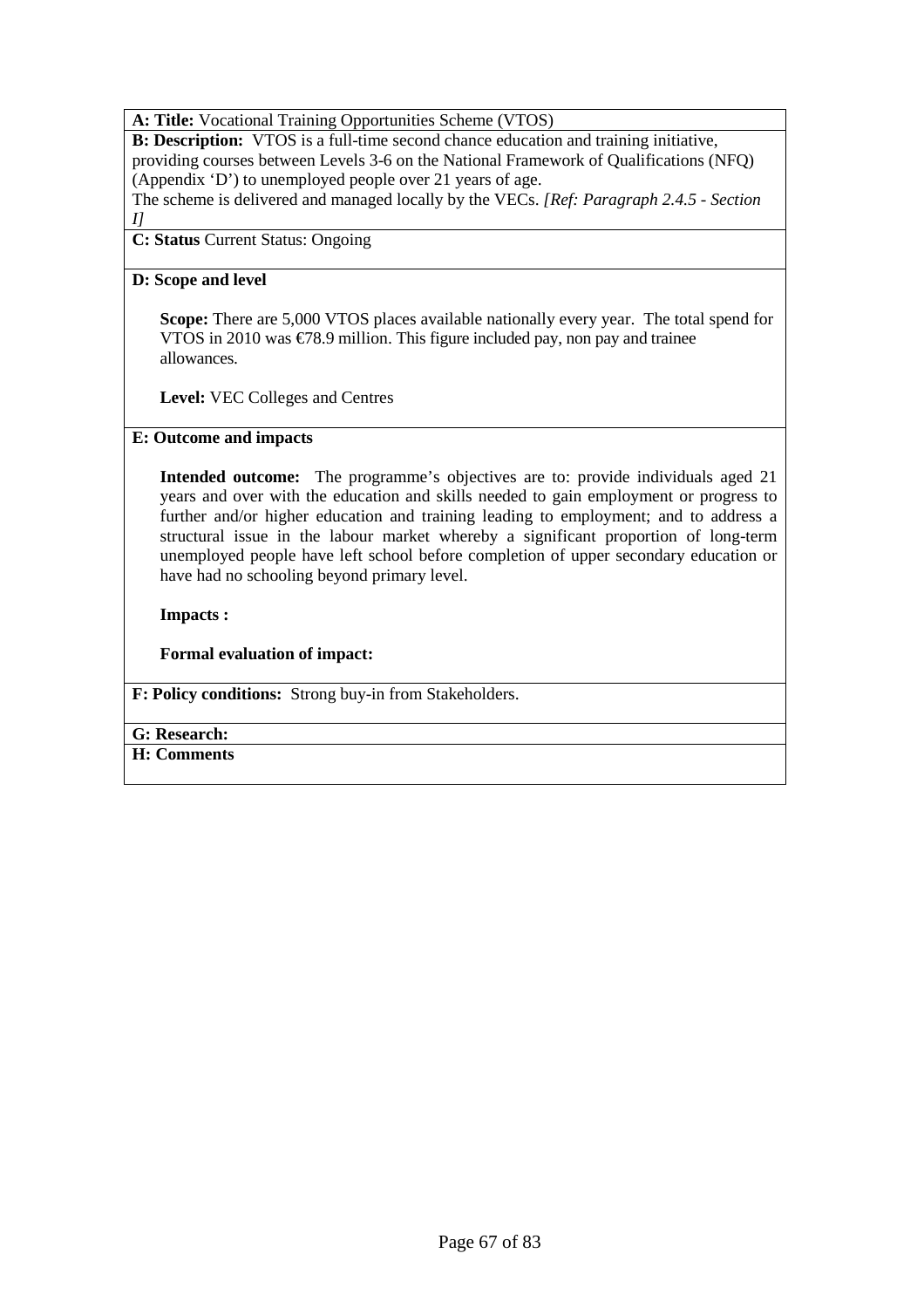**A: Title:** Vocational Training Opportunities Scheme (VTOS)

**B: Description:** VTOS is a full-time second chance education and training initiative, providing courses between Levels 3-6 on the National Framework of Qualifications (NFQ) (Appendix 'D') to unemployed people over 21 years of age.
The scheme is delivered and managed locally by the VECs. *[Ref: Paragraph 2.4.5 - Section I]*

**C: Status** Current Status: Ongoing

**D: Scope and level**

**Scope:** There are 5,000 VTOS places available nationally every year. The total spend for VTOS in 2010 was €78.9 million. This figure included pay, non pay and trainee allowances.

**Level:** VEC Colleges and Centres

**E: Outcome and impacts**

**Intended outcome:** The programme's objectives are to: provide individuals aged 21 years and over with the education and skills needed to gain employment or progress to further and/or higher education and training leading to employment; and to address a structural issue in the labour market whereby a significant proportion of long-term unemployed people have left school before completion of upper secondary education or have had no schooling beyond primary level.

**Impacts :**

**Formal evaluation of impact:**

**F: Policy conditions:** Strong buy-in from Stakeholders.

**G: Research:**

**H: Comments**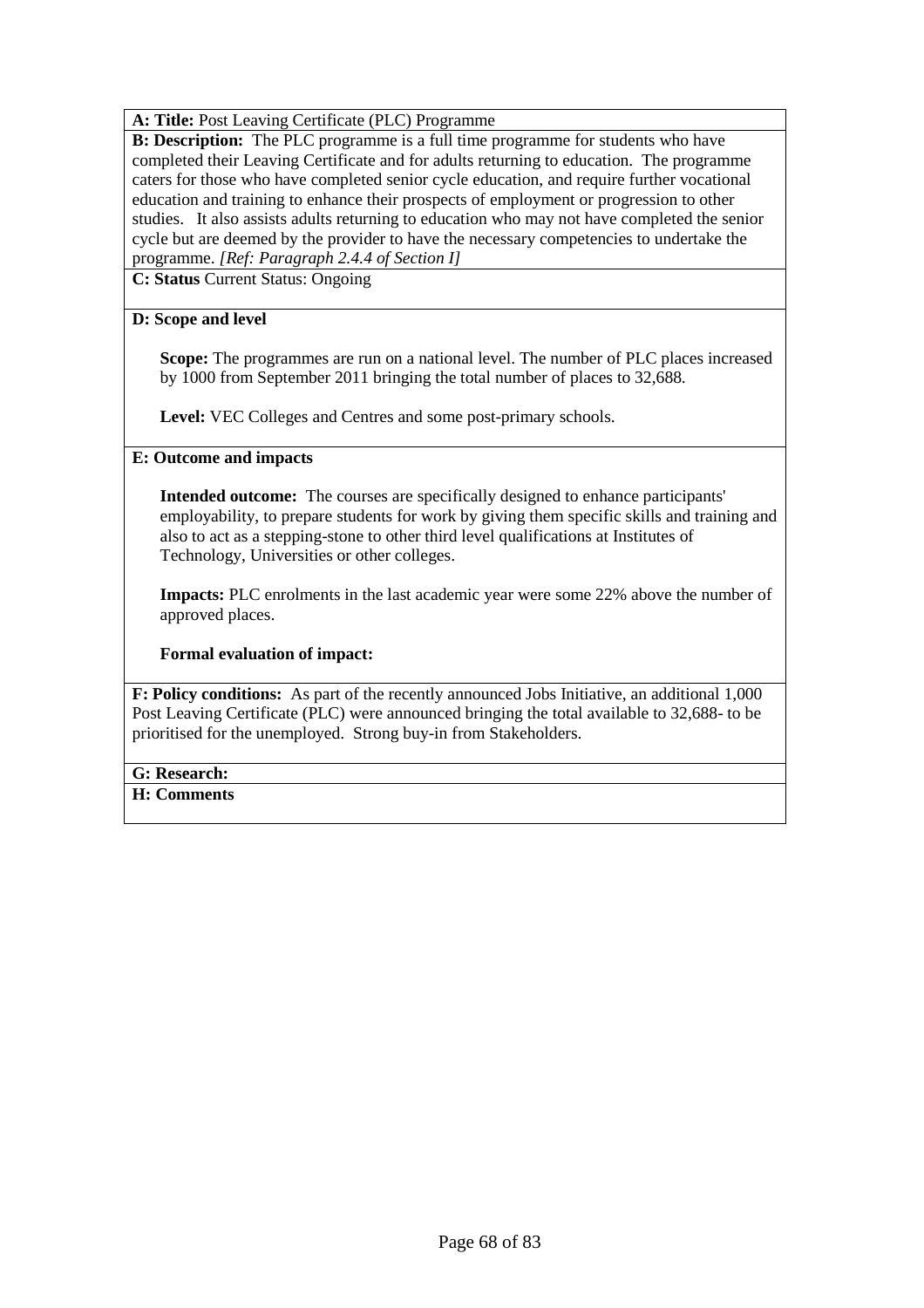**A: Title:** Post Leaving Certificate (PLC) Programme

**B: Description:** The PLC programme is a full time programme for students who have completed their Leaving Certificate and for adults returning to education. The programme caters for those who have completed senior cycle education, and require further vocational education and training to enhance their prospects of employment or progression to other studies. It also assists adults returning to education who may not have completed the senior cycle but are deemed by the provider to have the necessary competencies to undertake the programme. *[Ref: Paragraph 2.4.4 of Section I]*

**C: Status** Current Status: Ongoing

**D: Scope and level**

**Scope:** The programmes are run on a national level. The number of PLC places increased by 1000 from September 2011 bringing the total number of places to 32,688.

**Level:** VEC Colleges and Centres and some post-primary schools.

**E: Outcome and impacts**

**Intended outcome:** The courses are specifically designed to enhance participants' employability, to prepare students for work by giving them specific skills and training and also to act as a stepping-stone to other third level qualifications at Institutes of Technology, Universities or other colleges.

**Impacts:** PLC enrolments in the last academic year were some 22% above the number of approved places.

**Formal evaluation of impact:**

**F: Policy conditions:** As part of the recently announced Jobs Initiative, an additional 1,000 Post Leaving Certificate (PLC) were announced bringing the total available to 32,688- to be prioritised for the unemployed. Strong buy-in from Stakeholders.

**G: Research:**

**H: Comments**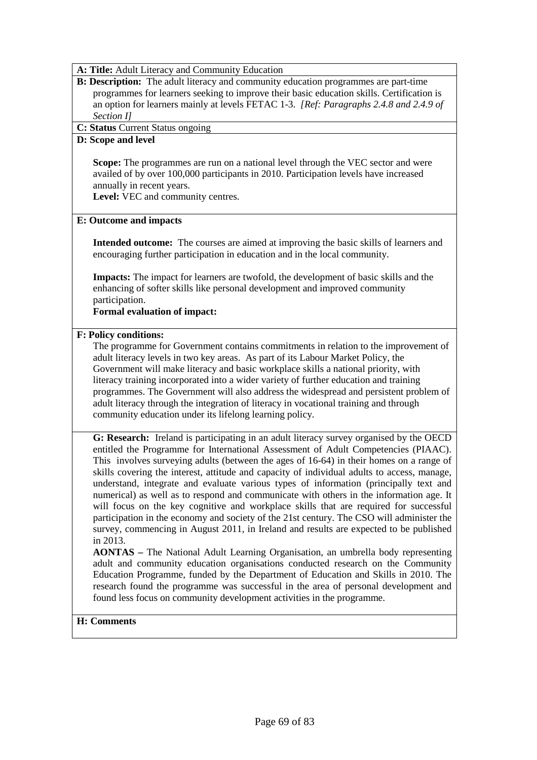**A: Title:** Adult Literacy and Community Education

**B: Description:** The adult literacy and community education programmes are part-time programmes for learners seeking to improve their basic education skills. Certification is an option for learners mainly at levels FETAC 1-3. *[Ref: Paragraphs 2.4.8 and 2.4.9 of Section I]*

**C: Status** Current Status ongoing

**D: Scope and level**

**Scope:** The programmes are run on a national level through the VEC sector and were availed of by over 100,000 participants in 2010. Participation levels have increased annually in recent years.

**Level:** VEC and community centres.

**E: Outcome and impacts**

**Intended outcome:** The courses are aimed at improving the basic skills of learners and encouraging further participation in education and in the local community.

**Impacts:** The impact for learners are twofold, the development of basic skills and the enhancing of softer skills like personal development and improved community participation.

**Formal evaluation of impact:**

**F: Policy conditions:**

The programme for Government contains commitments in relation to the improvement of adult literacy levels in two key areas. As part of its Labour Market Policy, the Government will make literacy and basic workplace skills a national priority, with literacy training incorporated into a wider variety of further education and training programmes. The Government will also address the widespread and persistent problem of adult literacy through the integration of literacy in vocational training and through community education under its lifelong learning policy.

**G: Research:** Ireland is participating in an adult literacy survey organised by the OECD entitled the Programme for International Assessment of Adult Competencies (PIAAC). This involves surveying adults (between the ages of 16-64) in their homes on a range of skills covering the interest, attitude and capacity of individual adults to access, manage, understand, integrate and evaluate various types of information (principally text and numerical) as well as to respond and communicate with others in the information age. It will focus on the key cognitive and workplace skills that are required for successful participation in the economy and society of the 21st century. The CSO will administer the survey, commencing in August 2011, in Ireland and results are expected to be published in 2013.

**AONTAS –** The National Adult Learning Organisation, an umbrella body representing adult and community education organisations conducted research on the Community Education Programme, funded by the Department of Education and Skills in 2010. The research found the programme was successful in the area of personal development and found less focus on community development activities in the programme.

**H: Comments**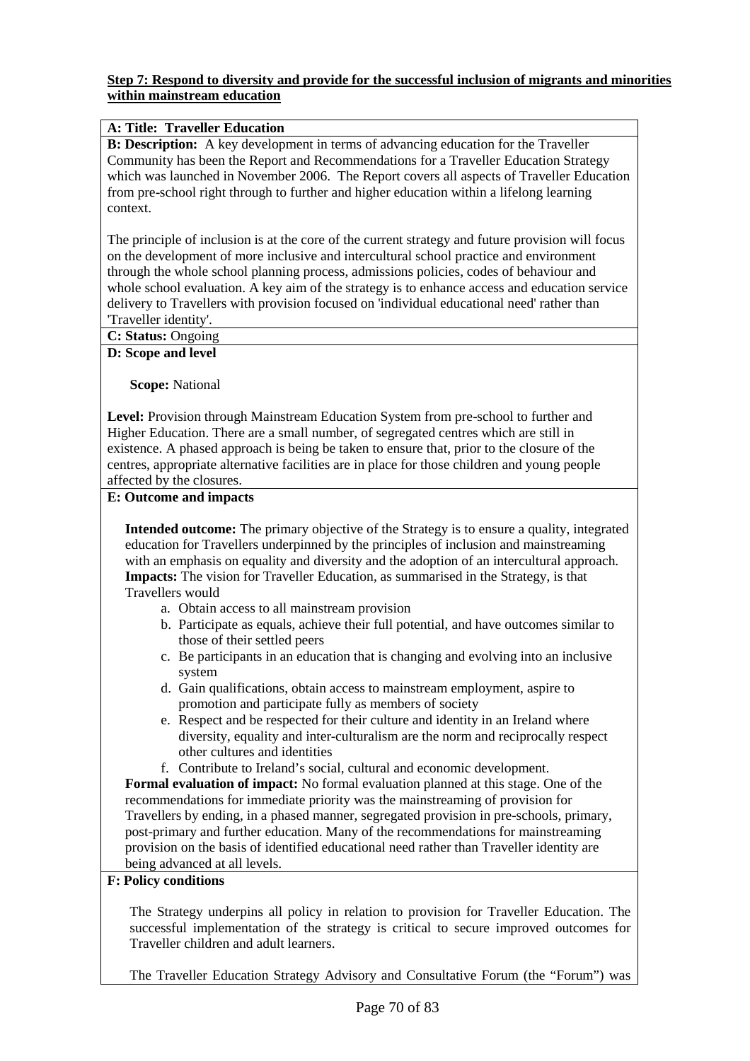**Step 7: Respond to diversity and provide for the successful inclusion of migrants and minorities within mainstream education**

**A: Title: Traveller Education**

**B: Description:** A key development in terms of advancing education for the Traveller Community has been the Report and Recommendations for a Traveller Education Strategy which was launched in November 2006. The Report covers all aspects of Traveller Education from pre-school right through to further and higher education within a lifelong learning context.

The principle of inclusion is at the core of the current strategy and future provision will focus on the development of more inclusive and intercultural school practice and environment through the whole school planning process, admissions policies, codes of behaviour and whole school evaluation. A key aim of the strategy is to enhance access and education service delivery to Travellers with provision focused on 'individual educational need' rather than 'Traveller identity'.

**C: Status:** Ongoing

**D: Scope and level**

**Scope:** National

**Level:** Provision through Mainstream Education System from pre-school to further and Higher Education. There are a small number, of segregated centres which are still in existence. A phased approach is being be taken to ensure that, prior to the closure of the centres, appropriate alternative facilities are in place for those children and young people affected by the closures.

**E: Outcome and impacts**

**Intended outcome:** The primary objective of the Strategy is to ensure a quality, integrated education for Travellers underpinned by the principles of inclusion and mainstreaming with an emphasis on equality and diversity and the adoption of an intercultural approach.

**Impacts:** The vision for Traveller Education, as summarised in the Strategy, is that Travellers would

a. Obtain access to all mainstream provision
b. Participate as equals, achieve their full potential, and have outcomes similar to those of their settled peers
c. Be participants in an education that is changing and evolving into an inclusive system
d. Gain qualifications, obtain access to mainstream employment, aspire to promotion and participate fully as members of society
e. Respect and be respected for their culture and identity in an Ireland where diversity, equality and inter-culturalism are the norm and reciprocally respect other cultures and identities
f. Contribute to Ireland's social, cultural and economic development.

**Formal evaluation of impact:** No formal evaluation planned at this stage. One of the recommendations for immediate priority was the mainstreaming of provision for Travellers by ending, in a phased manner, segregated provision in pre-schools, primary, post-primary and further education. Many of the recommendations for mainstreaming provision on the basis of identified educational need rather than Traveller identity are being advanced at all levels.

**F: Policy conditions**

The Strategy underpins all policy in relation to provision for Traveller Education. The successful implementation of the strategy is critical to secure improved outcomes for Traveller children and adult learners.

The Traveller Education Strategy Advisory and Consultative Forum (the "Forum") was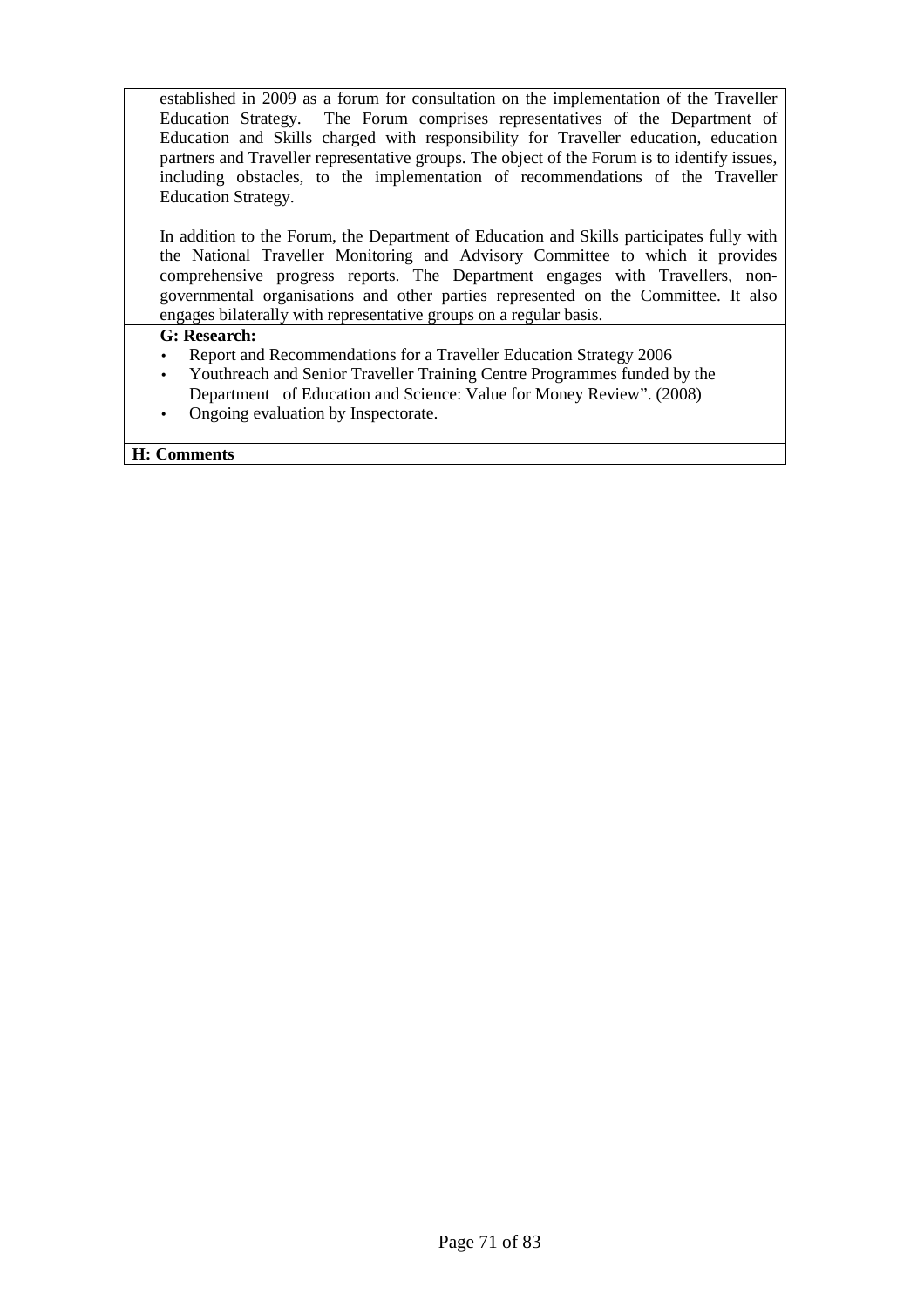established in 2009 as a forum for consultation on the implementation of the Traveller Education Strategy. The Forum comprises representatives of the Department of Education and Skills charged with responsibility for Traveller education, education partners and Traveller representative groups. The object of the Forum is to identify issues, including obstacles, to the implementation of recommendations of the Traveller Education Strategy.

In addition to the Forum, the Department of Education and Skills participates fully with the National Traveller Monitoring and Advisory Committee to which it provides comprehensive progress reports. The Department engages with Travellers, non-governmental organisations and other parties represented on the Committee. It also engages bilaterally with representative groups on a regular basis.

**G: Research:**

- Report and Recommendations for a Traveller Education Strategy 2006
- Youthreach and Senior Traveller Training Centre Programmes funded by the Department of Education and Science: Value for Money Review". (2008)
- Ongoing evaluation by Inspectorate.

**H: Comments**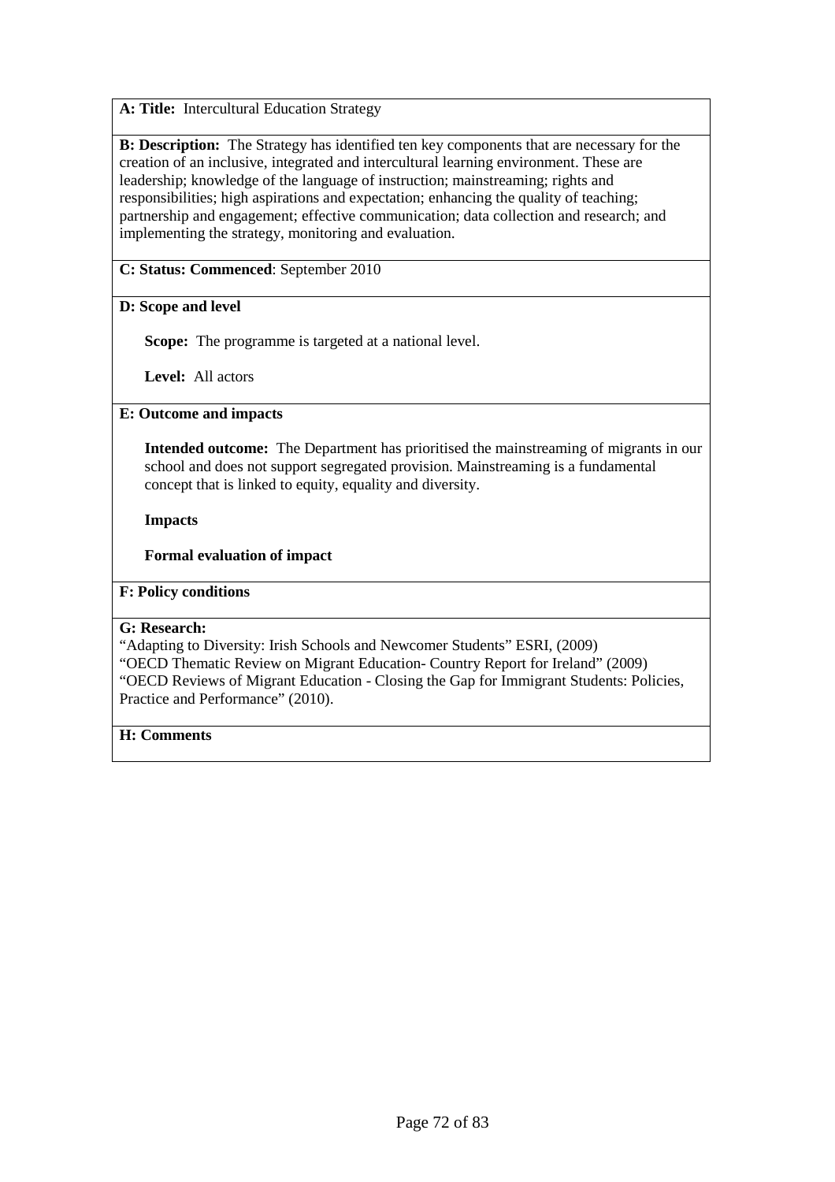**A: Title:** Intercultural Education Strategy

**B: Description:** The Strategy has identified ten key components that are necessary for the creation of an inclusive, integrated and intercultural learning environment. These are leadership; knowledge of the language of instruction; mainstreaming; rights and responsibilities; high aspirations and expectation; enhancing the quality of teaching; partnership and engagement; effective communication; data collection and research; and implementing the strategy, monitoring and evaluation.

**C: Status: Commenced**: September 2010

**D: Scope and level**

**Scope:** The programme is targeted at a national level.

**Level:** All actors

**E: Outcome and impacts**

**Intended outcome:** The Department has prioritised the mainstreaming of migrants in our school and does not support segregated provision. Mainstreaming is a fundamental concept that is linked to equity, equality and diversity.

**Impacts**

**Formal evaluation of impact**

**F: Policy conditions**

**G: Research:**
"Adapting to Diversity: Irish Schools and Newcomer Students" ESRI, (2009)
"OECD Thematic Review on Migrant Education- Country Report for Ireland" (2009)
"OECD Reviews of Migrant Education - Closing the Gap for Immigrant Students: Policies, Practice and Performance" (2010).

**H: Comments**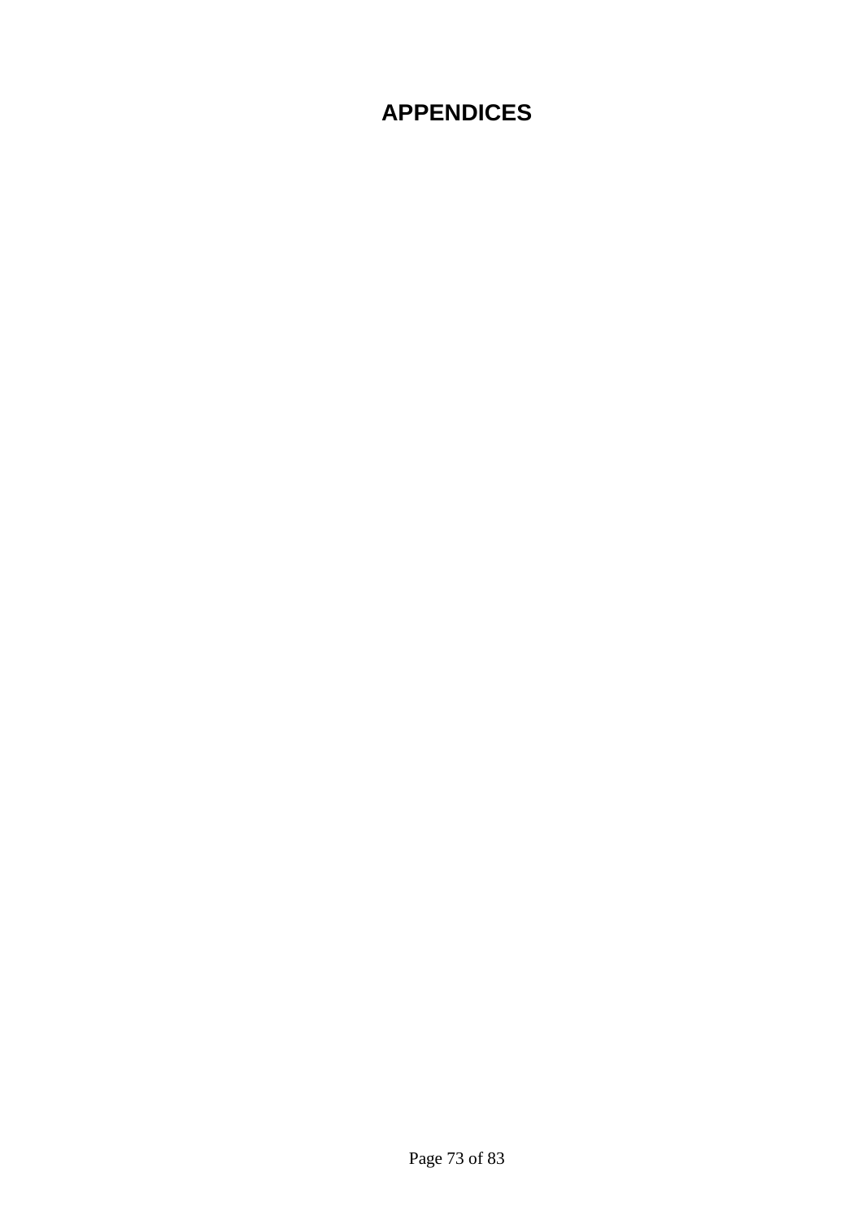# APPENDICES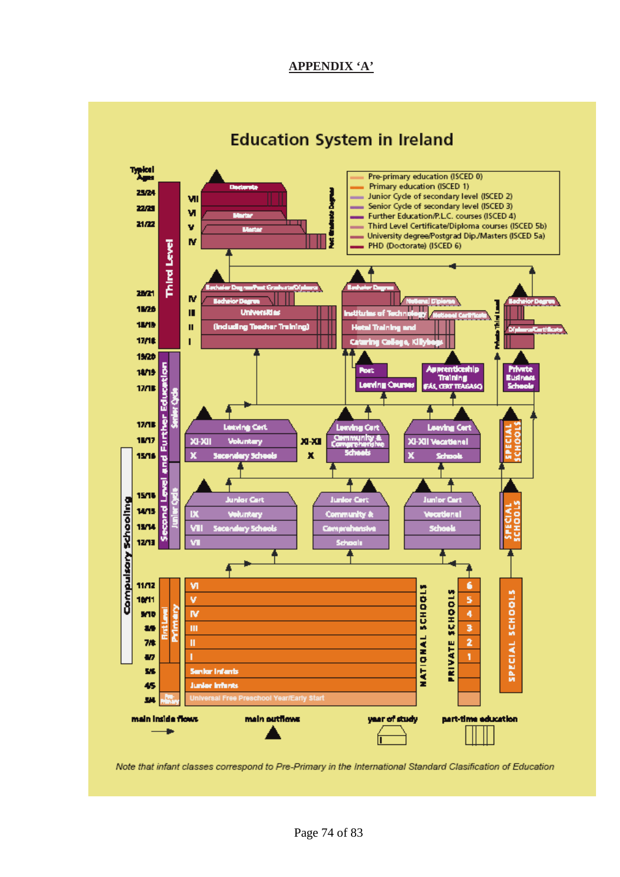**APPENDIX 'A'**

## Education System in Ireland

Legend:

- Pre-primary education (ISCED 0)
- Primary education (ISCED 1)
- Junior Cycle of secondary level (ISCED 2)
- Senior Cycle of secondary level (ISCED 3)
- Further Education/P.L.C. courses (ISCED 4)
- Third Level Certificate/Diploma courses (ISCED 5b)
- University degree/Postgrad Dip./Masters (ISCED 5a)
- PHD (Doctorate) (ISCED 6)

Typical Ages

**Third Level**

- Post Graduate Degrees: Doctorate, Master, Master (years IV–VII, ages 21/22–23/24)
- Universities (including Teacher Training): Bachelor Degree/Post Graduate/Diploma; Bachelor Degree (years I–IV, ages 17/18–20/21)
- Institutes of Technology, Hotel Training and Catering College, Killybegs: Bachelor Degree; National Diploma; National Certificate
- Private Third Level: Bachelor Degree; Diploma/Certificate

**Second Level and Further Education**

Senior Cycle (ages 15/16–17/18):

- Post Leaving Courses
- Apprenticeship Training (FÁS, CERT TEAGASC)
- Private Business Schools
- Leaving Cert — X, XI-XII Voluntary Secondary Schools
- Leaving Cert — X, XI-XII Community & Comprehensive Schools
- Leaving Cert — X, XI-XII Vocational Schools
- Special Schools

Junior Cycle (ages 12/13–15/16):

- Junior Cert — VII, VIII, IX Voluntary Secondary Schools
- Junior Cert — Community & Comprehensive Schools
- Junior Cert — Vocational Schools
- Special Schools

**First Level — Primary** (Compulsory Schooling)

- National Schools: I–VI, Senior Infants, Junior Infants (ages 4/5–11/12)
- Private Schools: 1–6
- Special Schools
- Pre-Primary: Universal Free Preschool Year/Early Start (ages 3/4)

Key: main inside flows; main outflows; year of study; part-time education

*Note that infant classes correspond to Pre-Primary in the International Standard Clasification of Education*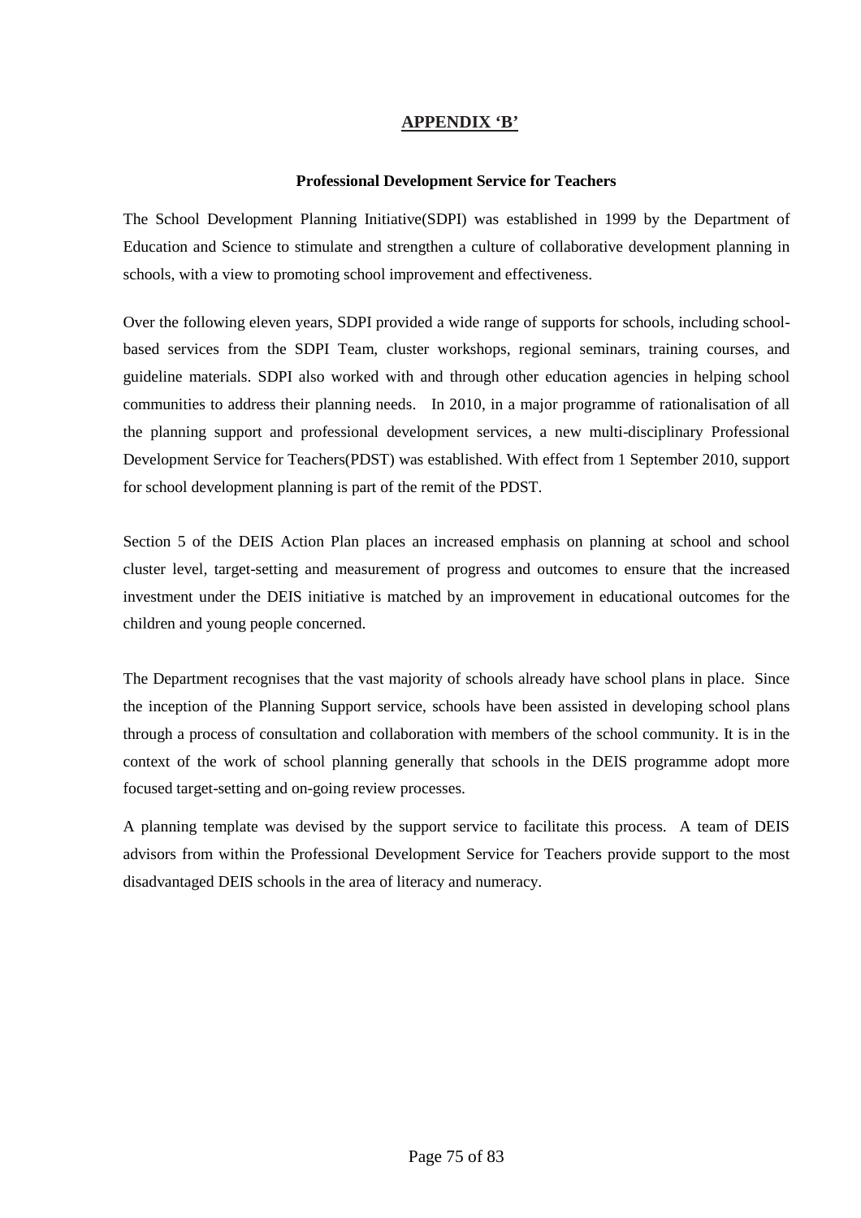## APPENDIX 'B'

### Professional Development Service for Teachers

The School Development Planning Initiative(SDPI) was established in 1999 by the Department of Education and Science to stimulate and strengthen a culture of collaborative development planning in schools, with a view to promoting school improvement and effectiveness.

Over the following eleven years, SDPI provided a wide range of supports for schools, including school-based services from the SDPI Team, cluster workshops, regional seminars, training courses, and guideline materials. SDPI also worked with and through other education agencies in helping school communities to address their planning needs. In 2010, in a major programme of rationalisation of all the planning support and professional development services, a new multi-disciplinary Professional Development Service for Teachers(PDST) was established. With effect from 1 September 2010, support for school development planning is part of the remit of the PDST.

Section 5 of the DEIS Action Plan places an increased emphasis on planning at school and school cluster level, target-setting and measurement of progress and outcomes to ensure that the increased investment under the DEIS initiative is matched by an improvement in educational outcomes for the children and young people concerned.

The Department recognises that the vast majority of schools already have school plans in place. Since the inception of the Planning Support service, schools have been assisted in developing school plans through a process of consultation and collaboration with members of the school community. It is in the context of the work of school planning generally that schools in the DEIS programme adopt more focused target-setting and on-going review processes.

A planning template was devised by the support service to facilitate this process. A team of DEIS advisors from within the Professional Development Service for Teachers provide support to the most disadvantaged DEIS schools in the area of literacy and numeracy.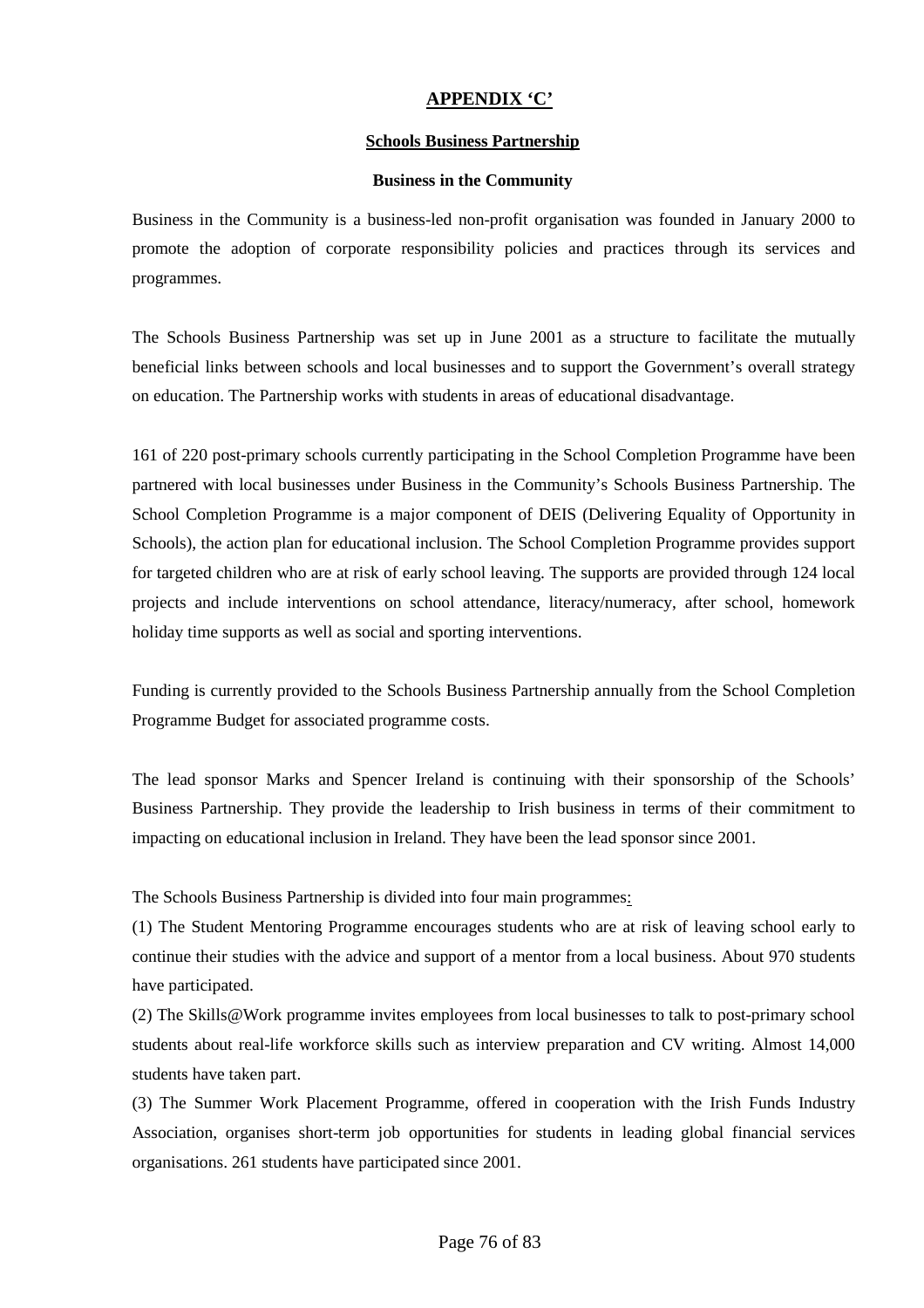# APPENDIX 'C'

## Schools Business Partnership

### Business in the Community

Business in the Community is a business-led non-profit organisation was founded in January 2000 to promote the adoption of corporate responsibility policies and practices through its services and programmes.

The Schools Business Partnership was set up in June 2001 as a structure to facilitate the mutually beneficial links between schools and local businesses and to support the Government's overall strategy on education. The Partnership works with students in areas of educational disadvantage.

161 of 220 post-primary schools currently participating in the School Completion Programme have been partnered with local businesses under Business in the Community's Schools Business Partnership. The School Completion Programme is a major component of DEIS (Delivering Equality of Opportunity in Schools), the action plan for educational inclusion. The School Completion Programme provides support for targeted children who are at risk of early school leaving. The supports are provided through 124 local projects and include interventions on school attendance, literacy/numeracy, after school, homework holiday time supports as well as social and sporting interventions.

Funding is currently provided to the Schools Business Partnership annually from the School Completion Programme Budget for associated programme costs.

The lead sponsor Marks and Spencer Ireland is continuing with their sponsorship of the Schools' Business Partnership. They provide the leadership to Irish business in terms of their commitment to impacting on educational inclusion in Ireland. They have been the lead sponsor since 2001.

The Schools Business Partnership is divided into four main programmes:

(1) The Student Mentoring Programme encourages students who are at risk of leaving school early to continue their studies with the advice and support of a mentor from a local business. About 970 students have participated.

(2) The Skills@Work programme invites employees from local businesses to talk to post-primary school students about real-life workforce skills such as interview preparation and CV writing. Almost 14,000 students have taken part.

(3) The Summer Work Placement Programme, offered in cooperation with the Irish Funds Industry Association, organises short-term job opportunities for students in leading global financial services organisations. 261 students have participated since 2001.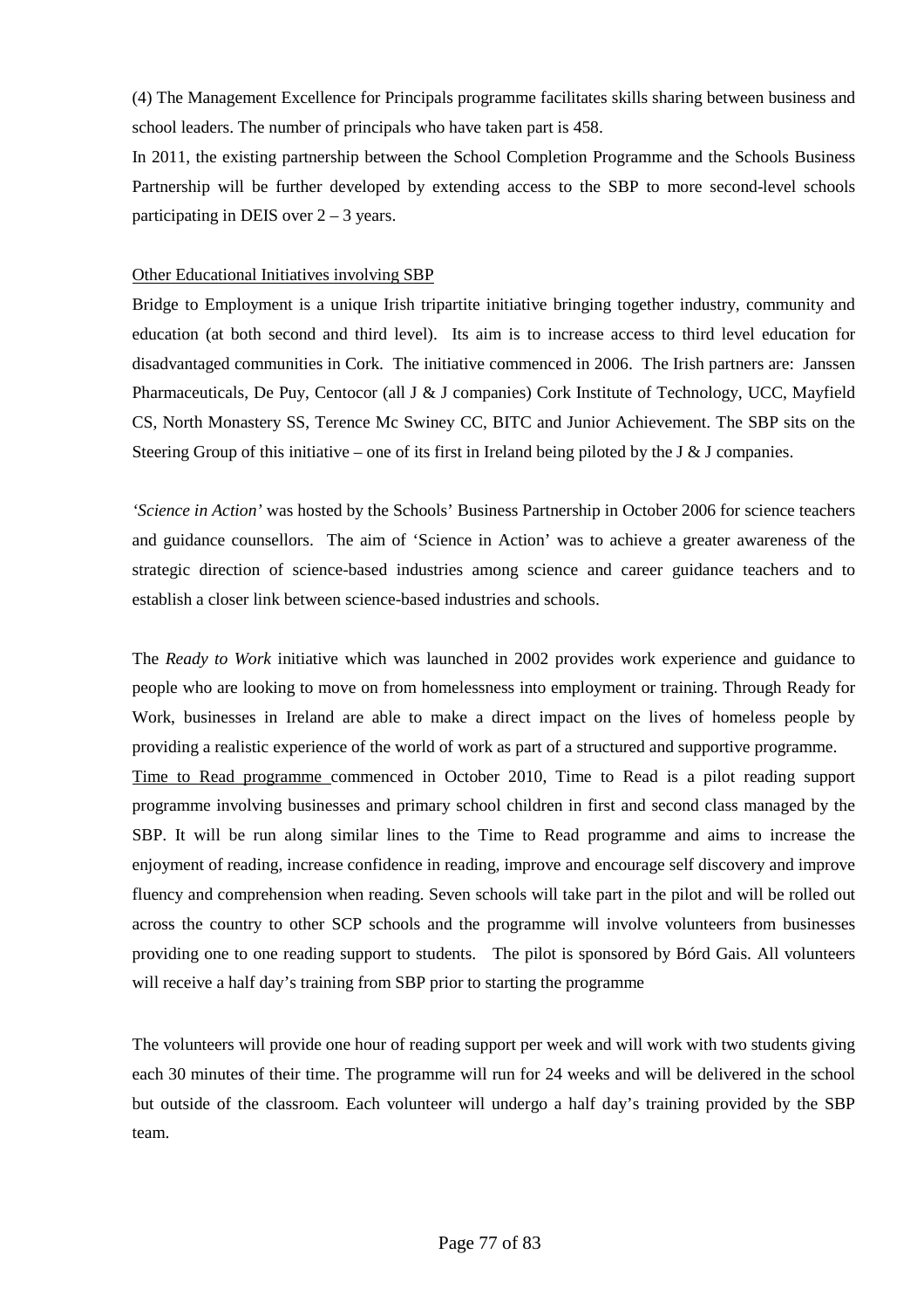(4) The Management Excellence for Principals programme facilitates skills sharing between business and school leaders. The number of principals who have taken part is 458.

In 2011, the existing partnership between the School Completion Programme and the Schools Business Partnership will be further developed by extending access to the SBP to more second-level schools participating in DEIS over 2 – 3 years.

Other Educational Initiatives involving SBP

Bridge to Employment is a unique Irish tripartite initiative bringing together industry, community and education (at both second and third level). Its aim is to increase access to third level education for disadvantaged communities in Cork. The initiative commenced in 2006. The Irish partners are: Janssen Pharmaceuticals, De Puy, Centocor (all J & J companies) Cork Institute of Technology, UCC, Mayfield CS, North Monastery SS, Terence Mc Swiney CC, BITC and Junior Achievement. The SBP sits on the Steering Group of this initiative – one of its first in Ireland being piloted by the J & J companies.

*'Science in Action'* was hosted by the Schools' Business Partnership in October 2006 for science teachers and guidance counsellors. The aim of 'Science in Action' was to achieve a greater awareness of the strategic direction of science-based industries among science and career guidance teachers and to establish a closer link between science-based industries and schools.

The *Ready to Work* initiative which was launched in 2002 provides work experience and guidance to people who are looking to move on from homelessness into employment or training. Through Ready for Work, businesses in Ireland are able to make a direct impact on the lives of homeless people by providing a realistic experience of the world of work as part of a structured and supportive programme.

Time to Read programme commenced in October 2010, Time to Read is a pilot reading support programme involving businesses and primary school children in first and second class managed by the SBP. It will be run along similar lines to the Time to Read programme and aims to increase the enjoyment of reading, increase confidence in reading, improve and encourage self discovery and improve fluency and comprehension when reading. Seven schools will take part in the pilot and will be rolled out across the country to other SCP schools and the programme will involve volunteers from businesses providing one to one reading support to students. The pilot is sponsored by Bórd Gais. All volunteers will receive a half day's training from SBP prior to starting the programme

The volunteers will provide one hour of reading support per week and will work with two students giving each 30 minutes of their time. The programme will run for 24 weeks and will be delivered in the school but outside of the classroom. Each volunteer will undergo a half day's training provided by the SBP team.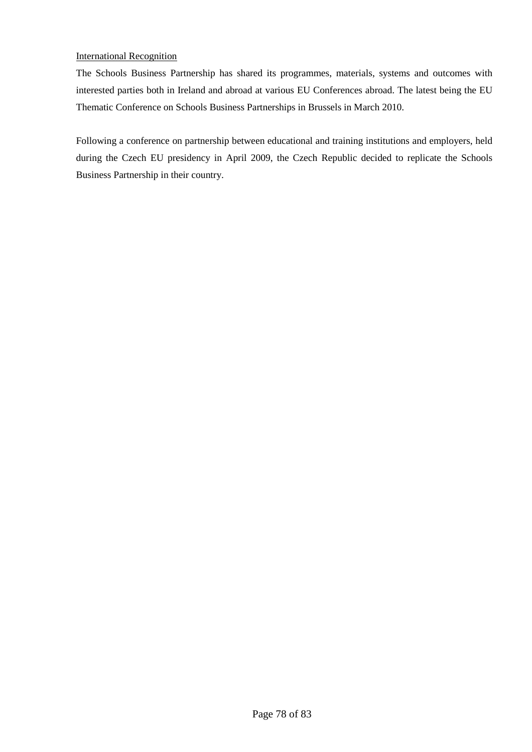International Recognition

The Schools Business Partnership has shared its programmes, materials, systems and outcomes with interested parties both in Ireland and abroad at various EU Conferences abroad. The latest being the EU Thematic Conference on Schools Business Partnerships in Brussels in March 2010.

Following a conference on partnership between educational and training institutions and employers, held during the Czech EU presidency in April 2009, the Czech Republic decided to replicate the Schools Business Partnership in their country.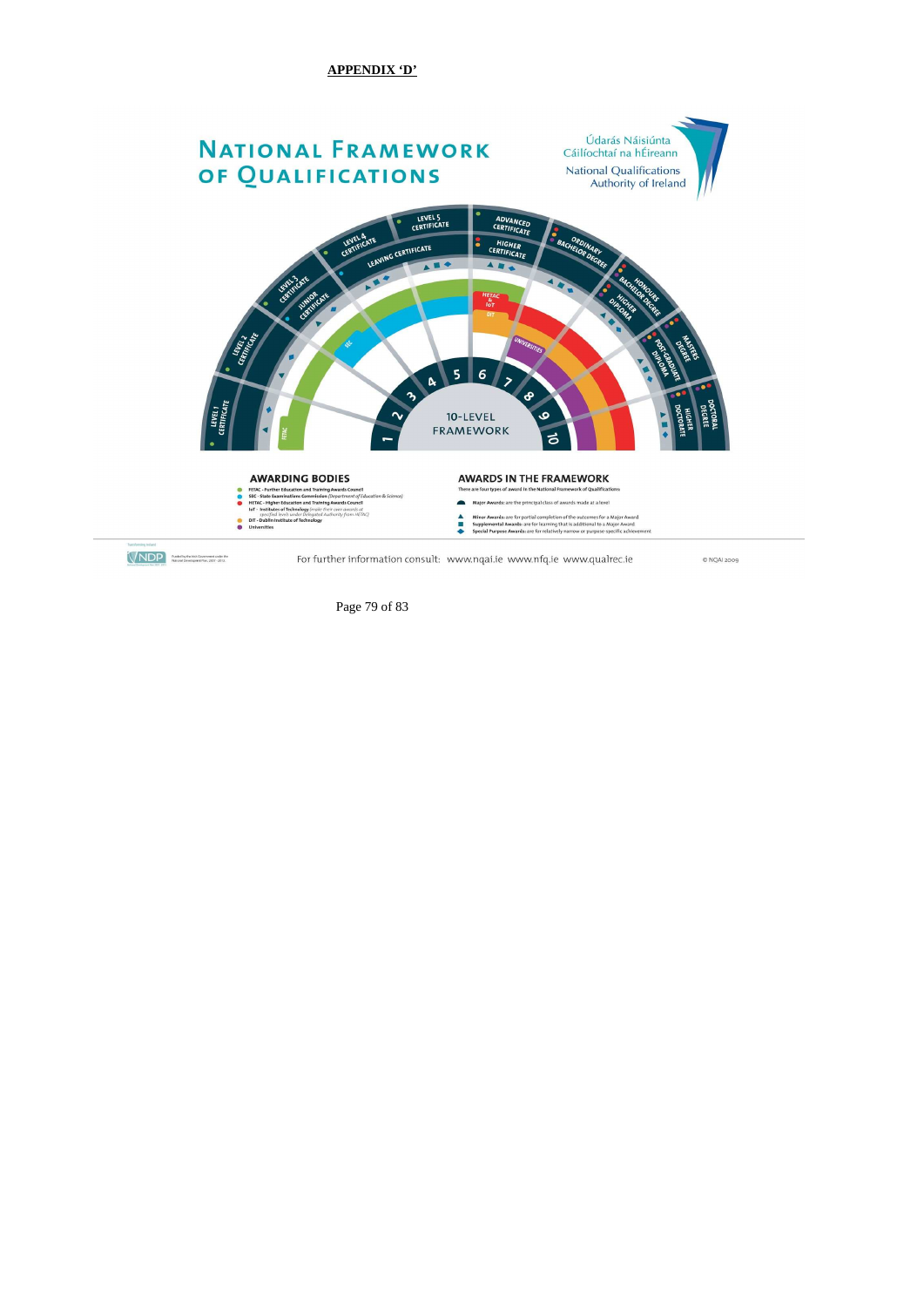**APPENDIX 'D'**

# NATIONAL FRAMEWORK OF QUALIFICATIONS

Údarás Náisiúnta Cáilíochtaí na hÉireann

National Qualifications Authority of Ireland

10-LEVEL FRAMEWORK

| Level | Awards |
|---|---|
| 1 | Level 1 Certificate |
| 2 | Level 2 Certificate |
| 3 | Level 3 Certificate; Junior Certificate |
| 4 | Level 4 Certificate; Leaving Certificate |
| 5 | Level 5 Certificate; Leaving Certificate |
| 6 | Advanced Certificate; Higher Certificate |
| 7 | Ordinary Bachelor Degree |
| 8 | Honours Bachelor Degree; Higher Diploma |
| 9 | Masters Degree; Post-Graduate Diploma |
| 10 | Doctoral Degree; Higher Doctorate |

## AWARDING BODIES

- FETAC - Further Education and Training Awards Council
- SEC - State Examinations Commission *(Department of Education & Science)*
- HETAC - Higher Education and Training Awards Council
- IoT - Institutes of Technology *(make their own awards at specified levels under Delegated Authority from HETAC)*
- DIT - Dublin Institute of Technology
- Universities

## AWARDS IN THE FRAMEWORK

There are four types of award in the National Framework of Qualifications:

- **Major Awards:** are the principal class of awards made at a level
- **Minor Awards:** are for partial completion of the outcomes for a Major Award
- **Supplemental Awards:** are for learning that is additional to a Major Award
- **Special Purpose Awards:** are for relatively narrow or purpose specific achievement

For further information consult: www.nqai.ie www.nfq.ie www.qualrec.ie

© NQAI 2009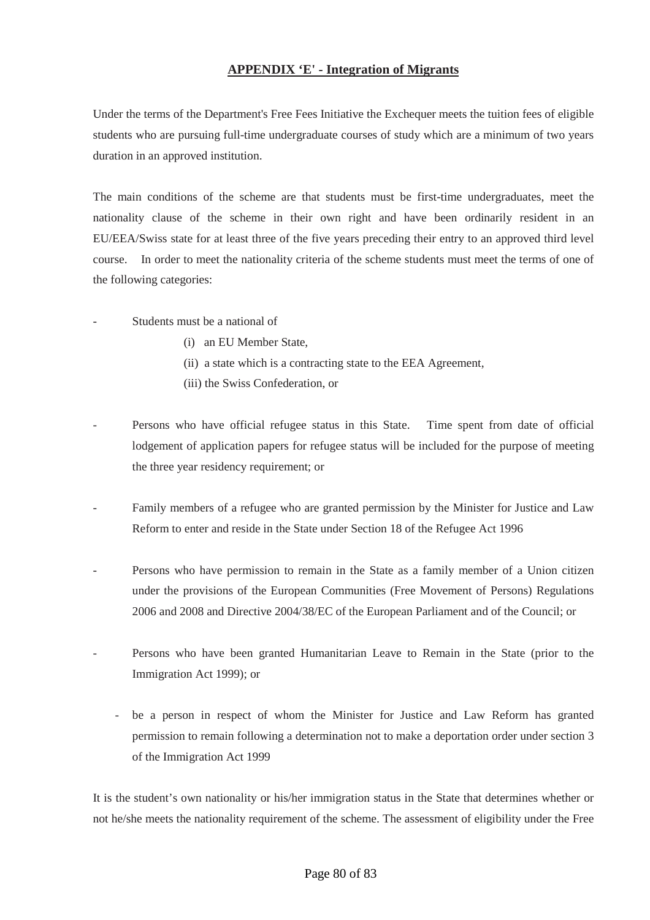## APPENDIX 'E' - Integration of Migrants

Under the terms of the Department's Free Fees Initiative the Exchequer meets the tuition fees of eligible students who are pursuing full-time undergraduate courses of study which are a minimum of two years duration in an approved institution.

The main conditions of the scheme are that students must be first-time undergraduates, meet the nationality clause of the scheme in their own right and have been ordinarily resident in an EU/EEA/Swiss state for at least three of the five years preceding their entry to an approved third level course. In order to meet the nationality criteria of the scheme students must meet the terms of one of the following categories:

- Students must be a national of
  - (i) an EU Member State,
  - (ii) a state which is a contracting state to the EEA Agreement,
  - (iii) the Swiss Confederation, or
- Persons who have official refugee status in this State. Time spent from date of official lodgement of application papers for refugee status will be included for the purpose of meeting the three year residency requirement; or
- Family members of a refugee who are granted permission by the Minister for Justice and Law Reform to enter and reside in the State under Section 18 of the Refugee Act 1996
- Persons who have permission to remain in the State as a family member of a Union citizen under the provisions of the European Communities (Free Movement of Persons) Regulations 2006 and 2008 and Directive 2004/38/EC of the European Parliament and of the Council; or
- Persons who have been granted Humanitarian Leave to Remain in the State (prior to the Immigration Act 1999); or
- be a person in respect of whom the Minister for Justice and Law Reform has granted permission to remain following a determination not to make a deportation order under section 3 of the Immigration Act 1999

It is the student's own nationality or his/her immigration status in the State that determines whether or not he/she meets the nationality requirement of the scheme. The assessment of eligibility under the Free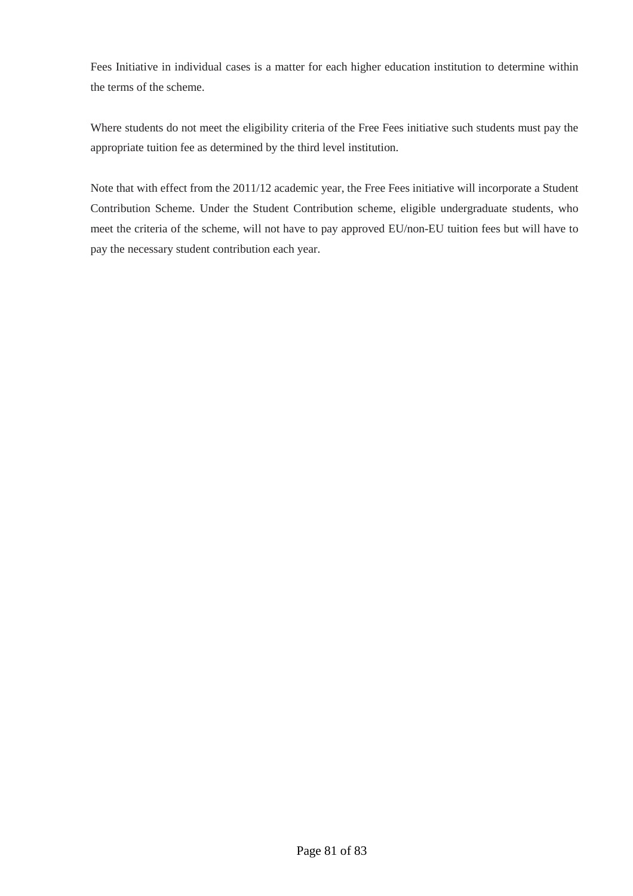Fees Initiative in individual cases is a matter for each higher education institution to determine within the terms of the scheme.

Where students do not meet the eligibility criteria of the Free Fees initiative such students must pay the appropriate tuition fee as determined by the third level institution.

Note that with effect from the 2011/12 academic year, the Free Fees initiative will incorporate a Student Contribution Scheme. Under the Student Contribution scheme, eligible undergraduate students, who meet the criteria of the scheme, will not have to pay approved EU/non-EU tuition fees but will have to pay the necessary student contribution each year.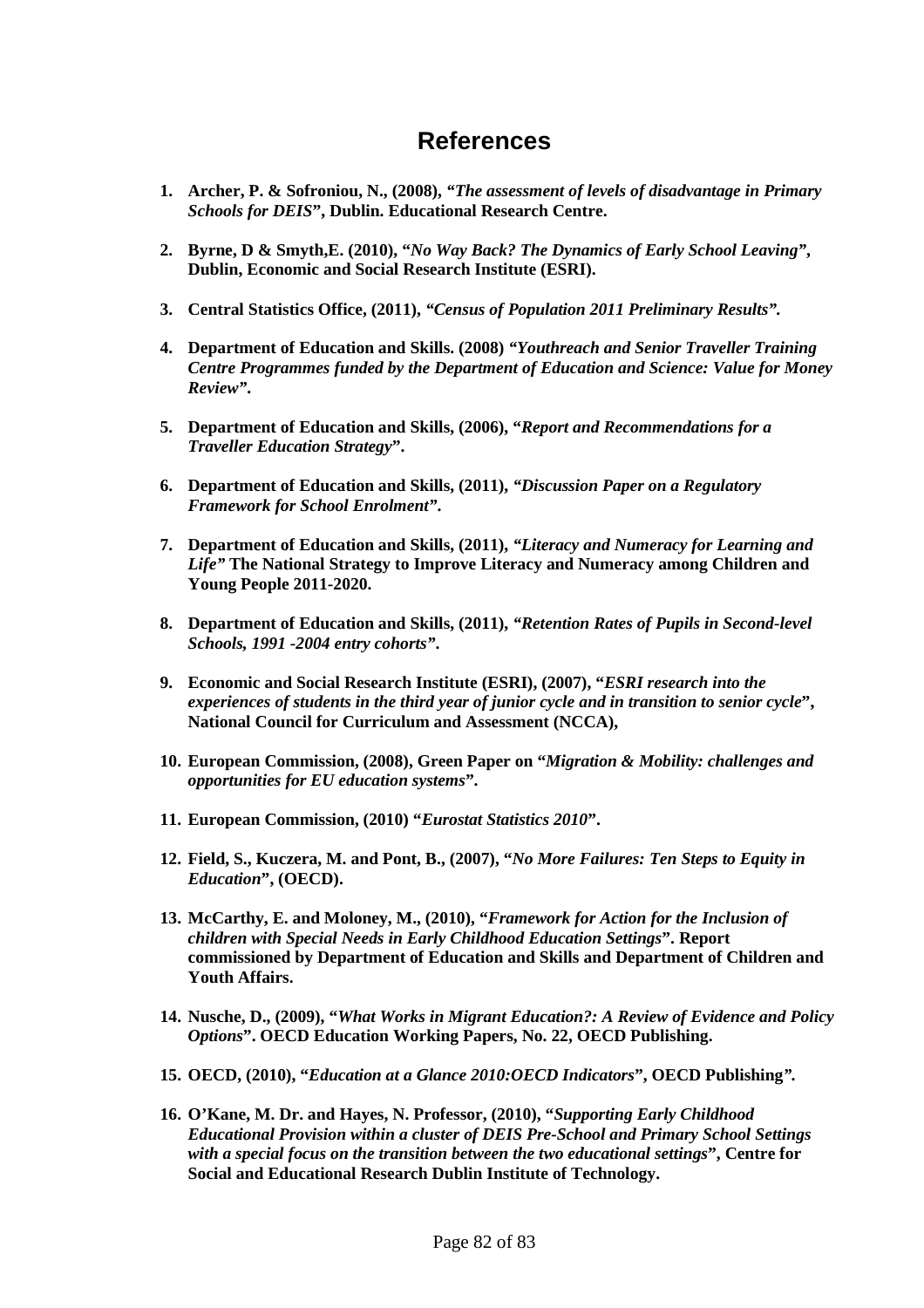# References

1. **Archer, P. & Sofroniou, N., (2008), "*The assessment of levels of disadvantage in Primary Schools for DEIS*", Dublin. Educational Research Centre.**

2. **Byrne, D & Smyth,E. (2010), "*No Way Back? The Dynamics of Early School Leaving*", Dublin, Economic and Social Research Institute (ESRI).**

3. **Central Statistics Office, (2011), *"Census of Population 2011 Preliminary Results".***

4. **Department of Education and Skills. (2008) *"Youthreach and Senior Traveller Training Centre Programmes funded by the Department of Education and Science: Value for Money Review".***

5. **Department of Education and Skills, (2006), "*Report and Recommendations for a Traveller Education Strategy*".**

6. **Department of Education and Skills, (2011), *"Discussion Paper on a Regulatory Framework for School Enrolment".***

7. **Department of Education and Skills, (2011), *"Literacy and Numeracy for Learning and Life"* The National Strategy to Improve Literacy and Numeracy among Children and Young People 2011-2020.**

8. **Department of Education and Skills, (2011), *"Retention Rates of Pupils in Second-level Schools, 1991 -2004 entry cohorts".***

9. **Economic and Social Research Institute (ESRI), (2007), "*ESRI research into the experiences of students in the third year of junior cycle and in transition to senior cycle*", National Council for Curriculum and Assessment (NCCA),**

10. **European Commission, (2008), Green Paper on "*Migration & Mobility: challenges and opportunities for EU education systems*".**

11. **European Commission, (2010) "*Eurostat Statistics 2010*".**

12. **Field, S., Kuczera, M. and Pont, B., (2007), "*No More Failures: Ten Steps to Equity in Education*", (OECD).**

13. **McCarthy, E. and Moloney, M., (2010), "*Framework for Action for the Inclusion of children with Special Needs in Early Childhood Education Settings*". Report commissioned by Department of Education and Skills and Department of Children and Youth Affairs.**

14. **Nusche, D., (2009), "*What Works in Migrant Education?: A Review of Evidence and Policy Options*". OECD Education Working Papers, No. 22, OECD Publishing.**

15. **OECD, (2010), "*Education at a Glance 2010:OECD Indicators*", OECD Publishing*"*.**

16. **O'Kane, M. Dr. and Hayes, N. Professor, (2010), "*Supporting Early Childhood Educational Provision within a cluster of DEIS Pre-School and Primary School Settings with a special focus on the transition between the two educational settings*", Centre for Social and Educational Research Dublin Institute of Technology.**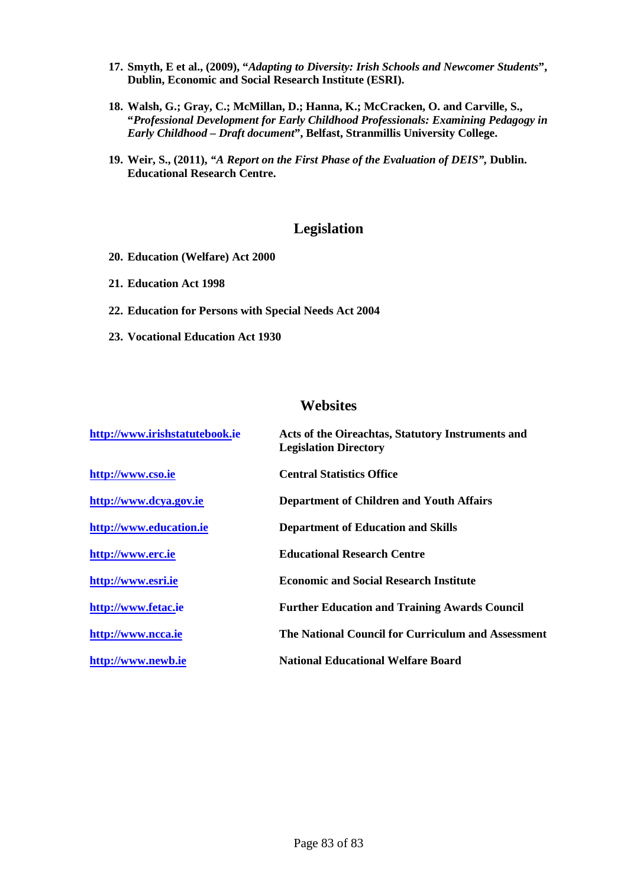17. **Smyth, E et al., (2009), "*Adapting to Diversity: Irish Schools and Newcomer Students*", Dublin, Economic and Social Research Institute (ESRI).**

18. **Walsh, G.; Gray, C.; McMillan, D.; Hanna, K.; McCracken, O. and Carville, S., "*Professional Development for Early Childhood Professionals: Examining Pedagogy in Early Childhood – Draft document*", Belfast, Stranmillis University College.**

19. **Weir, S., (2011), "*A Report on the First Phase of the Evaluation of DEIS*", Dublin. Educational Research Centre.**

## Legislation

20. **Education (Welfare) Act 2000**

21. **Education Act 1998**

22. **Education for Persons with Special Needs Act 2004**

23. **Vocational Education Act 1930**

## Websites

| | |
|---|---|
| **http://www.irishstatutebook.ie** | **Acts of the Oireachtas, Statutory Instruments and Legislation Directory** |
| **http://www.cso.ie** | **Central Statistics Office** |
| **http://www.dcya.gov.ie** | **Department of Children and Youth Affairs** |
| **http://www.education.ie** | **Department of Education and Skills** |
| **http://www.erc.ie** | **Educational Research Centre** |
| **http://www.esri.ie** | **Economic and Social Research Institute** |
| **http://www.fetac.ie** | **Further Education and Training Awards Council** |
| **http://www.ncca.ie** | **The National Council for Curriculum and Assessment** |
| **http://www.newb.ie** | **National Educational Welfare Board** |